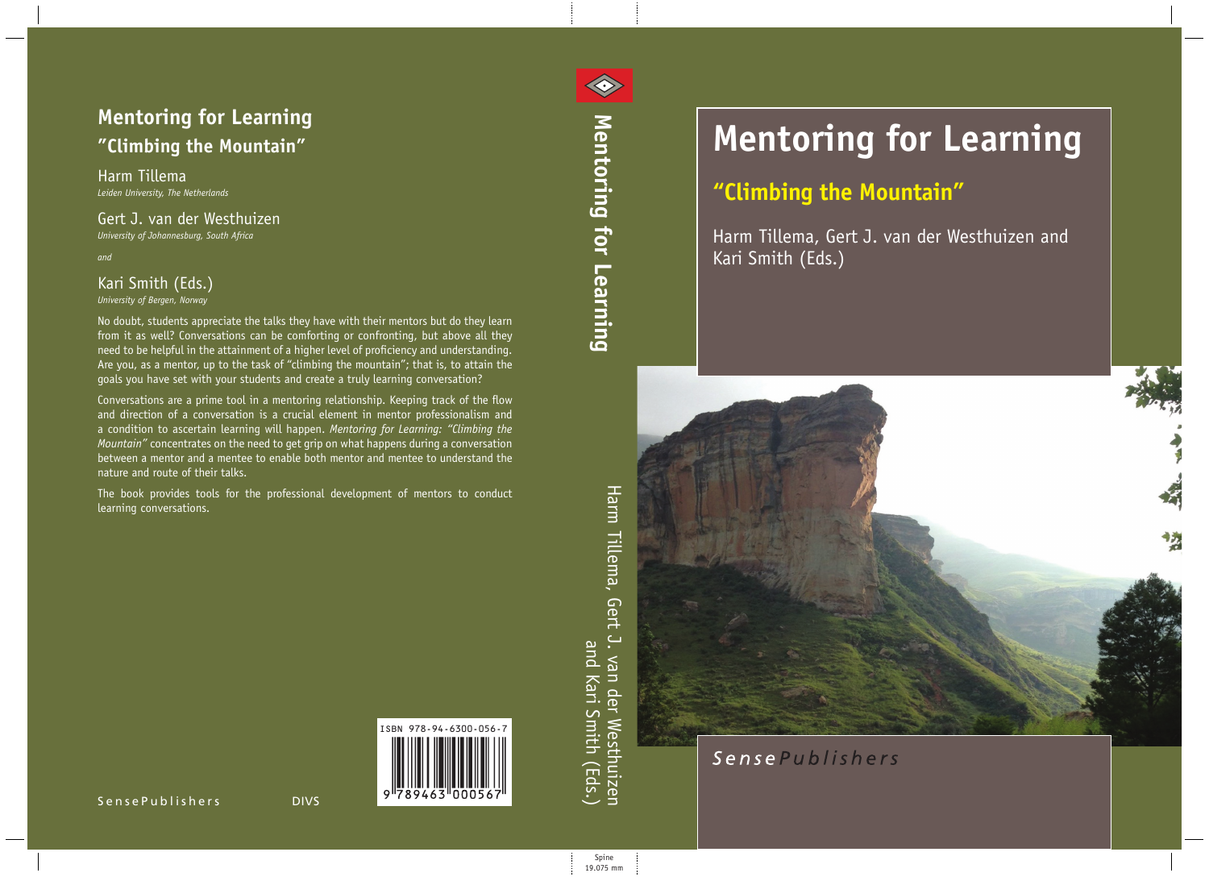# Mentoring for Learning

## "Climbing the Mountain"

Harm Tillema, Gert J. van der Westhuizen and Kari Smith (Eds.)

SensePublishers

Mentoring for Learning

Harm Tillema, Gert J. van der Westhuizen and Kari Smith (Eds.)

## Mentoring for Learning
### "Climbing the Mountain"

Harm Tillema
*Leiden University, The Netherlands*

Gert J. van der Westhuizen
*University of Johannesburg, South Africa*

*and*

Kari Smith (Eds.)
*University of Bergen, Norway*

No doubt, students appreciate the talks they have with their mentors but do they learn from it as well? Conversations can be comforting or confronting, but above all they need to be helpful in the attainment of a higher level of proficiency and understanding. Are you, as a mentor, up to the task of "climbing the mountain"; that is, to attain the goals you have set with your students and create a truly learning conversation?

Conversations are a prime tool in a mentoring relationship. Keeping track of the flow and direction of a conversation is a crucial element in mentor professionalism and a condition to ascertain learning will happen. *Mentoring for Learning: "Climbing the Mountain"* concentrates on the need to get grip on what happens during a conversation between a mentor and a mentee to enable both mentor and mentee to understand the nature and route of their talks.

The book provides tools for the professional development of mentors to conduct learning conversations.

ISBN 978-94-6300-056-7

9 789463 000567

SensePublishers DIVS

Spine 19.075 mm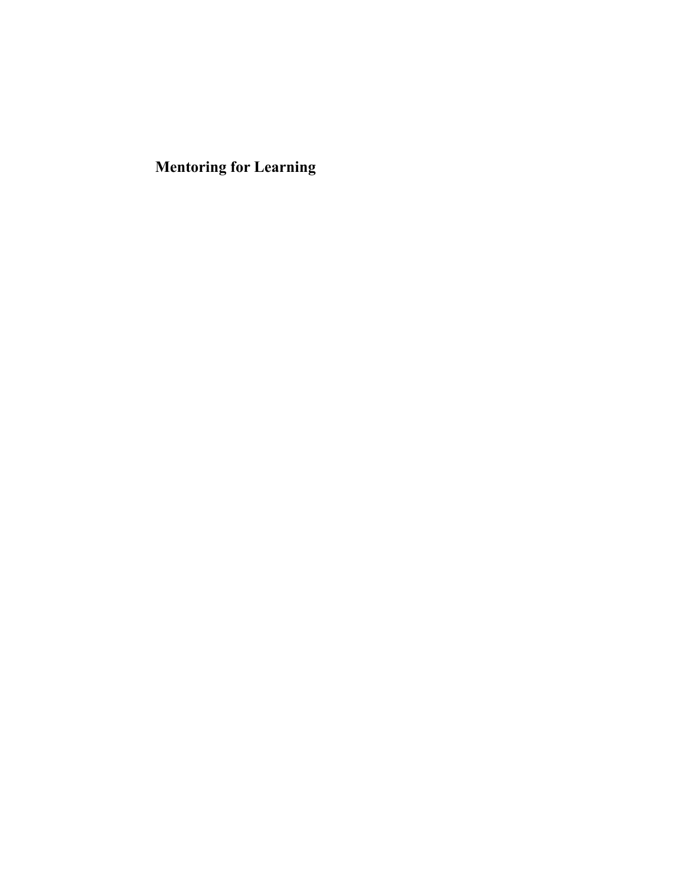# Mentoring for Learning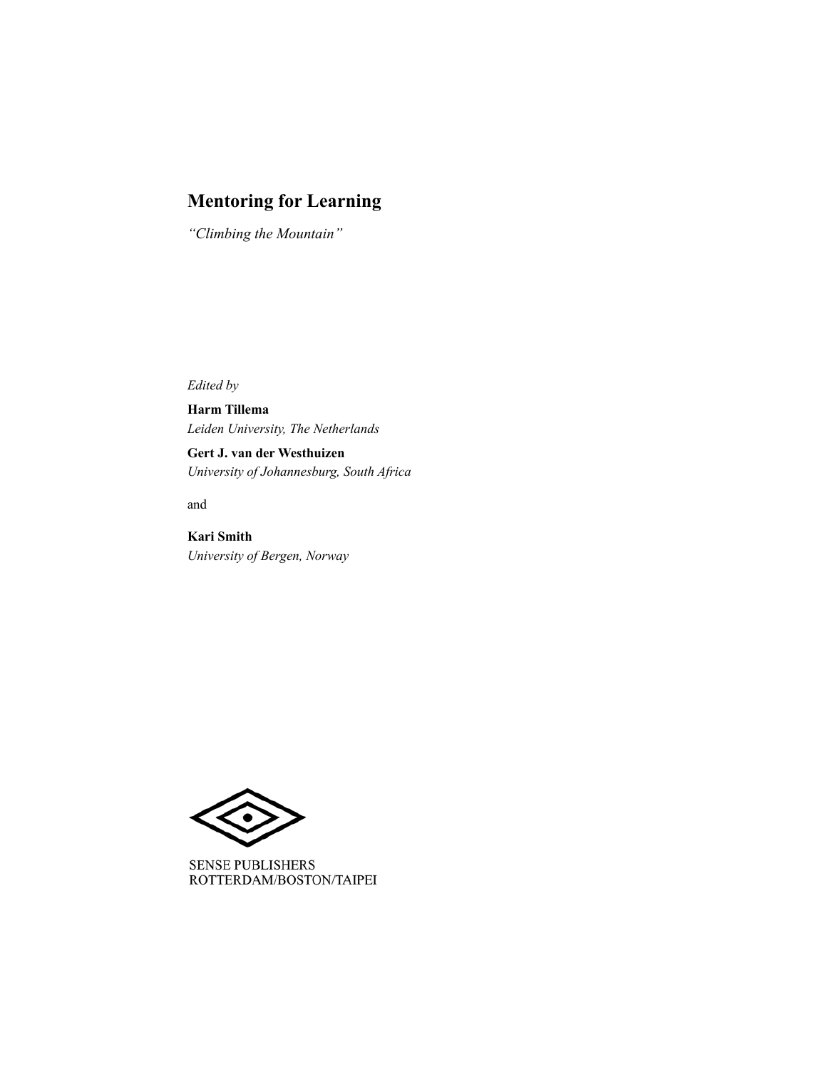# Mentoring for Learning

*"Climbing the Mountain"*

*Edited by*

**Harm Tillema**
*Leiden University, The Netherlands*

**Gert J. van der Westhuizen**
*University of Johannesburg, South Africa*

and

**Kari Smith**
*University of Bergen, Norway*

SENSE PUBLISHERS
ROTTERDAM/BOSTON/TAIPEI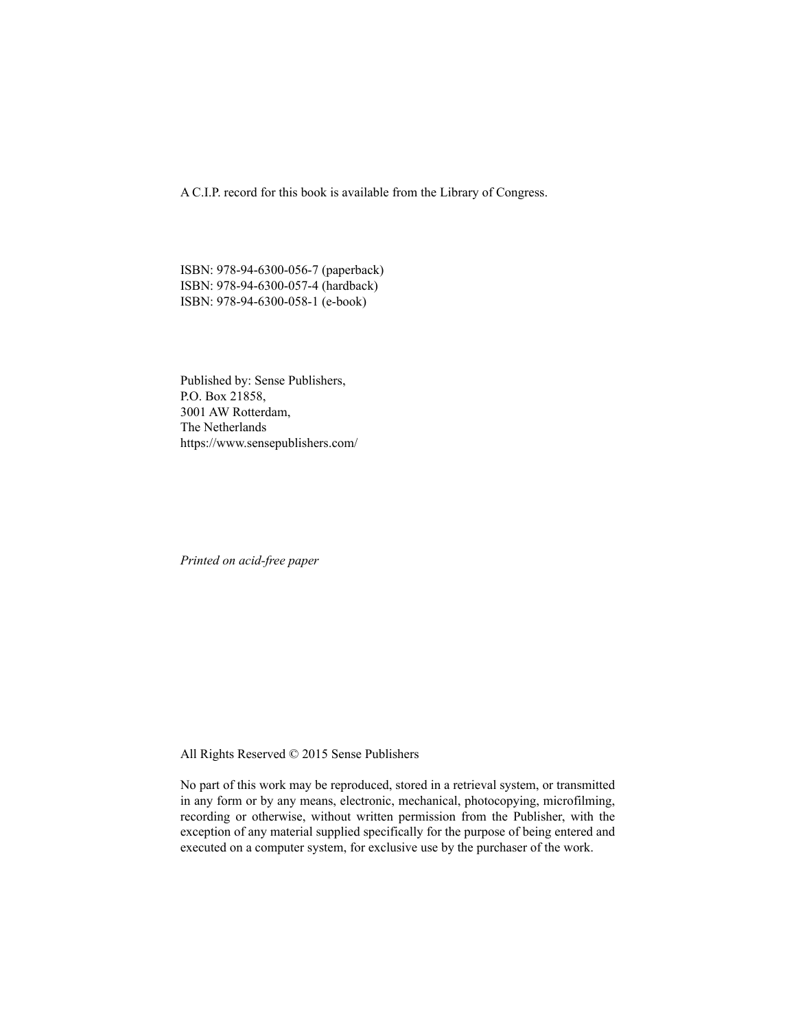A C.I.P. record for this book is available from the Library of Congress.

ISBN: 978-94-6300-056-7 (paperback)
ISBN: 978-94-6300-057-4 (hardback)
ISBN: 978-94-6300-058-1 (e-book)

Published by: Sense Publishers,
P.O. Box 21858,
3001 AW Rotterdam,
The Netherlands
https://www.sensepublishers.com/

*Printed on acid-free paper*

All Rights Reserved © 2015 Sense Publishers

No part of this work may be reproduced, stored in a retrieval system, or transmitted in any form or by any means, electronic, mechanical, photocopying, microfilming, recording or otherwise, without written permission from the Publisher, with the exception of any material supplied specifically for the purpose of being entered and executed on a computer system, for exclusive use by the purchaser of the work.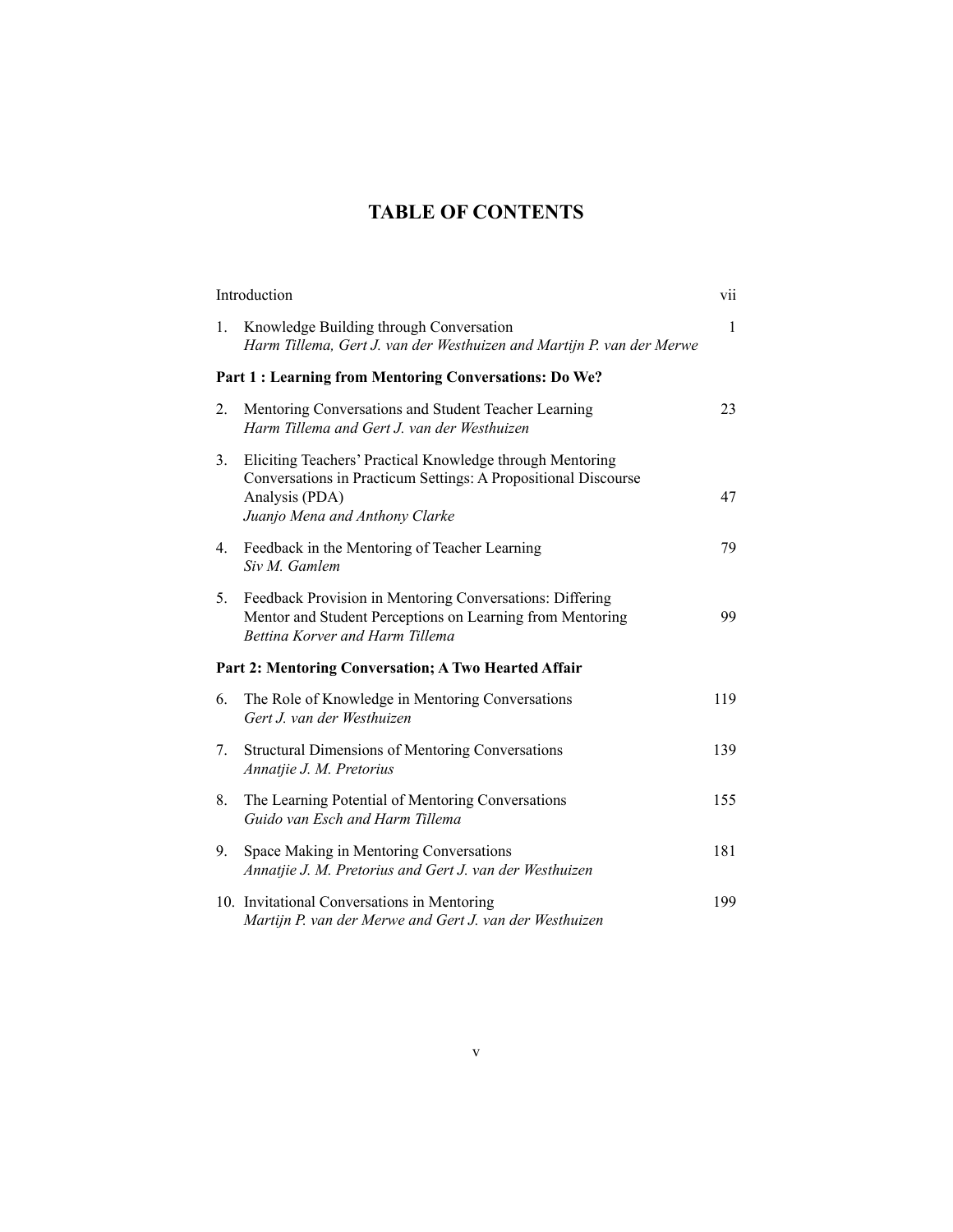# TABLE OF CONTENTS

Introduction vii

1. Knowledge Building through Conversation 1
   *Harm Tillema, Gert J. van der Westhuizen and Martijn P. van der Merwe*

**Part 1 : Learning from Mentoring Conversations: Do We?**

2. Mentoring Conversations and Student Teacher Learning 23
   *Harm Tillema and Gert J. van der Westhuizen*

3. Eliciting Teachers' Practical Knowledge through Mentoring Conversations in Practicum Settings: A Propositional Discourse Analysis (PDA) 47
   *Juanjo Mena and Anthony Clarke*

4. Feedback in the Mentoring of Teacher Learning 79
   *Siv M. Gamlem*

5. Feedback Provision in Mentoring Conversations: Differing Mentor and Student Perceptions on Learning from Mentoring 99
   *Bettina Korver and Harm Tillema*

**Part 2: Mentoring Conversation; A Two Hearted Affair**

6. The Role of Knowledge in Mentoring Conversations 119
   *Gert J. van der Westhuizen*

7. Structural Dimensions of Mentoring Conversations 139
   *Annatjie J. M. Pretorius*

8. The Learning Potential of Mentoring Conversations 155
   *Guido van Esch and Harm Tillema*

9. Space Making in Mentoring Conversations 181
   *Annatjie J. M. Pretorius and Gert J. van der Westhuizen*

10. Invitational Conversations in Mentoring 199
    *Martijn P. van der Merwe and Gert J. van der Westhuizen*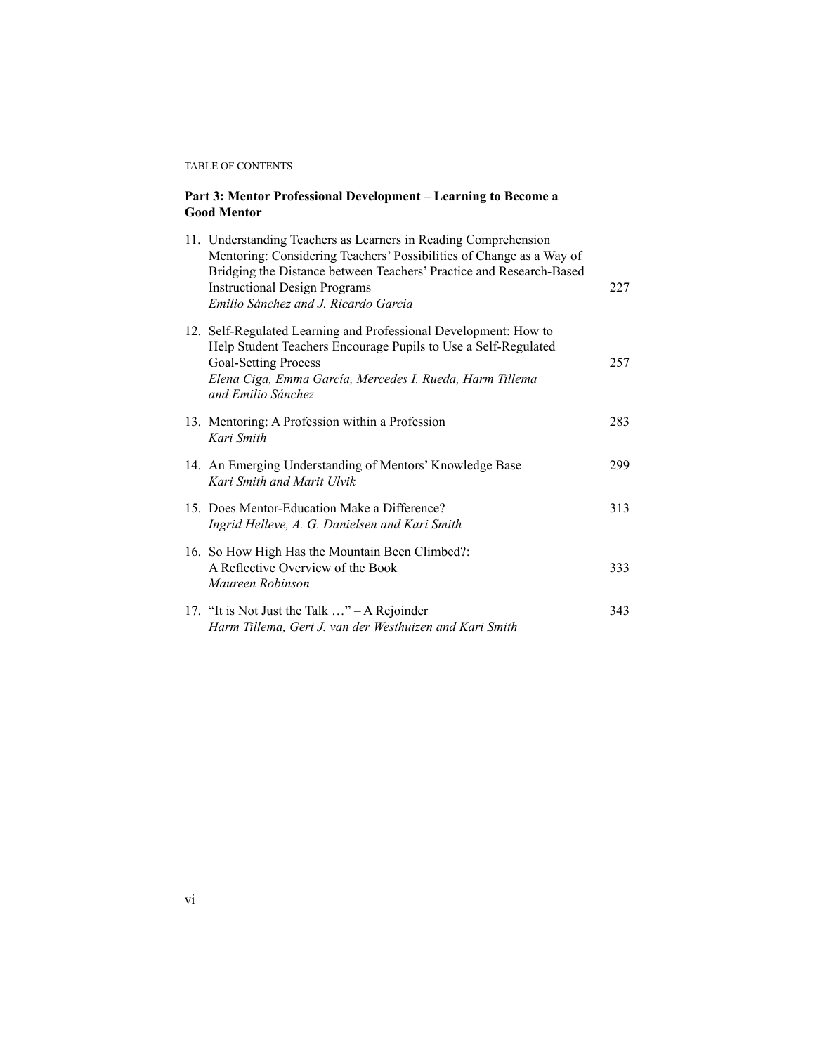**Part 3: Mentor Professional Development – Learning to Become a Good Mentor**

11. Understanding Teachers as Learners in Reading Comprehension Mentoring: Considering Teachers' Possibilities of Change as a Way of Bridging the Distance between Teachers' Practice and Research-Based Instructional Design Programs — 227
    *Emilio Sánchez and J. Ricardo García*

12. Self-Regulated Learning and Professional Development: How to Help Student Teachers Encourage Pupils to Use a Self-Regulated Goal-Setting Process — 257
    *Elena Ciga, Emma García, Mercedes I. Rueda, Harm Tillema and Emilio Sánchez*

13. Mentoring: A Profession within a Profession — 283
    *Kari Smith*

14. An Emerging Understanding of Mentors' Knowledge Base — 299
    *Kari Smith and Marit Ulvik*

15. Does Mentor-Education Make a Difference? — 313
    *Ingrid Helleve, A. G. Danielsen and Kari Smith*

16. So How High Has the Mountain Been Climbed?: A Reflective Overview of the Book — 333
    *Maureen Robinson*

17. "It is Not Just the Talk …" – A Rejoinder — 343
    *Harm Tillema, Gert J. van der Westhuizen and Kari Smith*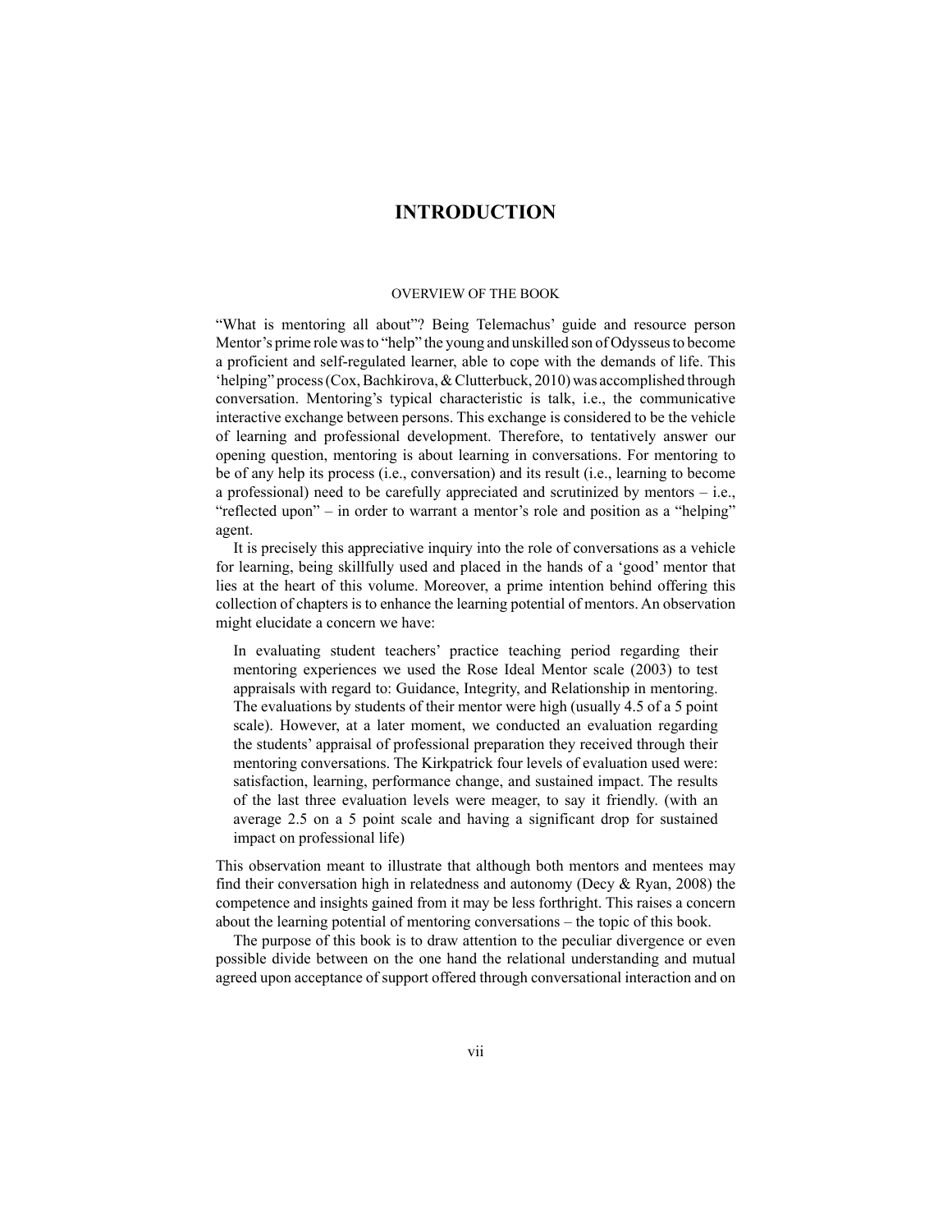# INTRODUCTION

## OVERVIEW OF THE BOOK

"What is mentoring all about"? Being Telemachus' guide and resource person Mentor's prime role was to "help" the young and unskilled son of Odysseus to become a proficient and self-regulated learner, able to cope with the demands of life. This 'helping' process (Cox, Bachkirova, & Clutterbuck, 2010) was accomplished through conversation. Mentoring's typical characteristic is talk, i.e., the communicative interactive exchange between persons. This exchange is considered to be the vehicle of learning and professional development. Therefore, to tentatively answer our opening question, mentoring is about learning in conversations. For mentoring to be of any help its process (i.e., conversation) and its result (i.e., learning to become a professional) need to be carefully appreciated and scrutinized by mentors – i.e., "reflected upon" – in order to warrant a mentor's role and position as a "helping" agent.

It is precisely this appreciative inquiry into the role of conversations as a vehicle for learning, being skillfully used and placed in the hands of a 'good' mentor that lies at the heart of this volume. Moreover, a prime intention behind offering this collection of chapters is to enhance the learning potential of mentors. An observation might elucidate a concern we have:

> In evaluating student teachers' practice teaching period regarding their mentoring experiences we used the Rose Ideal Mentor scale (2003) to test appraisals with regard to: Guidance, Integrity, and Relationship in mentoring. The evaluations by students of their mentor were high (usually 4.5 of a 5 point scale). However, at a later moment, we conducted an evaluation regarding the students' appraisal of professional preparation they received through their mentoring conversations. The Kirkpatrick four levels of evaluation used were: satisfaction, learning, performance change, and sustained impact. The results of the last three evaluation levels were meager, to say it friendly. (with an average 2.5 on a 5 point scale and having a significant drop for sustained impact on professional life)

This observation meant to illustrate that although both mentors and mentees may find their conversation high in relatedness and autonomy (Deci & Ryan, 2008) the competence and insights gained from it may be less forthright. This raises a concern about the learning potential of mentoring conversations – the topic of this book.

The purpose of this book is to draw attention to the peculiar divergence or even possible divide between on the one hand the relational understanding and mutual agreed upon acceptance of support offered through conversational interaction and on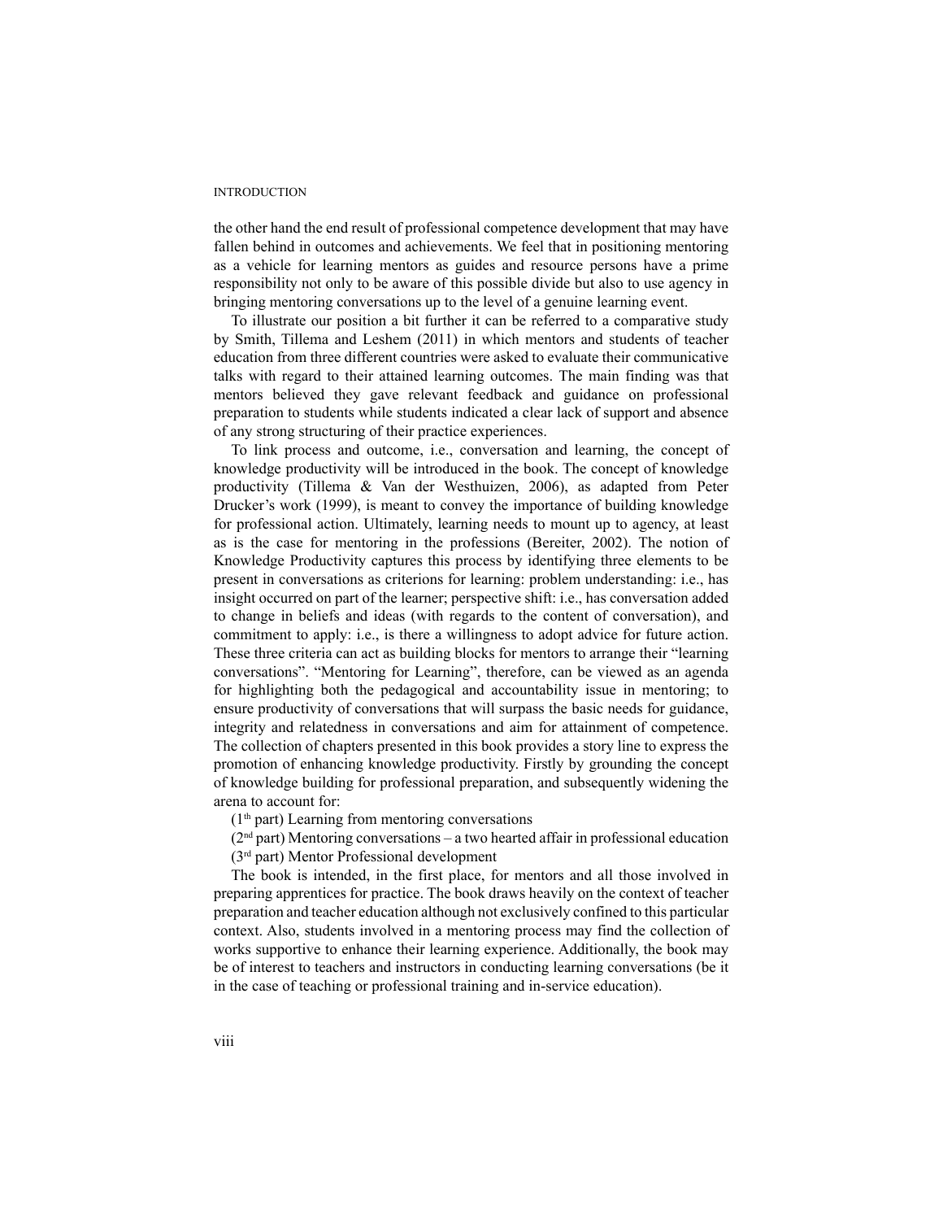the other hand the end result of professional competence development that may have fallen behind in outcomes and achievements. We feel that in positioning mentoring as a vehicle for learning mentors as guides and resource persons have a prime responsibility not only to be aware of this possible divide but also to use agency in bringing mentoring conversations up to the level of a genuine learning event.

To illustrate our position a bit further it can be referred to a comparative study by Smith, Tillema and Leshem (2011) in which mentors and students of teacher education from three different countries were asked to evaluate their communicative talks with regard to their attained learning outcomes. The main finding was that mentors believed they gave relevant feedback and guidance on professional preparation to students while students indicated a clear lack of support and absence of any strong structuring of their practice experiences.

To link process and outcome, i.e., conversation and learning, the concept of knowledge productivity will be introduced in the book. The concept of knowledge productivity (Tillema & Van der Westhuizen, 2006), as adapted from Peter Drucker's work (1999), is meant to convey the importance of building knowledge for professional action. Ultimately, learning needs to mount up to agency, at least as is the case for mentoring in the professions (Bereiter, 2002). The notion of Knowledge Productivity captures this process by identifying three elements to be present in conversations as criterions for learning: problem understanding: i.e., has insight occurred on part of the learner; perspective shift: i.e., has conversation added to change in beliefs and ideas (with regards to the content of conversation), and commitment to apply: i.e., is there a willingness to adopt advice for future action. These three criteria can act as building blocks for mentors to arrange their "learning conversations". "Mentoring for Learning", therefore, can be viewed as an agenda for highlighting both the pedagogical and accountability issue in mentoring; to ensure productivity of conversations that will surpass the basic needs for guidance, integrity and relatedness in conversations and aim for attainment of competence. The collection of chapters presented in this book provides a story line to express the promotion of enhancing knowledge productivity. Firstly by grounding the concept of knowledge building for professional preparation, and subsequently widening the arena to account for:

(1th part) Learning from mentoring conversations

(2nd part) Mentoring conversations – a two hearted affair in professional education

(3rd part) Mentor Professional development

The book is intended, in the first place, for mentors and all those involved in preparing apprentices for practice. The book draws heavily on the context of teacher preparation and teacher education although not exclusively confined to this particular context. Also, students involved in a mentoring process may find the collection of works supportive to enhance their learning experience. Additionally, the book may be of interest to teachers and instructors in conducting learning conversations (be it in the case of teaching or professional training and in-service education).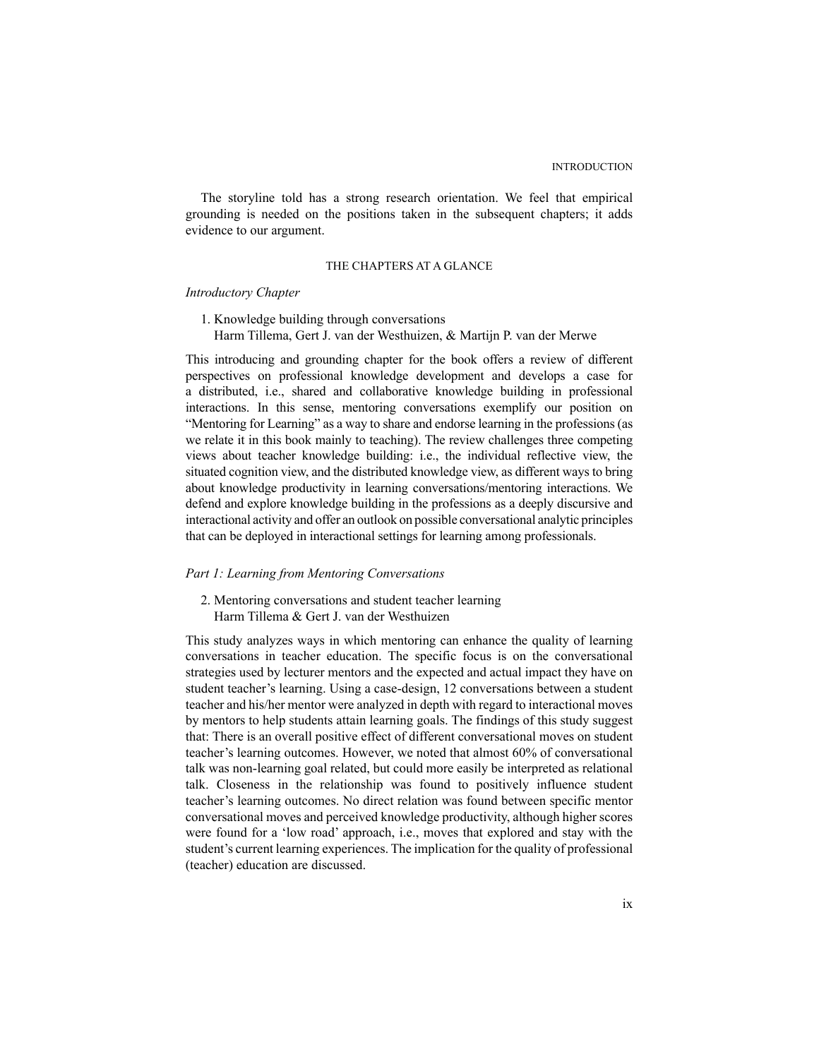The storyline told has a strong research orientation. We feel that empirical grounding is needed on the positions taken in the subsequent chapters; it adds evidence to our argument.

## THE CHAPTERS AT A GLANCE

### *Introductory Chapter*

1. Knowledge building through conversations
   Harm Tillema, Gert J. van der Westhuizen, & Martijn P. van der Merwe

This introducing and grounding chapter for the book offers a review of different perspectives on professional knowledge development and develops a case for a distributed, i.e., shared and collaborative knowledge building in professional interactions. In this sense, mentoring conversations exemplify our position on "Mentoring for Learning" as a way to share and endorse learning in the professions (as we relate it in this book mainly to teaching). The review challenges three competing views about teacher knowledge building: i.e., the individual reflective view, the situated cognition view, and the distributed knowledge view, as different ways to bring about knowledge productivity in learning conversations/mentoring interactions. We defend and explore knowledge building in the professions as a deeply discursive and interactional activity and offer an outlook on possible conversational analytic principles that can be deployed in interactional settings for learning among professionals.

### *Part 1: Learning from Mentoring Conversations*

2. Mentoring conversations and student teacher learning
   Harm Tillema & Gert J. van der Westhuizen

This study analyzes ways in which mentoring can enhance the quality of learning conversations in teacher education. The specific focus is on the conversational strategies used by lecturer mentors and the expected and actual impact they have on student teacher's learning. Using a case-design, 12 conversations between a student teacher and his/her mentor were analyzed in depth with regard to interactional moves by mentors to help students attain learning goals. The findings of this study suggest that: There is an overall positive effect of different conversational moves on student teacher's learning outcomes. However, we noted that almost 60% of conversational talk was non-learning goal related, but could more easily be interpreted as relational talk. Closeness in the relationship was found to positively influence student teacher's learning outcomes. No direct relation was found between specific mentor conversational moves and perceived knowledge productivity, although higher scores were found for a 'low road' approach, i.e., moves that explored and stay with the student's current learning experiences. The implication for the quality of professional (teacher) education are discussed.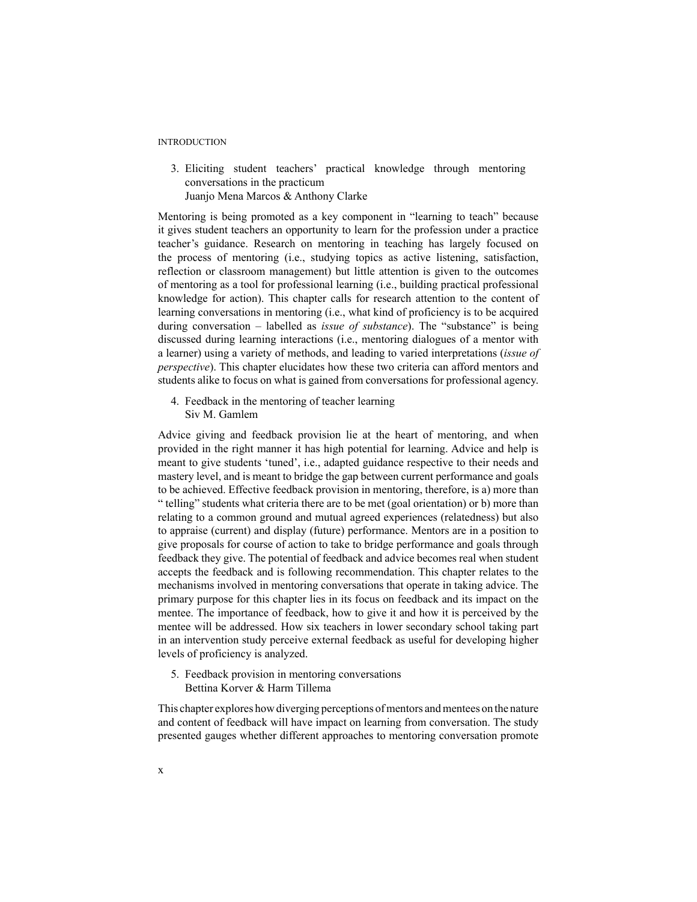3. Eliciting student teachers' practical knowledge through mentoring conversations in the practicum
   Juanjo Mena Marcos & Anthony Clarke

Mentoring is being promoted as a key component in "learning to teach" because it gives student teachers an opportunity to learn for the profession under a practice teacher's guidance. Research on mentoring in teaching has largely focused on the process of mentoring (i.e., studying topics as active listening, satisfaction, reflection or classroom management) but little attention is given to the outcomes of mentoring as a tool for professional learning (i.e., building practical professional knowledge for action). This chapter calls for research attention to the content of learning conversations in mentoring (i.e., what kind of proficiency is to be acquired during conversation – labelled as *issue of substance*). The "substance" is being discussed during learning interactions (i.e., mentoring dialogues of a mentor with a learner) using a variety of methods, and leading to varied interpretations (*issue of perspective*). This chapter elucidates how these two criteria can afford mentors and students alike to focus on what is gained from conversations for professional agency.

4. Feedback in the mentoring of teacher learning
   Siv M. Gamlem

Advice giving and feedback provision lie at the heart of mentoring, and when provided in the right manner it has high potential for learning. Advice and help is meant to give students 'tuned', i.e., adapted guidance respective to their needs and mastery level, and is meant to bridge the gap between current performance and goals to be achieved. Effective feedback provision in mentoring, therefore, is a) more than " telling" students what criteria there are to be met (goal orientation) or b) more than relating to a common ground and mutual agreed experiences (relatedness) but also to appraise (current) and display (future) performance. Mentors are in a position to give proposals for course of action to take to bridge performance and goals through feedback they give. The potential of feedback and advice becomes real when student accepts the feedback and is following recommendation. This chapter relates to the mechanisms involved in mentoring conversations that operate in taking advice. The primary purpose for this chapter lies in its focus on feedback and its impact on the mentee. The importance of feedback, how to give it and how it is perceived by the mentee will be addressed. How six teachers in lower secondary school taking part in an intervention study perceive external feedback as useful for developing higher levels of proficiency is analyzed.

5. Feedback provision in mentoring conversations
   Bettina Korver & Harm Tillema

This chapter explores how diverging perceptions of mentors and mentees on the nature and content of feedback will have impact on learning from conversation. The study presented gauges whether different approaches to mentoring conversation promote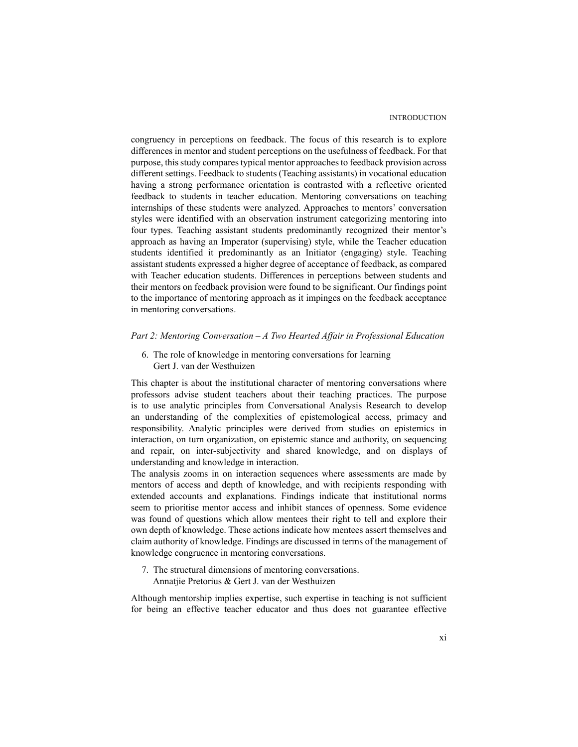congruency in perceptions on feedback. The focus of this research is to explore differences in mentor and student perceptions on the usefulness of feedback. For that purpose, this study compares typical mentor approaches to feedback provision across different settings. Feedback to students (Teaching assistants) in vocational education having a strong performance orientation is contrasted with a reflective oriented feedback to students in teacher education. Mentoring conversations on teaching internships of these students were analyzed. Approaches to mentors' conversation styles were identified with an observation instrument categorizing mentoring into four types. Teaching assistant students predominantly recognized their mentor's approach as having an Imperator (supervising) style, while the Teacher education students identified it predominantly as an Initiator (engaging) style. Teaching assistant students expressed a higher degree of acceptance of feedback, as compared with Teacher education students. Differences in perceptions between students and their mentors on feedback provision were found to be significant. Our findings point to the importance of mentoring approach as it impinges on the feedback acceptance in mentoring conversations.

*Part 2: Mentoring Conversation – A Two Hearted Affair in Professional Education*

6. The role of knowledge in mentoring conversations for learning
   Gert J. van der Westhuizen

This chapter is about the institutional character of mentoring conversations where professors advise student teachers about their teaching practices. The purpose is to use analytic principles from Conversational Analysis Research to develop an understanding of the complexities of epistemological access, primacy and responsibility. Analytic principles were derived from studies on epistemics in interaction, on turn organization, on epistemic stance and authority, on sequencing and repair, on inter-subjectivity and shared knowledge, and on displays of understanding and knowledge in interaction.

The analysis zooms in on interaction sequences where assessments are made by mentors of access and depth of knowledge, and with recipients responding with extended accounts and explanations. Findings indicate that institutional norms seem to prioritise mentor access and inhibit stances of openness. Some evidence was found of questions which allow mentees their right to tell and explore their own depth of knowledge. These actions indicate how mentees assert themselves and claim authority of knowledge. Findings are discussed in terms of the management of knowledge congruence in mentoring conversations.

7. The structural dimensions of mentoring conversations.
   Annatjie Pretorius & Gert J. van der Westhuizen

Although mentorship implies expertise, such expertise in teaching is not sufficient for being an effective teacher educator and thus does not guarantee effective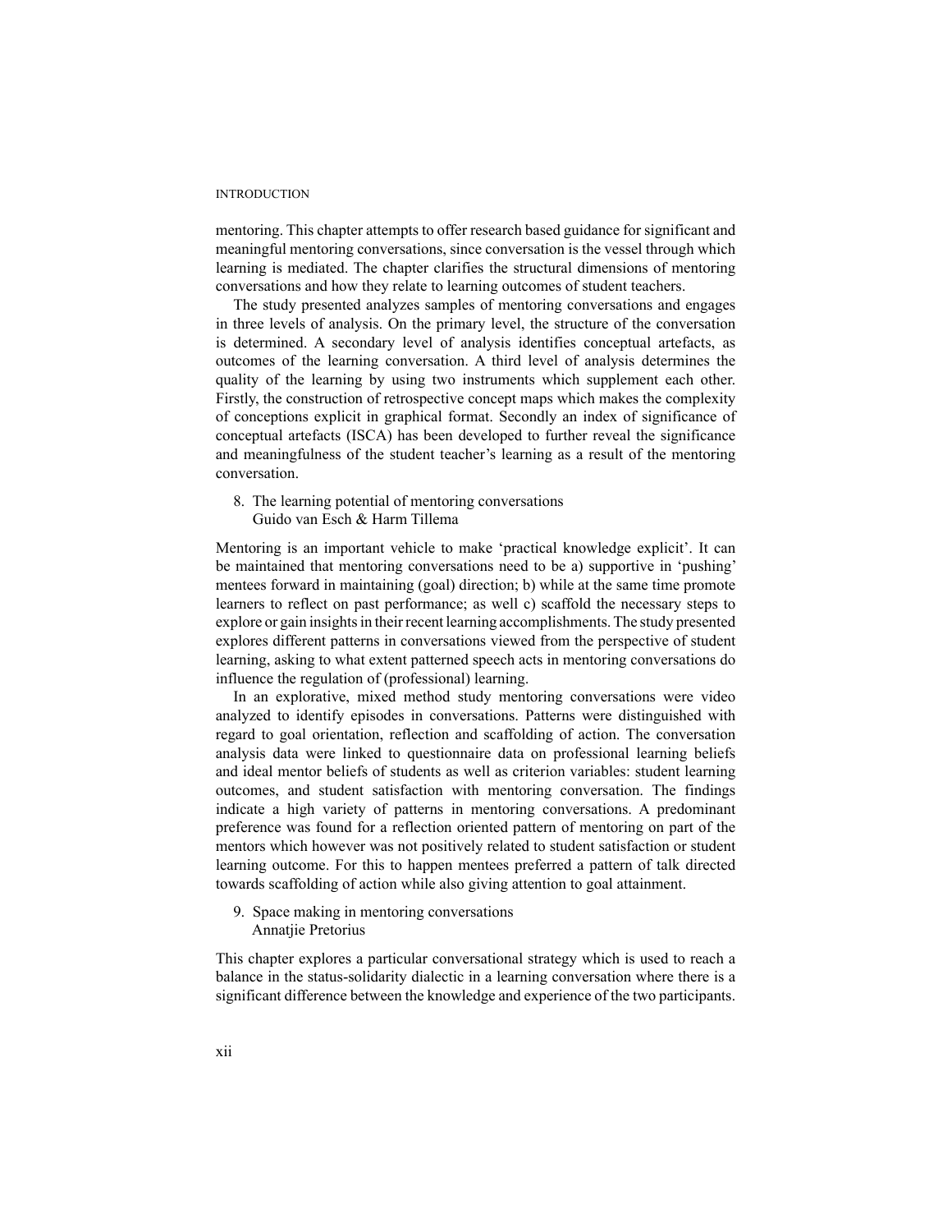mentoring. This chapter attempts to offer research based guidance for significant and meaningful mentoring conversations, since conversation is the vessel through which learning is mediated. The chapter clarifies the structural dimensions of mentoring conversations and how they relate to learning outcomes of student teachers.

The study presented analyzes samples of mentoring conversations and engages in three levels of analysis. On the primary level, the structure of the conversation is determined. A secondary level of analysis identifies conceptual artefacts, as outcomes of the learning conversation. A third level of analysis determines the quality of the learning by using two instruments which supplement each other. Firstly, the construction of retrospective concept maps which makes the complexity of conceptions explicit in graphical format. Secondly an index of significance of conceptual artefacts (ISCA) has been developed to further reveal the significance and meaningfulness of the student teacher's learning as a result of the mentoring conversation.

8. The learning potential of mentoring conversations  
   Guido van Esch & Harm Tillema

Mentoring is an important vehicle to make 'practical knowledge explicit'. It can be maintained that mentoring conversations need to be a) supportive in 'pushing' mentees forward in maintaining (goal) direction; b) while at the same time promote learners to reflect on past performance; as well c) scaffold the necessary steps to explore or gain insights in their recent learning accomplishments. The study presented explores different patterns in conversations viewed from the perspective of student learning, asking to what extent patterned speech acts in mentoring conversations do influence the regulation of (professional) learning.

In an explorative, mixed method study mentoring conversations were video analyzed to identify episodes in conversations. Patterns were distinguished with regard to goal orientation, reflection and scaffolding of action. The conversation analysis data were linked to questionnaire data on professional learning beliefs and ideal mentor beliefs of students as well as criterion variables: student learning outcomes, and student satisfaction with mentoring conversation. The findings indicate a high variety of patterns in mentoring conversations. A predominant preference was found for a reflection oriented pattern of mentoring on part of the mentors which however was not positively related to student satisfaction or student learning outcome. For this to happen mentees preferred a pattern of talk directed towards scaffolding of action while also giving attention to goal attainment.

9. Space making in mentoring conversations  
   Annatjie Pretorius

This chapter explores a particular conversational strategy which is used to reach a balance in the status-solidarity dialectic in a learning conversation where there is a significant difference between the knowledge and experience of the two participants.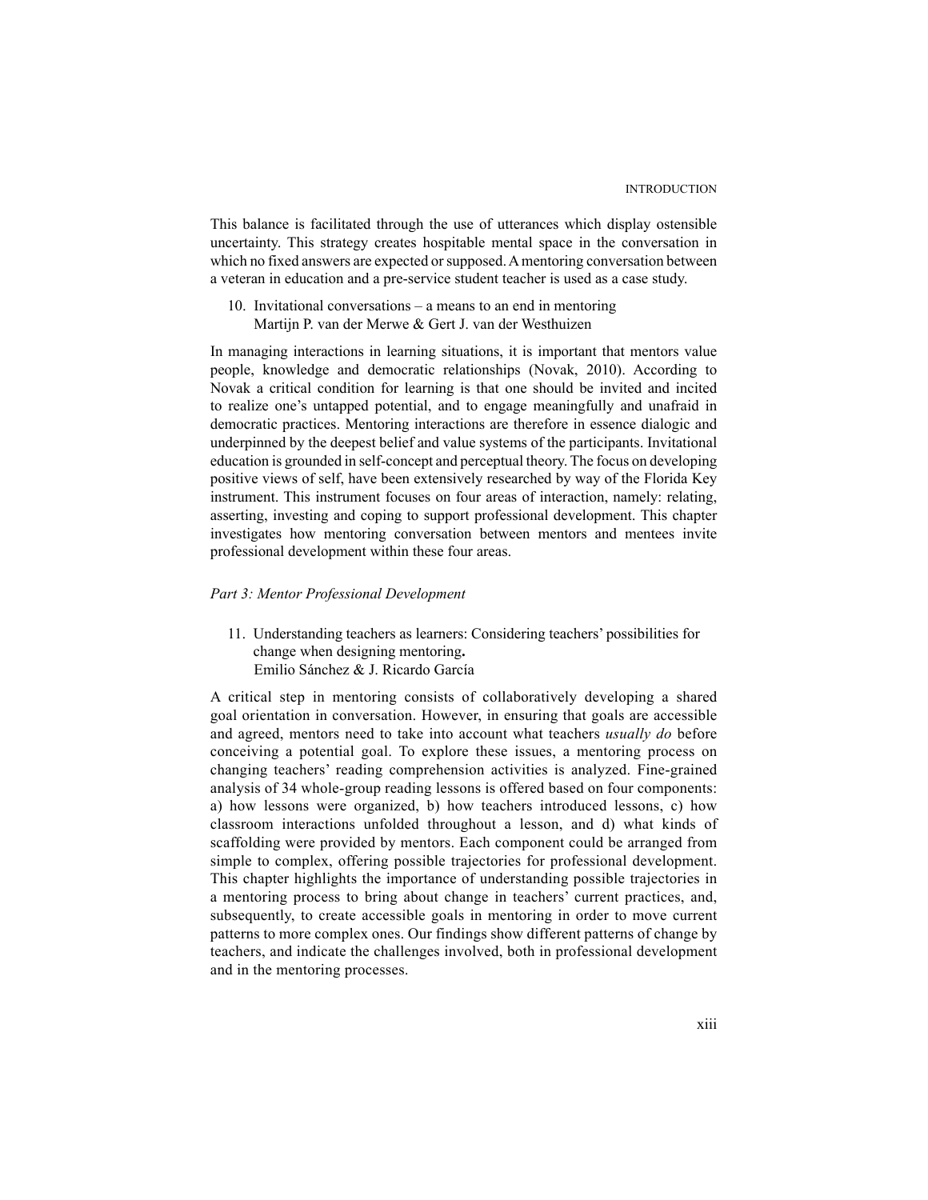This balance is facilitated through the use of utterances which display ostensible uncertainty. This strategy creates hospitable mental space in the conversation in which no fixed answers are expected or supposed. A mentoring conversation between a veteran in education and a pre-service student teacher is used as a case study.

10. Invitational conversations – a means to an end in mentoring
    Martijn P. van der Merwe & Gert J. van der Westhuizen

In managing interactions in learning situations, it is important that mentors value people, knowledge and democratic relationships (Novak, 2010). According to Novak a critical condition for learning is that one should be invited and incited to realize one's untapped potential, and to engage meaningfully and unafraid in democratic practices. Mentoring interactions are therefore in essence dialogic and underpinned by the deepest belief and value systems of the participants. Invitational education is grounded in self-concept and perceptual theory. The focus on developing positive views of self, have been extensively researched by way of the Florida Key instrument. This instrument focuses on four areas of interaction, namely: relating, asserting, investing and coping to support professional development. This chapter investigates how mentoring conversation between mentors and mentees invite professional development within these four areas.

*Part 3: Mentor Professional Development*

11. Understanding teachers as learners: Considering teachers' possibilities for change when designing mentoring**.**
    Emilio Sánchez & J. Ricardo García

A critical step in mentoring consists of collaboratively developing a shared goal orientation in conversation. However, in ensuring that goals are accessible and agreed, mentors need to take into account what teachers *usually do* before conceiving a potential goal. To explore these issues, a mentoring process on changing teachers' reading comprehension activities is analyzed. Fine-grained analysis of 34 whole-group reading lessons is offered based on four components: a) how lessons were organized, b) how teachers introduced lessons, c) how classroom interactions unfolded throughout a lesson, and d) what kinds of scaffolding were provided by mentors. Each component could be arranged from simple to complex, offering possible trajectories for professional development. This chapter highlights the importance of understanding possible trajectories in a mentoring process to bring about change in teachers' current practices, and, subsequently, to create accessible goals in mentoring in order to move current patterns to more complex ones. Our findings show different patterns of change by teachers, and indicate the challenges involved, both in professional development and in the mentoring processes.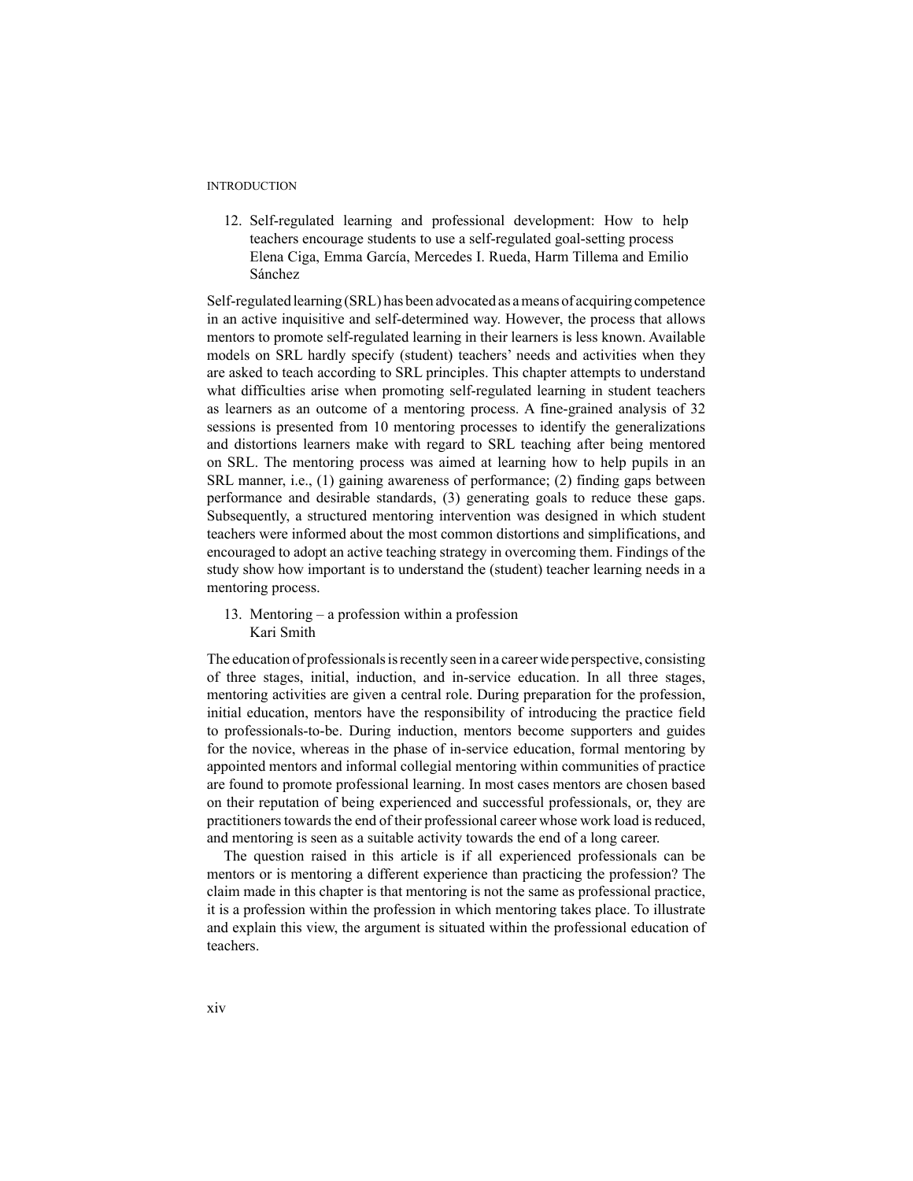12. Self-regulated learning and professional development: How to help teachers encourage students to use a self-regulated goal-setting process
    Elena Ciga, Emma García, Mercedes I. Rueda, Harm Tillema and Emilio Sánchez

Self-regulated learning (SRL) has been advocated as a means of acquiring competence in an active inquisitive and self-determined way. However, the process that allows mentors to promote self-regulated learning in their learners is less known. Available models on SRL hardly specify (student) teachers' needs and activities when they are asked to teach according to SRL principles. This chapter attempts to understand what difficulties arise when promoting self-regulated learning in student teachers as learners as an outcome of a mentoring process. A fine-grained analysis of 32 sessions is presented from 10 mentoring processes to identify the generalizations and distortions learners make with regard to SRL teaching after being mentored on SRL. The mentoring process was aimed at learning how to help pupils in an SRL manner, i.e., (1) gaining awareness of performance; (2) finding gaps between performance and desirable standards, (3) generating goals to reduce these gaps. Subsequently, a structured mentoring intervention was designed in which student teachers were informed about the most common distortions and simplifications, and encouraged to adopt an active teaching strategy in overcoming them. Findings of the study show how important is to understand the (student) teacher learning needs in a mentoring process.

13. Mentoring – a profession within a profession
    Kari Smith

The education of professionals is recently seen in a career wide perspective, consisting of three stages, initial, induction, and in-service education. In all three stages, mentoring activities are given a central role. During preparation for the profession, initial education, mentors have the responsibility of introducing the practice field to professionals-to-be. During induction, mentors become supporters and guides for the novice, whereas in the phase of in-service education, formal mentoring by appointed mentors and informal collegial mentoring within communities of practice are found to promote professional learning. In most cases mentors are chosen based on their reputation of being experienced and successful professionals, or, they are practitioners towards the end of their professional career whose work load is reduced, and mentoring is seen as a suitable activity towards the end of a long career.

The question raised in this article is if all experienced professionals can be mentors or is mentoring a different experience than practicing the profession? The claim made in this chapter is that mentoring is not the same as professional practice, it is a profession within the profession in which mentoring takes place. To illustrate and explain this view, the argument is situated within the professional education of teachers.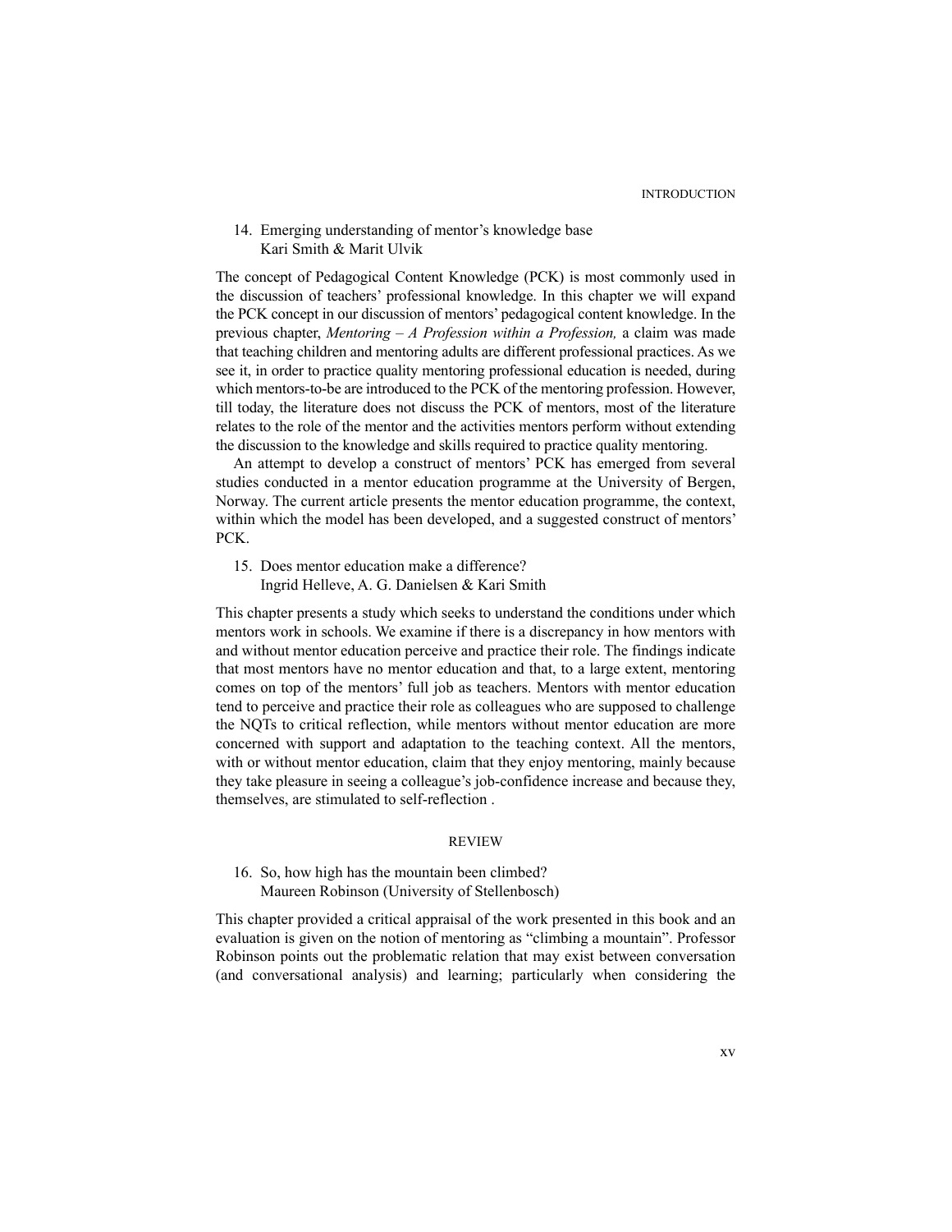14. Emerging understanding of mentor's knowledge base
    Kari Smith & Marit Ulvik

The concept of Pedagogical Content Knowledge (PCK) is most commonly used in the discussion of teachers' professional knowledge. In this chapter we will expand the PCK concept in our discussion of mentors' pedagogical content knowledge. In the previous chapter, *Mentoring – A Profession within a Profession,* a claim was made that teaching children and mentoring adults are different professional practices. As we see it, in order to practice quality mentoring professional education is needed, during which mentors-to-be are introduced to the PCK of the mentoring profession. However, till today, the literature does not discuss the PCK of mentors, most of the literature relates to the role of the mentor and the activities mentors perform without extending the discussion to the knowledge and skills required to practice quality mentoring.

An attempt to develop a construct of mentors' PCK has emerged from several studies conducted in a mentor education programme at the University of Bergen, Norway. The current article presents the mentor education programme, the context, within which the model has been developed, and a suggested construct of mentors' PCK.

15. Does mentor education make a difference?
    Ingrid Helleve, A. G. Danielsen & Kari Smith

This chapter presents a study which seeks to understand the conditions under which mentors work in schools. We examine if there is a discrepancy in how mentors with and without mentor education perceive and practice their role. The findings indicate that most mentors have no mentor education and that, to a large extent, mentoring comes on top of the mentors' full job as teachers. Mentors with mentor education tend to perceive and practice their role as colleagues who are supposed to challenge the NQTs to critical reflection, while mentors without mentor education are more concerned with support and adaptation to the teaching context. All the mentors, with or without mentor education, claim that they enjoy mentoring, mainly because they take pleasure in seeing a colleague's job-confidence increase and because they, themselves, are stimulated to self-reflection .

## REVIEW

16. So, how high has the mountain been climbed?
    Maureen Robinson (University of Stellenbosch)

This chapter provided a critical appraisal of the work presented in this book and an evaluation is given on the notion of mentoring as "climbing a mountain". Professor Robinson points out the problematic relation that may exist between conversation (and conversational analysis) and learning; particularly when considering the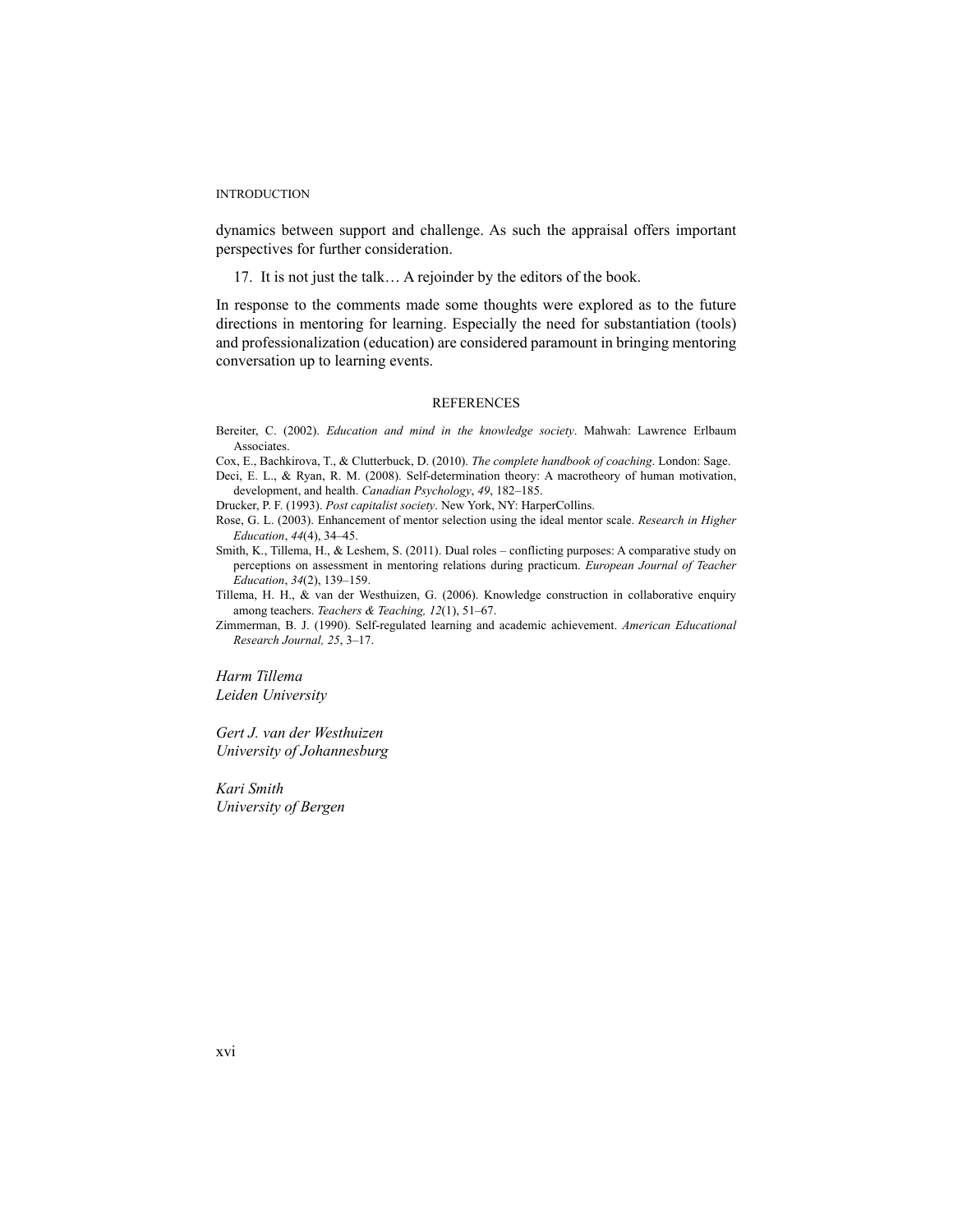dynamics between support and challenge. As such the appraisal offers important perspectives for further consideration.

17. It is not just the talk… A rejoinder by the editors of the book.

In response to the comments made some thoughts were explored as to the future directions in mentoring for learning. Especially the need for substantiation (tools) and professionalization (education) are considered paramount in bringing mentoring conversation up to learning events.

## REFERENCES

Bereiter, C. (2002). *Education and mind in the knowledge society*. Mahwah: Lawrence Erlbaum Associates.

Cox, E., Bachkirova, T., & Clutterbuck, D. (2010). *The complete handbook of coaching*. London: Sage.

Deci, E. L., & Ryan, R. M. (2008). Self-determination theory: A macrotheory of human motivation, development, and health. *Canadian Psychology*, *49*, 182–185.

Drucker, P. F. (1993). *Post capitalist society*. New York, NY: HarperCollins.

Rose, G. L. (2003). Enhancement of mentor selection using the ideal mentor scale. *Research in Higher Education*, *44*(4), 34–45.

Smith, K., Tillema, H., & Leshem, S. (2011). Dual roles – conflicting purposes: A comparative study on perceptions on assessment in mentoring relations during practicum. *European Journal of Teacher Education*, *34*(2), 139–159.

Tillema, H. H., & van der Westhuizen, G. (2006). Knowledge construction in collaborative enquiry among teachers. *Teachers & Teaching, 12*(1), 51–67.

Zimmerman, B. J. (1990). Self-regulated learning and academic achievement. *American Educational Research Journal, 25*, 3–17.

*Harm Tillema*
*Leiden University*

*Gert J. van der Westhuizen*
*University of Johannesburg*

*Kari Smith*
*University of Bergen*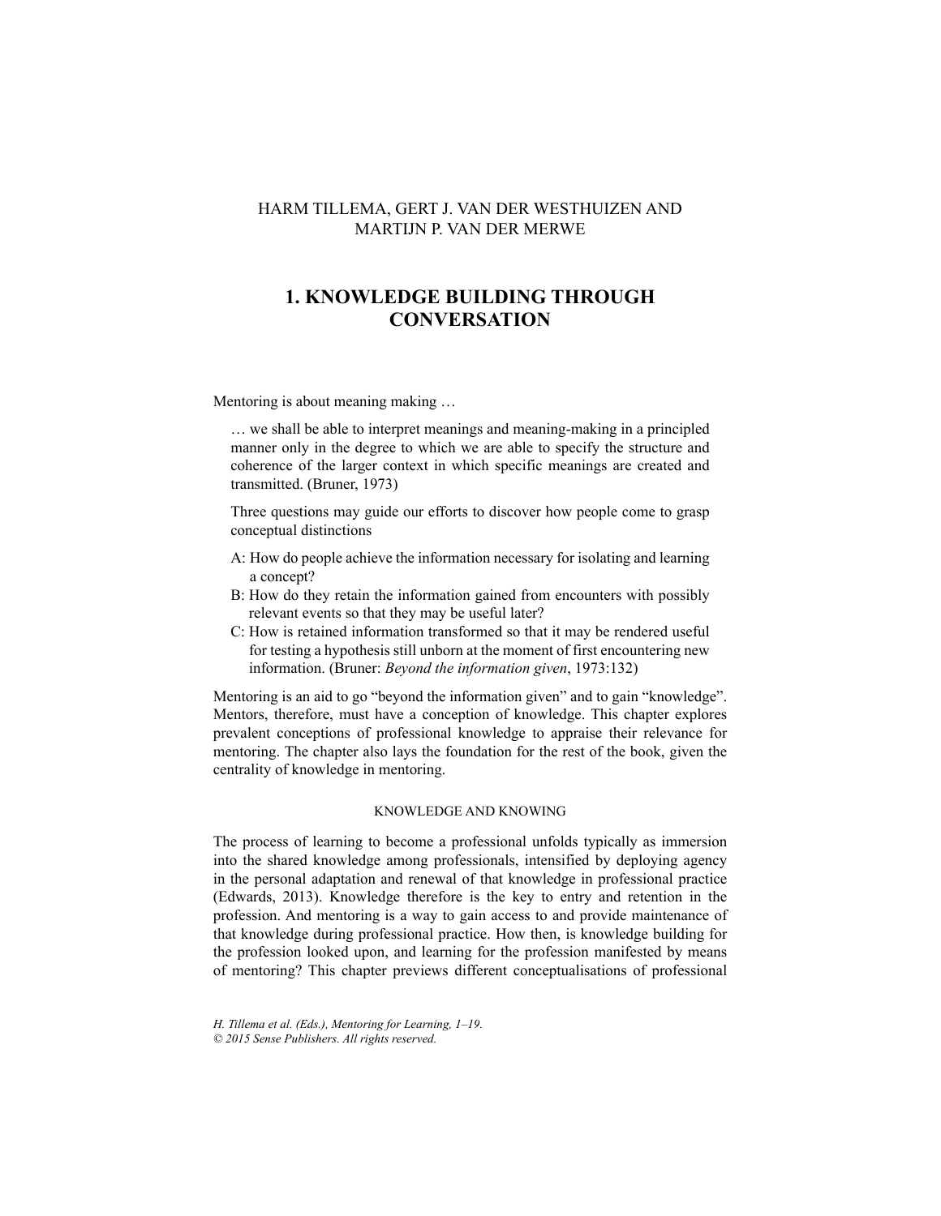HARM TILLEMA, GERT J. VAN DER WESTHUIZEN AND MARTIJN P. VAN DER MERWE

# 1. KNOWLEDGE BUILDING THROUGH CONVERSATION

Mentoring is about meaning making …

> … we shall be able to interpret meanings and meaning-making in a principled manner only in the degree to which we are able to specify the structure and coherence of the larger context in which specific meanings are created and transmitted. (Bruner, 1973)
>
> Three questions may guide our efforts to discover how people come to grasp conceptual distinctions
>
> A: How do people achieve the information necessary for isolating and learning a concept?
> B: How do they retain the information gained from encounters with possibly relevant events so that they may be useful later?
> C: How is retained information transformed so that it may be rendered useful for testing a hypothesis still unborn at the moment of first encountering new information. (Bruner: *Beyond the information given*, 1973:132)

Mentoring is an aid to go "beyond the information given" and to gain "knowledge". Mentors, therefore, must have a conception of knowledge. This chapter explores prevalent conceptions of professional knowledge to appraise their relevance for mentoring. The chapter also lays the foundation for the rest of the book, given the centrality of knowledge in mentoring.

## KNOWLEDGE AND KNOWING

The process of learning to become a professional unfolds typically as immersion into the shared knowledge among professionals, intensified by deploying agency in the personal adaptation and renewal of that knowledge in professional practice (Edwards, 2013). Knowledge therefore is the key to entry and retention in the profession. And mentoring is a way to gain access to and provide maintenance of that knowledge during professional practice. How then, is knowledge building for the profession looked upon, and learning for the profession manifested by means of mentoring? This chapter previews different conceptualisations of professional

*H. Tillema et al. (Eds.), Mentoring for Learning, 1–19.*
*© 2015 Sense Publishers. All rights reserved.*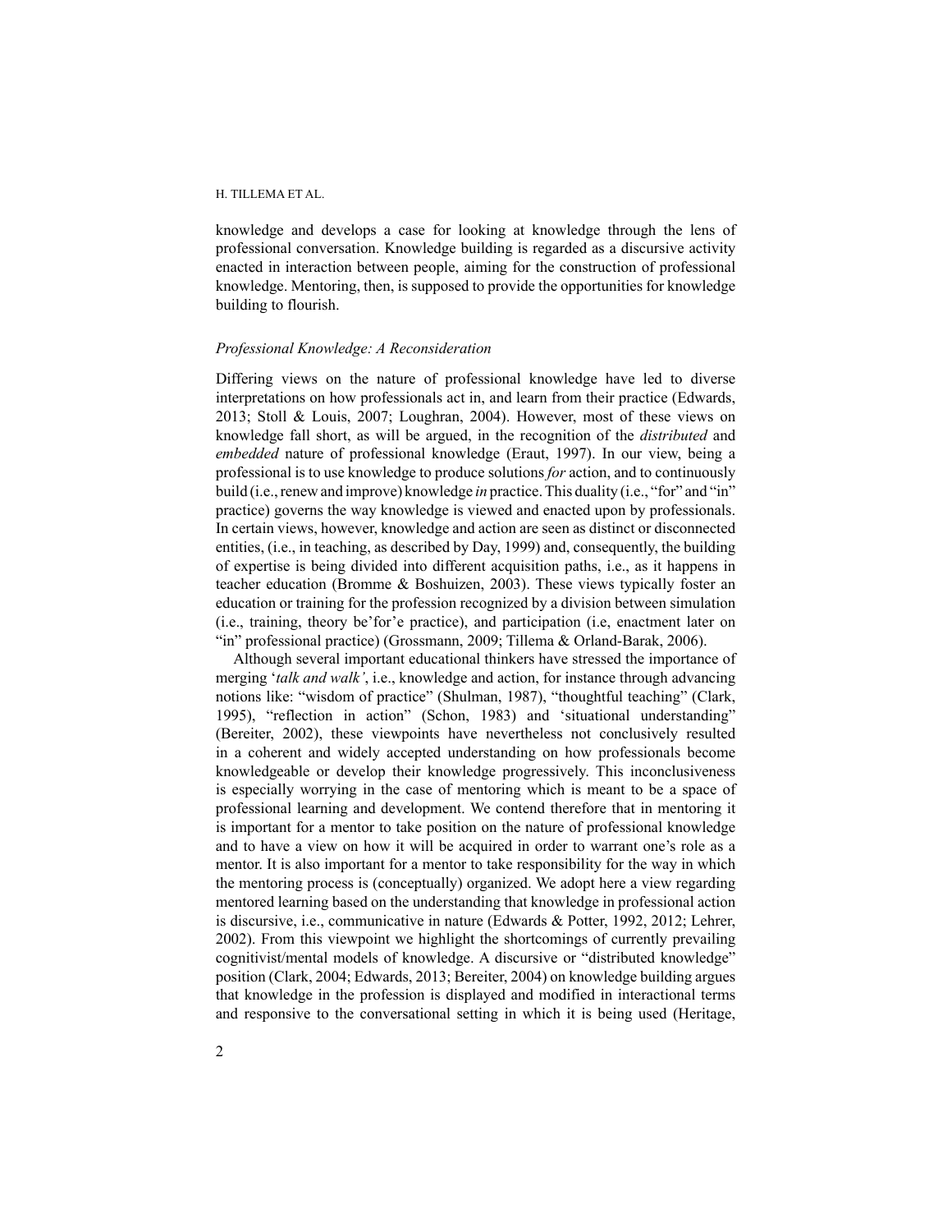knowledge and develops a case for looking at knowledge through the lens of professional conversation. Knowledge building is regarded as a discursive activity enacted in interaction between people, aiming for the construction of professional knowledge. Mentoring, then, is supposed to provide the opportunities for knowledge building to flourish.

### *Professional Knowledge: A Reconsideration*

Differing views on the nature of professional knowledge have led to diverse interpretations on how professionals act in, and learn from their practice (Edwards, 2013; Stoll & Louis, 2007; Loughran, 2004). However, most of these views on knowledge fall short, as will be argued, in the recognition of the *distributed* and *embedded* nature of professional knowledge (Eraut, 1997). In our view, being a professional is to use knowledge to produce solutions *for* action, and to continuously build (i.e., renew and improve) knowledge *in* practice. This duality (i.e., "for" and "in" practice) governs the way knowledge is viewed and enacted upon by professionals. In certain views, however, knowledge and action are seen as distinct or disconnected entities, (i.e., in teaching, as described by Day, 1999) and, consequently, the building of expertise is being divided into different acquisition paths, i.e., as it happens in teacher education (Bromme & Boshuizen, 2003). These views typically foster an education or training for the profession recognized by a division between simulation (i.e., training, theory be'for'e practice), and participation (i.e, enactment later on "in" professional practice) (Grossmann, 2009; Tillema & Orland-Barak, 2006).

Although several important educational thinkers have stressed the importance of merging '*talk and walk'*, i.e., knowledge and action, for instance through advancing notions like: "wisdom of practice" (Shulman, 1987), "thoughtful teaching" (Clark, 1995), "reflection in action" (Schon, 1983) and 'situational understanding" (Bereiter, 2002), these viewpoints have nevertheless not conclusively resulted in a coherent and widely accepted understanding on how professionals become knowledgeable or develop their knowledge progressively. This inconclusiveness is especially worrying in the case of mentoring which is meant to be a space of professional learning and development. We contend therefore that in mentoring it is important for a mentor to take position on the nature of professional knowledge and to have a view on how it will be acquired in order to warrant one's role as a mentor. It is also important for a mentor to take responsibility for the way in which the mentoring process is (conceptually) organized. We adopt here a view regarding mentored learning based on the understanding that knowledge in professional action is discursive, i.e., communicative in nature (Edwards & Potter, 1992, 2012; Lehrer, 2002). From this viewpoint we highlight the shortcomings of currently prevailing cognitivist/mental models of knowledge. A discursive or "distributed knowledge" position (Clark, 2004; Edwards, 2013; Bereiter, 2004) on knowledge building argues that knowledge in the profession is displayed and modified in interactional terms and responsive to the conversational setting in which it is being used (Heritage,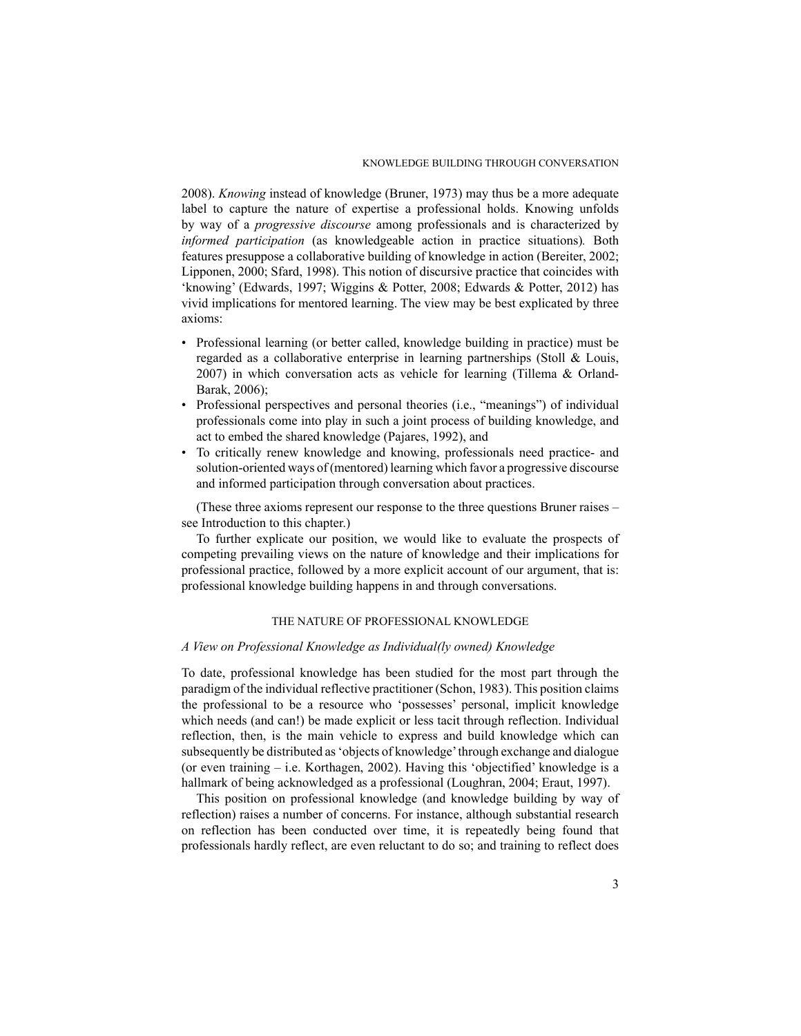2008). *Knowing* instead of knowledge (Bruner, 1973) may thus be a more adequate label to capture the nature of expertise a professional holds. Knowing unfolds by way of a *progressive discourse* among professionals and is characterized by *informed participation* (as knowledgeable action in practice situations)*.* Both features presuppose a collaborative building of knowledge in action (Bereiter, 2002; Lipponen, 2000; Sfard, 1998). This notion of discursive practice that coincides with 'knowing' (Edwards, 1997; Wiggins & Potter, 2008; Edwards & Potter, 2012) has vivid implications for mentored learning. The view may be best explicated by three axioms:

- Professional learning (or better called, knowledge building in practice) must be regarded as a collaborative enterprise in learning partnerships (Stoll & Louis, 2007) in which conversation acts as vehicle for learning (Tillema & Orland-Barak, 2006);
- Professional perspectives and personal theories (i.e., "meanings") of individual professionals come into play in such a joint process of building knowledge, and act to embed the shared knowledge (Pajares, 1992), and
- To critically renew knowledge and knowing, professionals need practice- and solution-oriented ways of (mentored) learning which favor a progressive discourse and informed participation through conversation about practices.

(These three axioms represent our response to the three questions Bruner raises – see Introduction to this chapter.)

To further explicate our position, we would like to evaluate the prospects of competing prevailing views on the nature of knowledge and their implications for professional practice, followed by a more explicit account of our argument, that is: professional knowledge building happens in and through conversations.

## THE NATURE OF PROFESSIONAL KNOWLEDGE

### *A View on Professional Knowledge as Individual(ly owned) Knowledge*

To date, professional knowledge has been studied for the most part through the paradigm of the individual reflective practitioner (Schon, 1983). This position claims the professional to be a resource who 'possesses' personal, implicit knowledge which needs (and can!) be made explicit or less tacit through reflection. Individual reflection, then, is the main vehicle to express and build knowledge which can subsequently be distributed as 'objects of knowledge' through exchange and dialogue (or even training – i.e. Korthagen, 2002). Having this 'objectified' knowledge is a hallmark of being acknowledged as a professional (Loughran, 2004; Eraut, 1997).

This position on professional knowledge (and knowledge building by way of reflection) raises a number of concerns. For instance, although substantial research on reflection has been conducted over time, it is repeatedly being found that professionals hardly reflect, are even reluctant to do so; and training to reflect does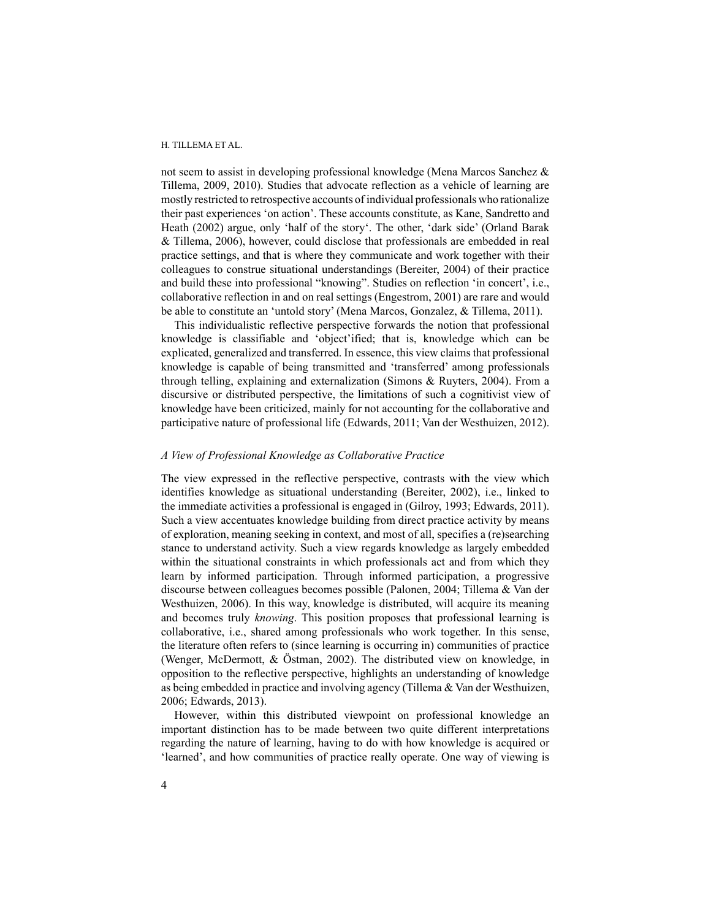not seem to assist in developing professional knowledge (Mena Marcos Sanchez & Tillema, 2009, 2010). Studies that advocate reflection as a vehicle of learning are mostly restricted to retrospective accounts of individual professionals who rationalize their past experiences 'on action'. These accounts constitute, as Kane, Sandretto and Heath (2002) argue, only 'half of the story'. The other, 'dark side' (Orland Barak & Tillema, 2006), however, could disclose that professionals are embedded in real practice settings, and that is where they communicate and work together with their colleagues to construe situational understandings (Bereiter, 2004) of their practice and build these into professional "knowing". Studies on reflection 'in concert', i.e., collaborative reflection in and on real settings (Engestrom, 2001) are rare and would be able to constitute an 'untold story' (Mena Marcos, Gonzalez, & Tillema, 2011).

This individualistic reflective perspective forwards the notion that professional knowledge is classifiable and 'object'ified; that is, knowledge which can be explicated, generalized and transferred. In essence, this view claims that professional knowledge is capable of being transmitted and 'transferred' among professionals through telling, explaining and externalization (Simons & Ruyters, 2004). From a discursive or distributed perspective, the limitations of such a cognitivist view of knowledge have been criticized, mainly for not accounting for the collaborative and participative nature of professional life (Edwards, 2011; Van der Westhuizen, 2012).

### *A View of Professional Knowledge as Collaborative Practice*

The view expressed in the reflective perspective, contrasts with the view which identifies knowledge as situational understanding (Bereiter, 2002), i.e., linked to the immediate activities a professional is engaged in (Gilroy, 1993; Edwards, 2011). Such a view accentuates knowledge building from direct practice activity by means of exploration, meaning seeking in context, and most of all, specifies a (re)searching stance to understand activity. Such a view regards knowledge as largely embedded within the situational constraints in which professionals act and from which they learn by informed participation. Through informed participation, a progressive discourse between colleagues becomes possible (Palonen, 2004; Tillema & Van der Westhuizen, 2006). In this way, knowledge is distributed, will acquire its meaning and becomes truly *knowing*. This position proposes that professional learning is collaborative, i.e., shared among professionals who work together. In this sense, the literature often refers to (since learning is occurring in) communities of practice (Wenger, McDermott, & Östman, 2002). The distributed view on knowledge, in opposition to the reflective perspective, highlights an understanding of knowledge as being embedded in practice and involving agency (Tillema & Van der Westhuizen, 2006; Edwards, 2013).

However, within this distributed viewpoint on professional knowledge an important distinction has to be made between two quite different interpretations regarding the nature of learning, having to do with how knowledge is acquired or 'learned', and how communities of practice really operate. One way of viewing is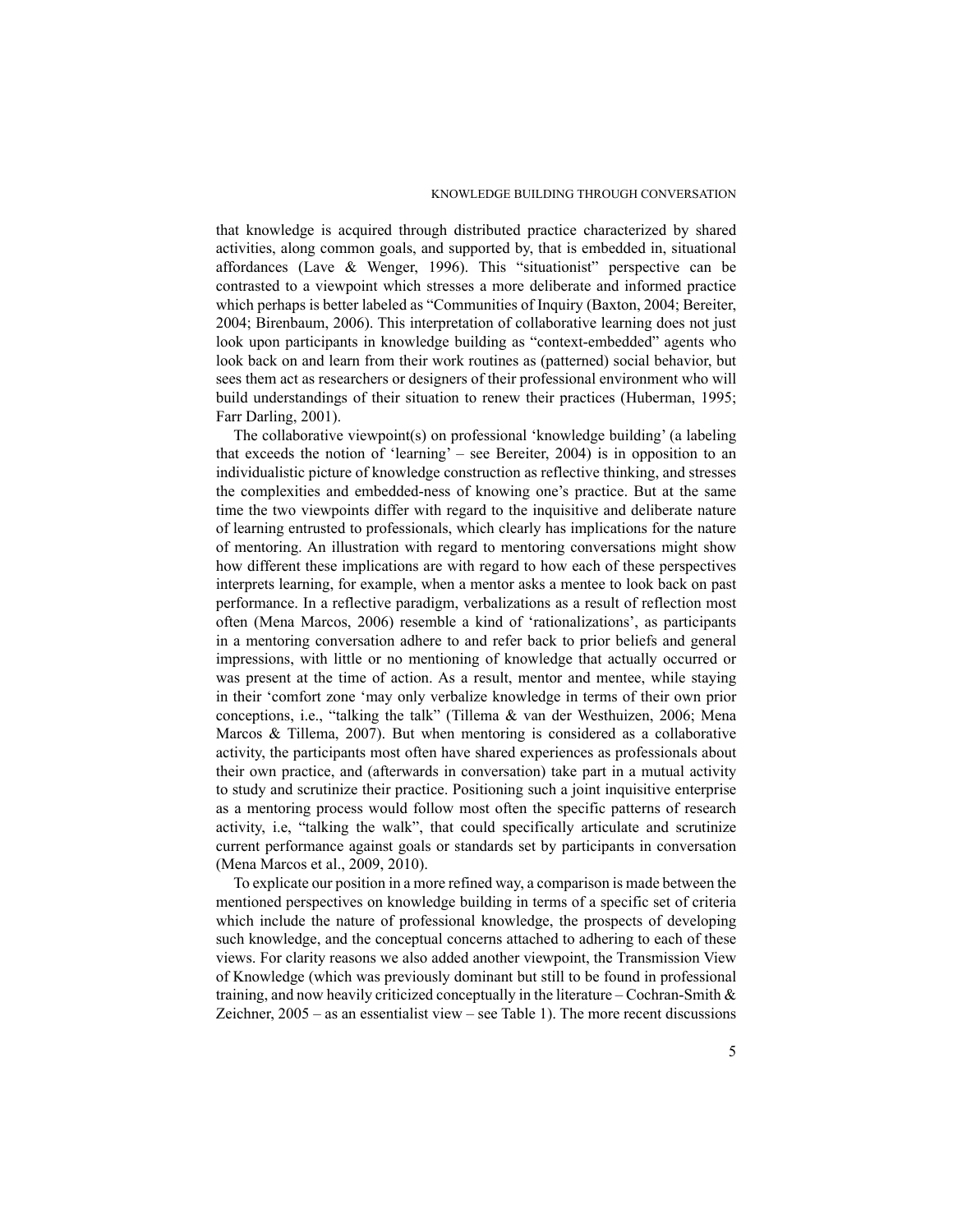that knowledge is acquired through distributed practice characterized by shared activities, along common goals, and supported by, that is embedded in, situational affordances (Lave & Wenger, 1996). This "situationist" perspective can be contrasted to a viewpoint which stresses a more deliberate and informed practice which perhaps is better labeled as "Communities of Inquiry (Baxton, 2004; Bereiter, 2004; Birenbaum, 2006). This interpretation of collaborative learning does not just look upon participants in knowledge building as "context-embedded" agents who look back on and learn from their work routines as (patterned) social behavior, but sees them act as researchers or designers of their professional environment who will build understandings of their situation to renew their practices (Huberman, 1995; Farr Darling, 2001).

The collaborative viewpoint(s) on professional 'knowledge building' (a labeling that exceeds the notion of 'learning' – see Bereiter, 2004) is in opposition to an individualistic picture of knowledge construction as reflective thinking, and stresses the complexities and embedded-ness of knowing one's practice. But at the same time the two viewpoints differ with regard to the inquisitive and deliberate nature of learning entrusted to professionals, which clearly has implications for the nature of mentoring. An illustration with regard to mentoring conversations might show how different these implications are with regard to how each of these perspectives interprets learning, for example, when a mentor asks a mentee to look back on past performance. In a reflective paradigm, verbalizations as a result of reflection most often (Mena Marcos, 2006) resemble a kind of 'rationalizations', as participants in a mentoring conversation adhere to and refer back to prior beliefs and general impressions, with little or no mentioning of knowledge that actually occurred or was present at the time of action. As a result, mentor and mentee, while staying in their 'comfort zone 'may only verbalize knowledge in terms of their own prior conceptions, i.e., "talking the talk" (Tillema & van der Westhuizen, 2006; Mena Marcos & Tillema, 2007). But when mentoring is considered as a collaborative activity, the participants most often have shared experiences as professionals about their own practice, and (afterwards in conversation) take part in a mutual activity to study and scrutinize their practice. Positioning such a joint inquisitive enterprise as a mentoring process would follow most often the specific patterns of research activity, i.e, "talking the walk", that could specifically articulate and scrutinize current performance against goals or standards set by participants in conversation (Mena Marcos et al., 2009, 2010).

To explicate our position in a more refined way, a comparison is made between the mentioned perspectives on knowledge building in terms of a specific set of criteria which include the nature of professional knowledge, the prospects of developing such knowledge, and the conceptual concerns attached to adhering to each of these views. For clarity reasons we also added another viewpoint, the Transmission View of Knowledge (which was previously dominant but still to be found in professional training, and now heavily criticized conceptually in the literature – Cochran-Smith & Zeichner, 2005 – as an essentialist view – see Table 1). The more recent discussions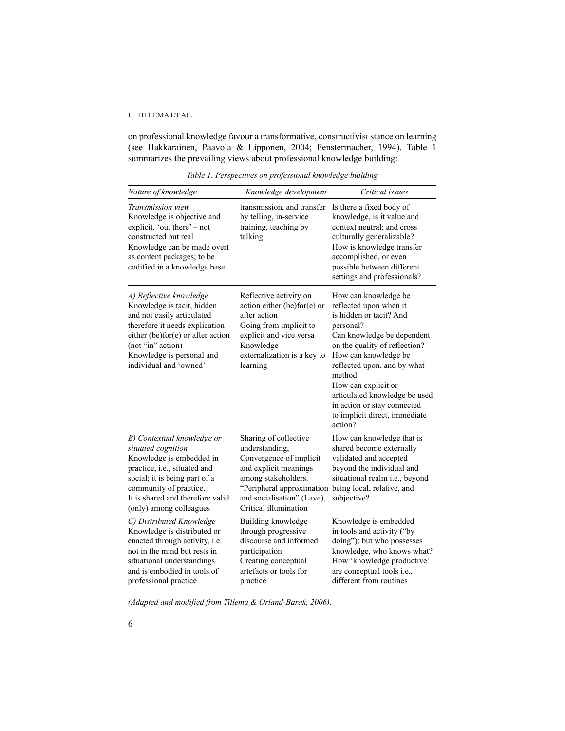on professional knowledge favour a transformative, constructivist stance on learning (see Hakkarainen, Paavola & Lipponen, 2004; Fenstermacher, 1994). Table 1 summarizes the prevailing views about professional knowledge building:

*Table 1. Perspectives on professional knowledge building*

| *Nature of knowledge* | *Knowledge development* | *Critical issues* |
|---|---|---|
| *Transmission view*<br>Knowledge is objective and explicit, 'out there' – not constructed but real<br>Knowledge can be made overt as content packages; to be codified in a knowledge base | transmission, and transfer by telling, in-service training, teaching by talking | Is there a fixed body of knowledge, is it value and context neutral; and cross culturally generalizable?<br>How is knowledge transfer accomplished, or even possible between different settings and professionals? |
| *A) Reflective knowledge*<br>Knowledge is tacit, hidden and not easily articulated therefore it needs explication either (be)for(e) or after action (not "in" action)<br>Knowledge is personal and individual and 'owned' | Reflective activity on action either (be)for(e) or after action<br>Going from implicit to explicit and vice versa<br>Knowledge externalization is a key to learning | How can knowledge be reflected upon when it is hidden or tacit? And personal?<br>Can knowledge be dependent on the quality of reflection?<br>How can knowledge be reflected upon, and by what method<br>How can explicit or articulated knowledge be used in action or stay connected to implicit direct, immediate action? |
| *B) Contextual knowledge or situated cognition*<br>Knowledge is embedded in practice, i.e., situated and social; it is being part of a community of practice.<br>It is shared and therefore valid (only) among colleagues | Sharing of collective understanding,<br>Convergence of implicit and explicit meanings among stakeholders.<br>"Peripheral approximation and socialisation" (Lave),<br>Critical illumination | How can knowledge that is shared become externally validated and accepted beyond the individual and situational realm i.e., beyond being local, relative, and subjective? |
| *C) Distributed Knowledge*<br>Knowledge is distributed or enacted through activity, i.e. not in the mind but rests in situational understandings and is embodied in tools of professional practice | Building knowledge through progressive discourse and informed participation<br>Creating conceptual artefacts or tools for practice | Knowledge is embedded in tools and activity ("by doing"); but who possesses knowledge, who knows what?<br>How 'knowledge productive' are conceptual tools i.e., different from routines |

*(Adapted and modified from Tillema & Orland-Barak, 2006).*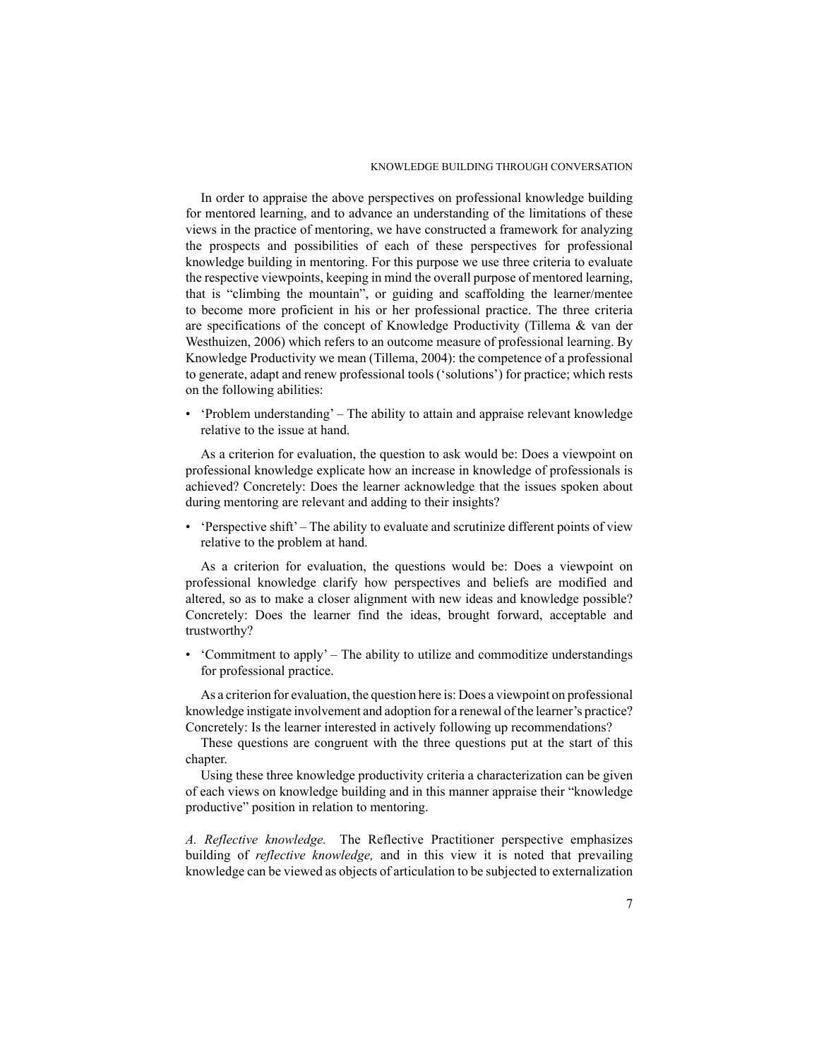In order to appraise the above perspectives on professional knowledge building for mentored learning, and to advance an understanding of the limitations of these views in the practice of mentoring, we have constructed a framework for analyzing the prospects and possibilities of each of these perspectives for professional knowledge building in mentoring. For this purpose we use three criteria to evaluate the respective viewpoints, keeping in mind the overall purpose of mentored learning, that is "climbing the mountain", or guiding and scaffolding the learner/mentee to become more proficient in his or her professional practice. The three criteria are specifications of the concept of Knowledge Productivity (Tillema & van der Westhuizen, 2006) which refers to an outcome measure of professional learning. By Knowledge Productivity we mean (Tillema, 2004): the competence of a professional to generate, adapt and renew professional tools ('solutions') for practice; which rests on the following abilities:

- 'Problem understanding' – The ability to attain and appraise relevant knowledge relative to the issue at hand.

As a criterion for evaluation, the question to ask would be: Does a viewpoint on professional knowledge explicate how an increase in knowledge of professionals is achieved? Concretely: Does the learner acknowledge that the issues spoken about during mentoring are relevant and adding to their insights?

- 'Perspective shift' – The ability to evaluate and scrutinize different points of view relative to the problem at hand.

As a criterion for evaluation, the questions would be: Does a viewpoint on professional knowledge clarify how perspectives and beliefs are modified and altered, so as to make a closer alignment with new ideas and knowledge possible? Concretely: Does the learner find the ideas, brought forward, acceptable and trustworthy?

- 'Commitment to apply' – The ability to utilize and commoditize understandings for professional practice.

As a criterion for evaluation, the question here is: Does a viewpoint on professional knowledge instigate involvement and adoption for a renewal of the learner's practice? Concretely: Is the learner interested in actively following up recommendations?

These questions are congruent with the three questions put at the start of this chapter.

Using these three knowledge productivity criteria a characterization can be given of each views on knowledge building and in this manner appraise their "knowledge productive" position in relation to mentoring.

*A. Reflective knowledge.* The Reflective Practitioner perspective emphasizes building of *reflective knowledge,* and in this view it is noted that prevailing knowledge can be viewed as objects of articulation to be subjected to externalization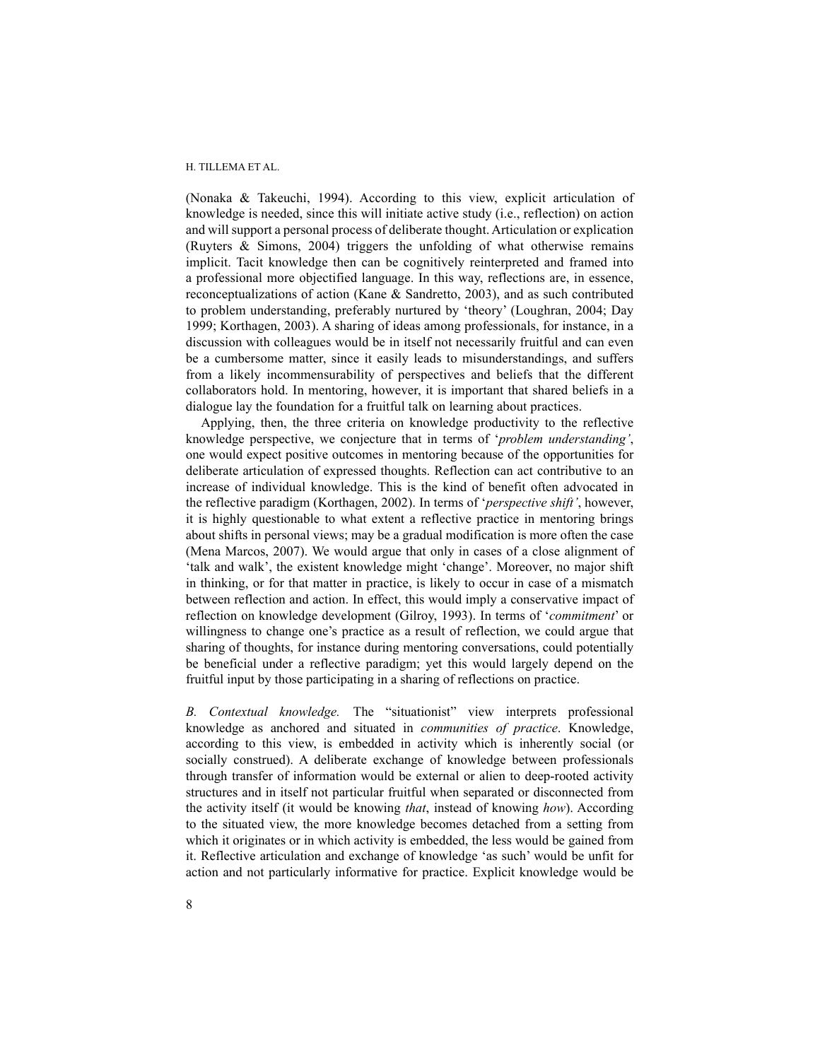(Nonaka & Takeuchi, 1994). According to this view, explicit articulation of knowledge is needed, since this will initiate active study (i.e., reflection) on action and will support a personal process of deliberate thought. Articulation or explication (Ruyters & Simons, 2004) triggers the unfolding of what otherwise remains implicit. Tacit knowledge then can be cognitively reinterpreted and framed into a professional more objectified language. In this way, reflections are, in essence, reconceptualizations of action (Kane & Sandretto, 2003), and as such contributed to problem understanding, preferably nurtured by 'theory' (Loughran, 2004; Day 1999; Korthagen, 2003). A sharing of ideas among professionals, for instance, in a discussion with colleagues would be in itself not necessarily fruitful and can even be a cumbersome matter, since it easily leads to misunderstandings, and suffers from a likely incommensurability of perspectives and beliefs that the different collaborators hold. In mentoring, however, it is important that shared beliefs in a dialogue lay the foundation for a fruitful talk on learning about practices.

Applying, then, the three criteria on knowledge productivity to the reflective knowledge perspective, we conjecture that in terms of '*problem understanding'*, one would expect positive outcomes in mentoring because of the opportunities for deliberate articulation of expressed thoughts. Reflection can act contributive to an increase of individual knowledge. This is the kind of benefit often advocated in the reflective paradigm (Korthagen, 2002). In terms of '*perspective shift'*, however, it is highly questionable to what extent a reflective practice in mentoring brings about shifts in personal views; may be a gradual modification is more often the case (Mena Marcos, 2007). We would argue that only in cases of a close alignment of 'talk and walk', the existent knowledge might 'change'. Moreover, no major shift in thinking, or for that matter in practice, is likely to occur in case of a mismatch between reflection and action. In effect, this would imply a conservative impact of reflection on knowledge development (Gilroy, 1993). In terms of '*commitment*' or willingness to change one's practice as a result of reflection, we could argue that sharing of thoughts, for instance during mentoring conversations, could potentially be beneficial under a reflective paradigm; yet this would largely depend on the fruitful input by those participating in a sharing of reflections on practice.

*B. Contextual knowledge.* The "situationist" view interprets professional knowledge as anchored and situated in *communities of practice*. Knowledge, according to this view, is embedded in activity which is inherently social (or socially construed). A deliberate exchange of knowledge between professionals through transfer of information would be external or alien to deep-rooted activity structures and in itself not particular fruitful when separated or disconnected from the activity itself (it would be knowing *that*, instead of knowing *how*). According to the situated view, the more knowledge becomes detached from a setting from which it originates or in which activity is embedded, the less would be gained from it. Reflective articulation and exchange of knowledge 'as such' would be unfit for action and not particularly informative for practice. Explicit knowledge would be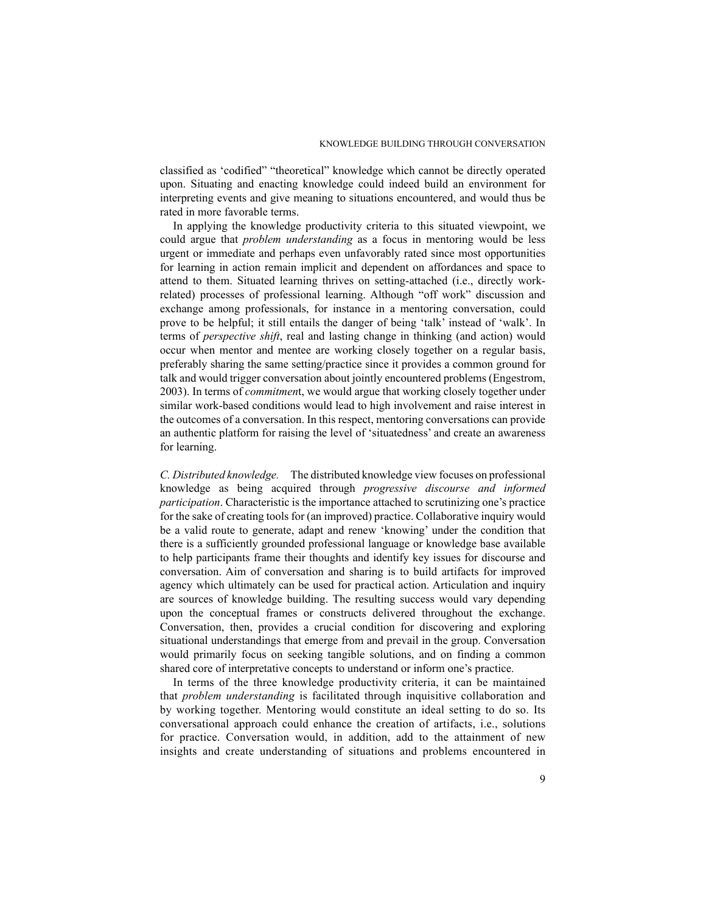classified as 'codified" "theoretical" knowledge which cannot be directly operated upon. Situating and enacting knowledge could indeed build an environment for interpreting events and give meaning to situations encountered, and would thus be rated in more favorable terms.

In applying the knowledge productivity criteria to this situated viewpoint, we could argue that *problem understanding* as a focus in mentoring would be less urgent or immediate and perhaps even unfavorably rated since most opportunities for learning in action remain implicit and dependent on affordances and space to attend to them. Situated learning thrives on setting-attached (i.e., directly work-related) processes of professional learning. Although "off work" discussion and exchange among professionals, for instance in a mentoring conversation, could prove to be helpful; it still entails the danger of being 'talk' instead of 'walk'. In terms of *perspective shift*, real and lasting change in thinking (and action) would occur when mentor and mentee are working closely together on a regular basis, preferably sharing the same setting/practice since it provides a common ground for talk and would trigger conversation about jointly encountered problems (Engestrom, 2003). In terms of *commitmen*t, we would argue that working closely together under similar work-based conditions would lead to high involvement and raise interest in the outcomes of a conversation. In this respect, mentoring conversations can provide an authentic platform for raising the level of 'situatedness' and create an awareness for learning.

*C. Distributed knowledge.* The distributed knowledge view focuses on professional knowledge as being acquired through *progressive discourse and informed participation*. Characteristic is the importance attached to scrutinizing one's practice for the sake of creating tools for (an improved) practice. Collaborative inquiry would be a valid route to generate, adapt and renew 'knowing' under the condition that there is a sufficiently grounded professional language or knowledge base available to help participants frame their thoughts and identify key issues for discourse and conversation. Aim of conversation and sharing is to build artifacts for improved agency which ultimately can be used for practical action. Articulation and inquiry are sources of knowledge building. The resulting success would vary depending upon the conceptual frames or constructs delivered throughout the exchange. Conversation, then, provides a crucial condition for discovering and exploring situational understandings that emerge from and prevail in the group. Conversation would primarily focus on seeking tangible solutions, and on finding a common shared core of interpretative concepts to understand or inform one's practice.

In terms of the three knowledge productivity criteria, it can be maintained that *problem understanding* is facilitated through inquisitive collaboration and by working together. Mentoring would constitute an ideal setting to do so. Its conversational approach could enhance the creation of artifacts, i.e., solutions for practice. Conversation would, in addition, add to the attainment of new insights and create understanding of situations and problems encountered in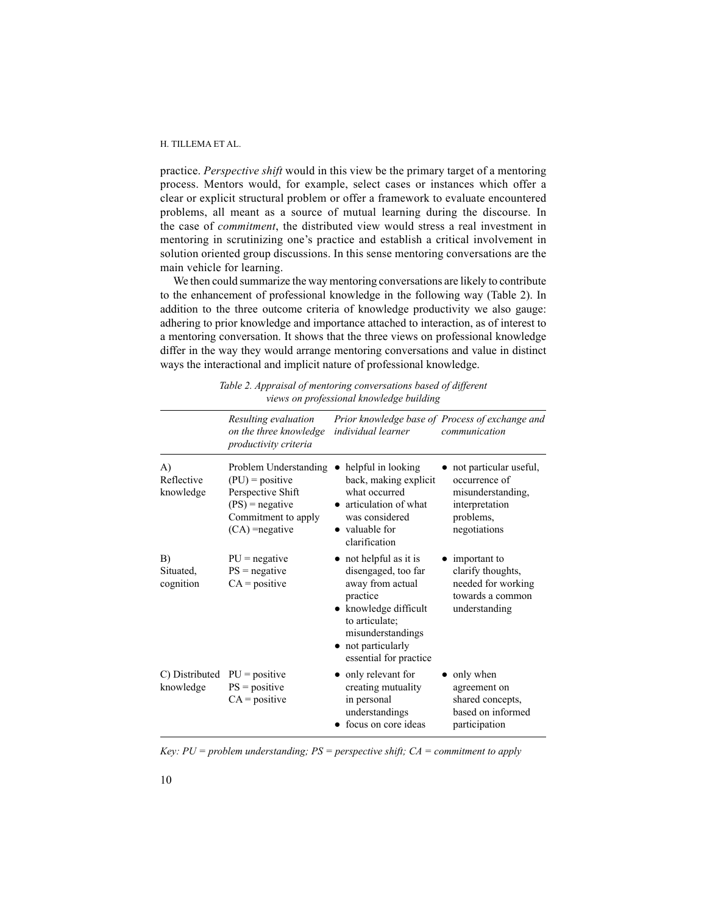practice. *Perspective shift* would in this view be the primary target of a mentoring process. Mentors would, for example, select cases or instances which offer a clear or explicit structural problem or offer a framework to evaluate encountered problems, all meant as a source of mutual learning during the discourse. In the case of *commitment*, the distributed view would stress a real investment in mentoring in scrutinizing one's practice and establish a critical involvement in solution oriented group discussions. In this sense mentoring conversations are the main vehicle for learning.

We then could summarize the way mentoring conversations are likely to contribute to the enhancement of professional knowledge in the following way (Table 2). In addition to the three outcome criteria of knowledge productivity we also gauge: adhering to prior knowledge and importance attached to interaction, as of interest to a mentoring conversation. It shows that the three views on professional knowledge differ in the way they would arrange mentoring conversations and value in distinct ways the interactional and implicit nature of professional knowledge.

*Table 2. Appraisal of mentoring conversations based of different views on professional knowledge building*

| | *Resulting evaluation on the three knowledge productivity criteria* | *Prior knowledge base of individual learner* | *Process of exchange and communication* |
|---|---|---|---|
| A) Reflective knowledge | Problem Understanding (PU) = positive<br>Perspective Shift (PS) = negative<br>Commitment to apply (CA) =negative | • helpful in looking back, making explicit what occurred<br>• articulation of what was considered<br>• valuable for clarification | • not particular useful, occurrence of misunderstanding, interpretation problems, negotiations |
| B) Situated, cognition | PU = negative<br>PS = negative<br>CA = positive | • not helpful as it is disengaged, too far away from actual practice<br>• knowledge difficult to articulate; misunderstandings<br>• not particularly essential for practice | • important to clarify thoughts, needed for working towards a common understanding |
| C) Distributed knowledge | PU = positive<br>PS = positive<br>CA = positive | • only relevant for creating mutuality in personal understandings<br>• focus on core ideas | • only when agreement on shared concepts, based on informed participation |

*Key: PU = problem understanding; PS = perspective shift; CA = commitment to apply*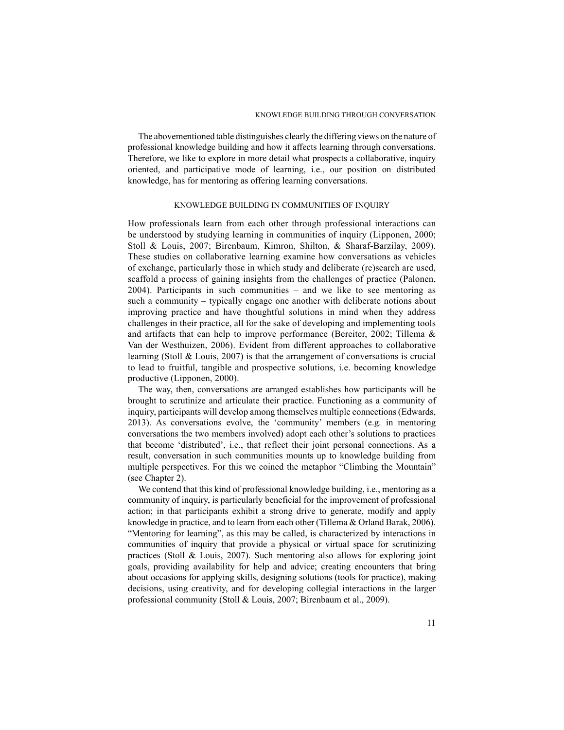The abovementioned table distinguishes clearly the differing views on the nature of professional knowledge building and how it affects learning through conversations. Therefore, we like to explore in more detail what prospects a collaborative, inquiry oriented, and participative mode of learning, i.e., our position on distributed knowledge, has for mentoring as offering learning conversations.

## KNOWLEDGE BUILDING IN COMMUNITIES OF INQUIRY

How professionals learn from each other through professional interactions can be understood by studying learning in communities of inquiry (Lipponen, 2000; Stoll & Louis, 2007; Birenbaum, Kimron, Shilton, & Sharaf-Barzilay, 2009). These studies on collaborative learning examine how conversations as vehicles of exchange, particularly those in which study and deliberate (re)search are used, scaffold a process of gaining insights from the challenges of practice (Palonen, 2004). Participants in such communities – and we like to see mentoring as such a community – typically engage one another with deliberate notions about improving practice and have thoughtful solutions in mind when they address challenges in their practice, all for the sake of developing and implementing tools and artifacts that can help to improve performance (Bereiter, 2002; Tillema & Van der Westhuizen, 2006). Evident from different approaches to collaborative learning (Stoll & Louis, 2007) is that the arrangement of conversations is crucial to lead to fruitful, tangible and prospective solutions, i.e. becoming knowledge productive (Lipponen, 2000).

The way, then, conversations are arranged establishes how participants will be brought to scrutinize and articulate their practice. Functioning as a community of inquiry, participants will develop among themselves multiple connections (Edwards, 2013). As conversations evolve, the 'community' members (e.g. in mentoring conversations the two members involved) adopt each other's solutions to practices that become 'distributed', i.e., that reflect their joint personal connections. As a result, conversation in such communities mounts up to knowledge building from multiple perspectives. For this we coined the metaphor "Climbing the Mountain" (see Chapter 2).

We contend that this kind of professional knowledge building, i.e., mentoring as a community of inquiry, is particularly beneficial for the improvement of professional action; in that participants exhibit a strong drive to generate, modify and apply knowledge in practice, and to learn from each other (Tillema & Orland Barak, 2006). "Mentoring for learning", as this may be called, is characterized by interactions in communities of inquiry that provide a physical or virtual space for scrutinizing practices (Stoll & Louis, 2007). Such mentoring also allows for exploring joint goals, providing availability for help and advice; creating encounters that bring about occasions for applying skills, designing solutions (tools for practice), making decisions, using creativity, and for developing collegial interactions in the larger professional community (Stoll & Louis, 2007; Birenbaum et al., 2009).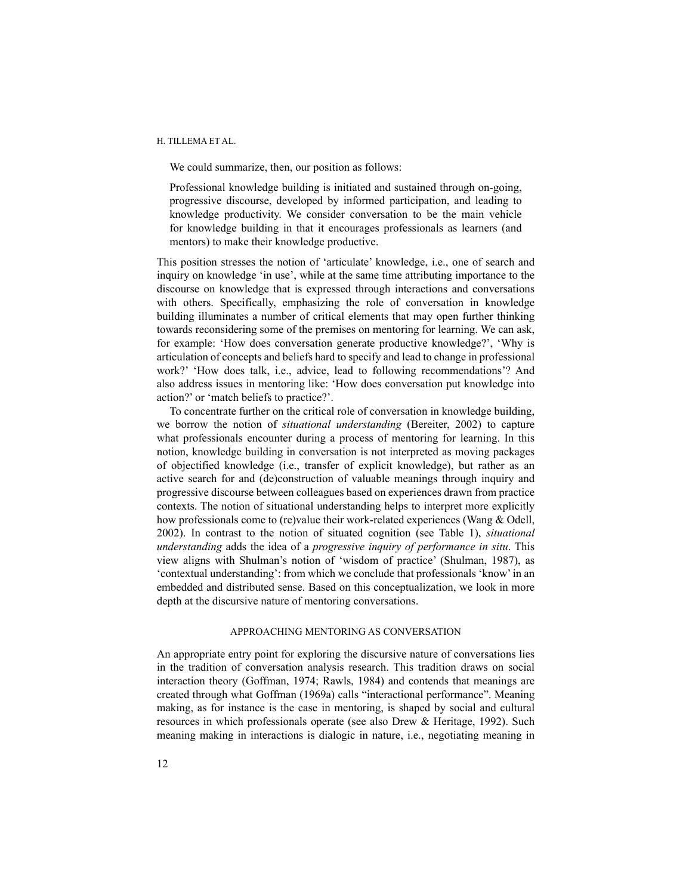We could summarize, then, our position as follows:

> Professional knowledge building is initiated and sustained through on-going, progressive discourse, developed by informed participation, and leading to knowledge productivity. We consider conversation to be the main vehicle for knowledge building in that it encourages professionals as learners (and mentors) to make their knowledge productive.

This position stresses the notion of 'articulate' knowledge, i.e., one of search and inquiry on knowledge 'in use', while at the same time attributing importance to the discourse on knowledge that is expressed through interactions and conversations with others. Specifically, emphasizing the role of conversation in knowledge building illuminates a number of critical elements that may open further thinking towards reconsidering some of the premises on mentoring for learning. We can ask, for example: 'How does conversation generate productive knowledge?', 'Why is articulation of concepts and beliefs hard to specify and lead to change in professional work?' 'How does talk, i.e., advice, lead to following recommendations'? And also address issues in mentoring like: 'How does conversation put knowledge into action?' or 'match beliefs to practice?'.

To concentrate further on the critical role of conversation in knowledge building, we borrow the notion of *situational understanding* (Bereiter, 2002) to capture what professionals encounter during a process of mentoring for learning. In this notion, knowledge building in conversation is not interpreted as moving packages of objectified knowledge (i.e., transfer of explicit knowledge), but rather as an active search for and (de)construction of valuable meanings through inquiry and progressive discourse between colleagues based on experiences drawn from practice contexts. The notion of situational understanding helps to interpret more explicitly how professionals come to (re)value their work-related experiences (Wang & Odell, 2002). In contrast to the notion of situated cognition (see Table 1), *situational understanding* adds the idea of a *progressive inquiry of performance in situ*. This view aligns with Shulman's notion of 'wisdom of practice' (Shulman, 1987), as 'contextual understanding': from which we conclude that professionals 'know' in an embedded and distributed sense. Based on this conceptualization, we look in more depth at the discursive nature of mentoring conversations.

## APPROACHING MENTORING AS CONVERSATION

An appropriate entry point for exploring the discursive nature of conversations lies in the tradition of conversation analysis research. This tradition draws on social interaction theory (Goffman, 1974; Rawls, 1984) and contends that meanings are created through what Goffman (1969a) calls "interactional performance". Meaning making, as for instance is the case in mentoring, is shaped by social and cultural resources in which professionals operate (see also Drew & Heritage, 1992). Such meaning making in interactions is dialogic in nature, i.e., negotiating meaning in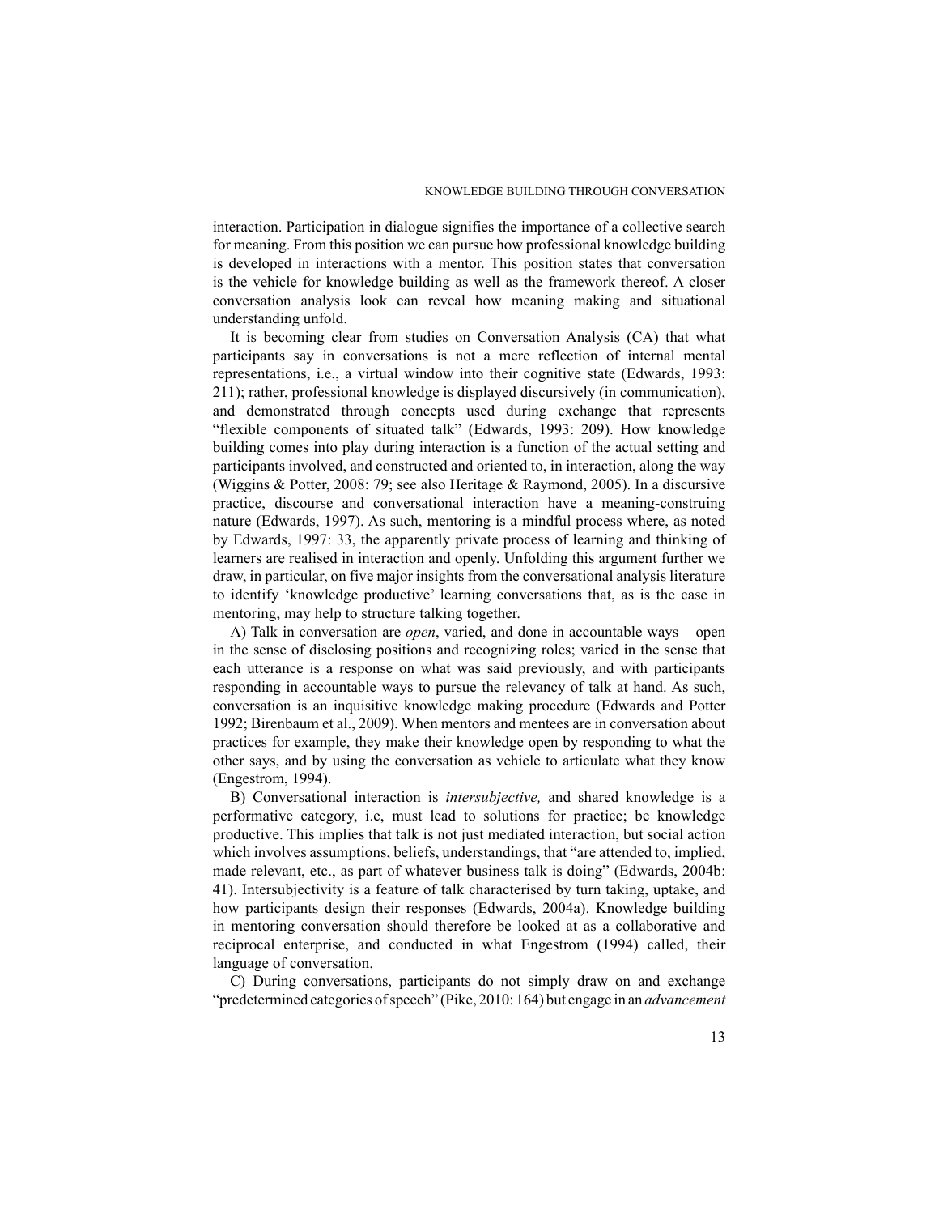interaction. Participation in dialogue signifies the importance of a collective search for meaning. From this position we can pursue how professional knowledge building is developed in interactions with a mentor. This position states that conversation is the vehicle for knowledge building as well as the framework thereof. A closer conversation analysis look can reveal how meaning making and situational understanding unfold.

It is becoming clear from studies on Conversation Analysis (CA) that what participants say in conversations is not a mere reflection of internal mental representations, i.e., a virtual window into their cognitive state (Edwards, 1993: 211); rather, professional knowledge is displayed discursively (in communication), and demonstrated through concepts used during exchange that represents "flexible components of situated talk" (Edwards, 1993: 209). How knowledge building comes into play during interaction is a function of the actual setting and participants involved, and constructed and oriented to, in interaction, along the way (Wiggins & Potter, 2008: 79; see also Heritage & Raymond, 2005). In a discursive practice, discourse and conversational interaction have a meaning-construing nature (Edwards, 1997). As such, mentoring is a mindful process where, as noted by Edwards, 1997: 33, the apparently private process of learning and thinking of learners are realised in interaction and openly. Unfolding this argument further we draw, in particular, on five major insights from the conversational analysis literature to identify 'knowledge productive' learning conversations that, as is the case in mentoring, may help to structure talking together.

A) Talk in conversation are *open*, varied, and done in accountable ways – open in the sense of disclosing positions and recognizing roles; varied in the sense that each utterance is a response on what was said previously, and with participants responding in accountable ways to pursue the relevancy of talk at hand. As such, conversation is an inquisitive knowledge making procedure (Edwards and Potter 1992; Birenbaum et al., 2009). When mentors and mentees are in conversation about practices for example, they make their knowledge open by responding to what the other says, and by using the conversation as vehicle to articulate what they know (Engestrom, 1994).

B) Conversational interaction is *intersubjective,* and shared knowledge is a performative category, i.e, must lead to solutions for practice; be knowledge productive. This implies that talk is not just mediated interaction, but social action which involves assumptions, beliefs, understandings, that "are attended to, implied, made relevant, etc., as part of whatever business talk is doing" (Edwards, 2004b: 41). Intersubjectivity is a feature of talk characterised by turn taking, uptake, and how participants design their responses (Edwards, 2004a). Knowledge building in mentoring conversation should therefore be looked at as a collaborative and reciprocal enterprise, and conducted in what Engestrom (1994) called, their language of conversation.

C) During conversations, participants do not simply draw on and exchange "predetermined categories of speech" (Pike, 2010: 164) but engage in an *advancement*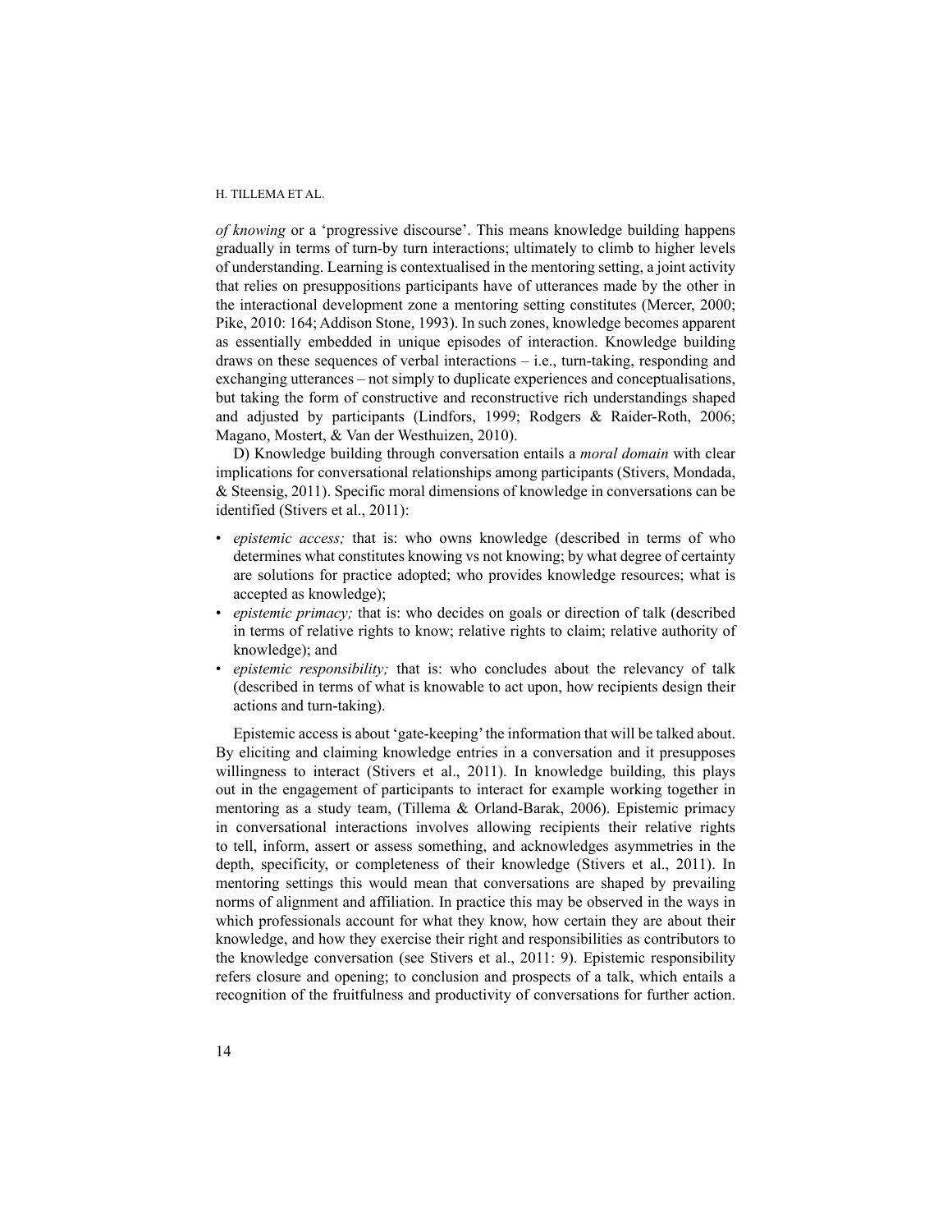*of knowing* or a 'progressive discourse'. This means knowledge building happens gradually in terms of turn-by turn interactions; ultimately to climb to higher levels of understanding. Learning is contextualised in the mentoring setting, a joint activity that relies on presuppositions participants have of utterances made by the other in the interactional development zone a mentoring setting constitutes (Mercer, 2000; Pike, 2010: 164; Addison Stone, 1993). In such zones, knowledge becomes apparent as essentially embedded in unique episodes of interaction. Knowledge building draws on these sequences of verbal interactions – i.e., turn-taking, responding and exchanging utterances – not simply to duplicate experiences and conceptualisations, but taking the form of constructive and reconstructive rich understandings shaped and adjusted by participants (Lindfors, 1999; Rodgers & Raider-Roth, 2006; Magano, Mostert, & Van der Westhuizen, 2010).

D) Knowledge building through conversation entails a *moral domain* with clear implications for conversational relationships among participants (Stivers, Mondada, & Steensig, 2011). Specific moral dimensions of knowledge in conversations can be identified (Stivers et al., 2011):

- *epistemic access;* that is: who owns knowledge (described in terms of who determines what constitutes knowing vs not knowing; by what degree of certainty are solutions for practice adopted; who provides knowledge resources; what is accepted as knowledge);
- *epistemic primacy;* that is: who decides on goals or direction of talk (described in terms of relative rights to know; relative rights to claim; relative authority of knowledge); and
- *epistemic responsibility;* that is: who concludes about the relevancy of talk (described in terms of what is knowable to act upon, how recipients design their actions and turn-taking).

Epistemic access is about 'gate-keeping' the information that will be talked about. By eliciting and claiming knowledge entries in a conversation and it presupposes willingness to interact (Stivers et al., 2011). In knowledge building, this plays out in the engagement of participants to interact for example working together in mentoring as a study team, (Tillema & Orland-Barak, 2006). Epistemic primacy in conversational interactions involves allowing recipients their relative rights to tell, inform, assert or assess something, and acknowledges asymmetries in the depth, specificity, or completeness of their knowledge (Stivers et al., 2011). In mentoring settings this would mean that conversations are shaped by prevailing norms of alignment and affiliation. In practice this may be observed in the ways in which professionals account for what they know, how certain they are about their knowledge, and how they exercise their right and responsibilities as contributors to the knowledge conversation (see Stivers et al., 2011: 9). Epistemic responsibility refers closure and opening; to conclusion and prospects of a talk, which entails a recognition of the fruitfulness and productivity of conversations for further action.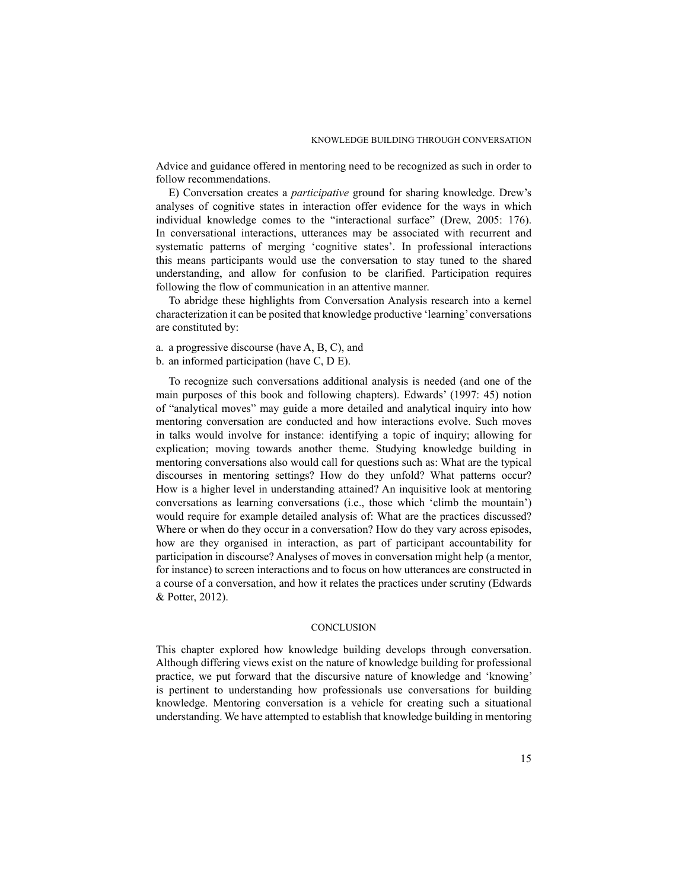Advice and guidance offered in mentoring need to be recognized as such in order to follow recommendations.

E) Conversation creates a *participative* ground for sharing knowledge. Drew's analyses of cognitive states in interaction offer evidence for the ways in which individual knowledge comes to the "interactional surface" (Drew, 2005: 176). In conversational interactions, utterances may be associated with recurrent and systematic patterns of merging 'cognitive states'. In professional interactions this means participants would use the conversation to stay tuned to the shared understanding, and allow for confusion to be clarified. Participation requires following the flow of communication in an attentive manner.

To abridge these highlights from Conversation Analysis research into a kernel characterization it can be posited that knowledge productive 'learning' conversations are constituted by:

a. a progressive discourse (have A, B, C), and
b. an informed participation (have C, D E).

To recognize such conversations additional analysis is needed (and one of the main purposes of this book and following chapters). Edwards' (1997: 45) notion of "analytical moves" may guide a more detailed and analytical inquiry into how mentoring conversation are conducted and how interactions evolve. Such moves in talks would involve for instance: identifying a topic of inquiry; allowing for explication; moving towards another theme. Studying knowledge building in mentoring conversations also would call for questions such as: What are the typical discourses in mentoring settings? How do they unfold? What patterns occur? How is a higher level in understanding attained? An inquisitive look at mentoring conversations as learning conversations (i.e., those which 'climb the mountain') would require for example detailed analysis of: What are the practices discussed? Where or when do they occur in a conversation? How do they vary across episodes, how are they organised in interaction, as part of participant accountability for participation in discourse? Analyses of moves in conversation might help (a mentor, for instance) to screen interactions and to focus on how utterances are constructed in a course of a conversation, and how it relates the practices under scrutiny (Edwards & Potter, 2012).

## CONCLUSION

This chapter explored how knowledge building develops through conversation. Although differing views exist on the nature of knowledge building for professional practice, we put forward that the discursive nature of knowledge and 'knowing' is pertinent to understanding how professionals use conversations for building knowledge. Mentoring conversation is a vehicle for creating such a situational understanding. We have attempted to establish that knowledge building in mentoring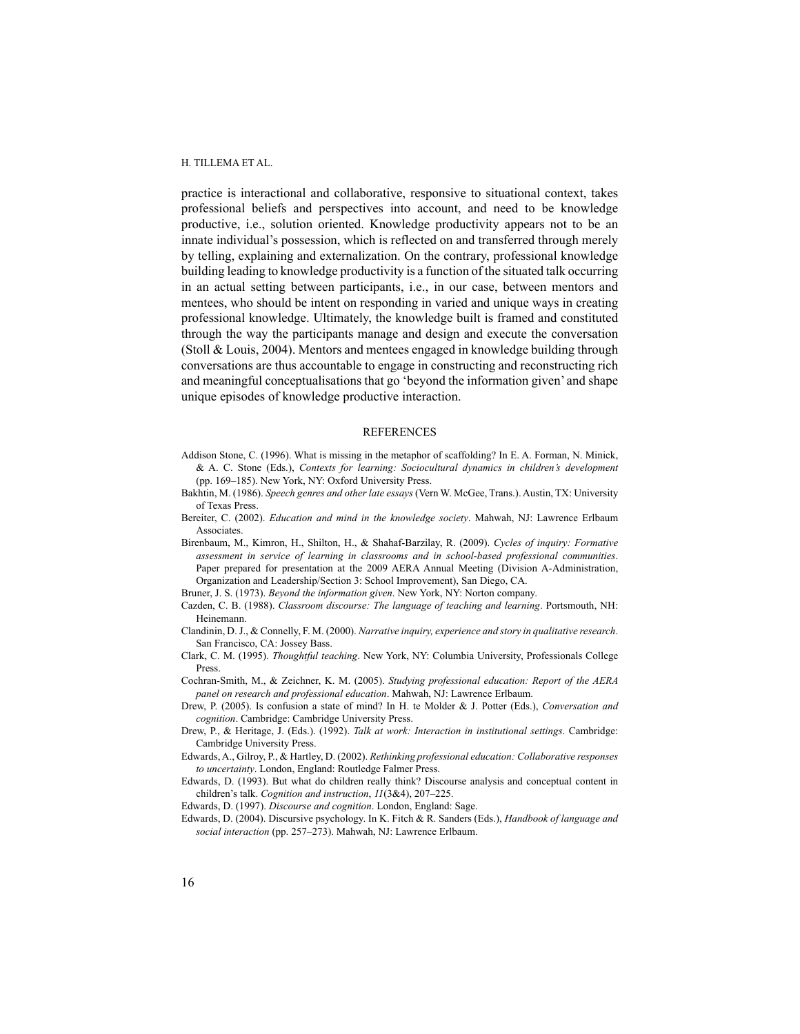practice is interactional and collaborative, responsive to situational context, takes professional beliefs and perspectives into account, and need to be knowledge productive, i.e., solution oriented. Knowledge productivity appears not to be an innate individual's possession, which is reflected on and transferred through merely by telling, explaining and externalization. On the contrary, professional knowledge building leading to knowledge productivity is a function of the situated talk occurring in an actual setting between participants, i.e., in our case, between mentors and mentees, who should be intent on responding in varied and unique ways in creating professional knowledge. Ultimately, the knowledge built is framed and constituted through the way the participants manage and design and execute the conversation (Stoll & Louis, 2004). Mentors and mentees engaged in knowledge building through conversations are thus accountable to engage in constructing and reconstructing rich and meaningful conceptualisations that go 'beyond the information given' and shape unique episodes of knowledge productive interaction.

## REFERENCES

Addison Stone, C. (1996). What is missing in the metaphor of scaffolding? In E. A. Forman, N. Minick, & A. C. Stone (Eds.), *Contexts for learning: Sociocultural dynamics in children's development* (pp. 169–185). New York, NY: Oxford University Press.

Bakhtin, M. (1986). *Speech genres and other late essays* (Vern W. McGee, Trans.). Austin, TX: University of Texas Press.

Bereiter, C. (2002). *Education and mind in the knowledge society*. Mahwah, NJ: Lawrence Erlbaum Associates.

Birenbaum, M., Kimron, H., Shilton, H., & Shahaf-Barzilay, R. (2009). *Cycles of inquiry: Formative assessment in service of learning in classrooms and in school-based professional communities*. Paper prepared for presentation at the 2009 AERA Annual Meeting (Division A-Administration, Organization and Leadership/Section 3: School Improvement), San Diego, CA.

Bruner, J. S. (1973). *Beyond the information given*. New York, NY: Norton company.

Cazden, C. B. (1988). *Classroom discourse: The language of teaching and learning*. Portsmouth, NH: Heinemann.

Clandinin, D. J., & Connelly, F. M. (2000). *Narrative inquiry, experience and story in qualitative research*. San Francisco, CA: Jossey Bass.

Clark, C. M. (1995). *Thoughtful teaching*. New York, NY: Columbia University, Professionals College Press.

Cochran-Smith, M., & Zeichner, K. M. (2005). *Studying professional education: Report of the AERA panel on research and professional education*. Mahwah, NJ: Lawrence Erlbaum.

Drew, P. (2005). Is confusion a state of mind? In H. te Molder & J. Potter (Eds.), *Conversation and cognition*. Cambridge: Cambridge University Press.

Drew, P., & Heritage, J. (Eds.). (1992). *Talk at work: Interaction in institutional settings*. Cambridge: Cambridge University Press.

Edwards, A., Gilroy, P., & Hartley, D. (2002). *Rethinking professional education: Collaborative responses to uncertainty*. London, England: Routledge Falmer Press.

Edwards, D. (1993). But what do children really think? Discourse analysis and conceptual content in children's talk. *Cognition and instruction*, *11*(3&4), 207–225.

Edwards, D. (1997). *Discourse and cognition*. London, England: Sage.

Edwards, D. (2004). Discursive psychology. In K. Fitch & R. Sanders (Eds.), *Handbook of language and social interaction* (pp. 257–273). Mahwah, NJ: Lawrence Erlbaum.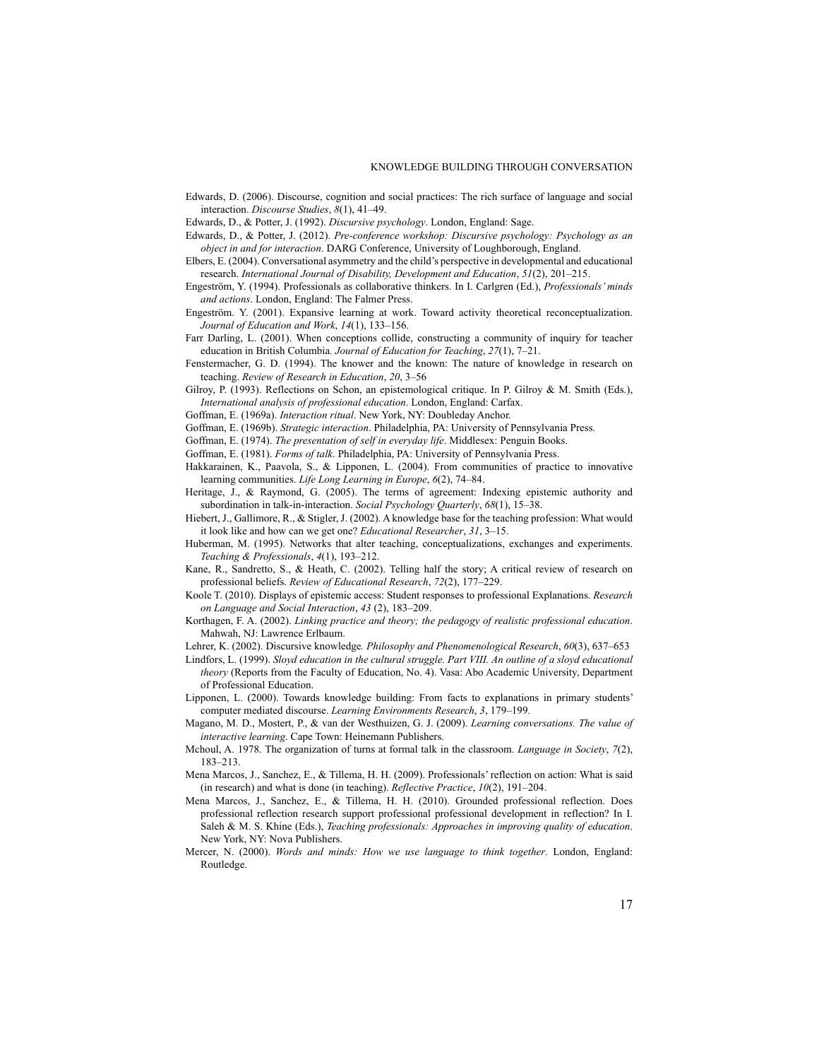Edwards, D. (2006). Discourse, cognition and social practices: The rich surface of language and social interaction. *Discourse Studies*, *8*(1), 41–49.

Edwards, D., & Potter, J. (1992). *Discursive psychology*. London, England: Sage.

Edwards, D., & Potter, J. (2012). *Pre-conference workshop: Discursive psychology: Psychology as an object in and for interaction*. DARG Conference, University of Loughborough, England.

Elbers, E. (2004). Conversational asymmetry and the child's perspective in developmental and educational research. *International Journal of Disability, Development and Education*, *51*(2), 201–215.

Engeström, Y. (1994). Professionals as collaborative thinkers. In I. Carlgren (Ed.), *Professionals' minds and actions*. London, England: The Falmer Press.

Engeström. Y. (2001). Expansive learning at work. Toward activity theoretical reconceptualization. *Journal of Education and Work*, *14*(1), 133–156.

Farr Darling, L. (2001). When conceptions collide, constructing a community of inquiry for teacher education in British Columbia*. Journal of Education for Teaching*, *27*(1), 7–21.

Fenstermacher, G. D. (1994). The knower and the known: The nature of knowledge in research on teaching. *Review of Research in Education*, *20*, 3–56

Gilroy, P. (1993). Reflections on Schon, an epistemological critique. In P. Gilroy & M. Smith (Eds.), *International analysis of professional education*. London, England: Carfax.

Goffman, E. (1969a). *Interaction ritual*. New York, NY: Doubleday Anchor.

Goffman, E. (1969b). *Strategic interaction*. Philadelphia, PA: University of Pennsylvania Press.

Goffman, E. (1974). *The presentation of self in everyday life*. Middlesex: Penguin Books.

Goffman, E. (1981). *Forms of talk*. Philadelphia, PA: University of Pennsylvania Press.

Hakkarainen, K., Paavola, S., & Lipponen, L. (2004). From communities of practice to innovative learning communities. *Life Long Learning in Europe*, *6*(2), 74–84.

Heritage, J., & Raymond, G. (2005). The terms of agreement: Indexing epistemic authority and subordination in talk-in-interaction. *Social Psychology Quarterly*, *68*(1), 15–38.

Hiebert, J., Gallimore, R., & Stigler, J. (2002). A knowledge base for the teaching profession: What would it look like and how can we get one? *Educational Researcher*, *31*, 3–15.

Huberman, M. (1995). Networks that alter teaching, conceptualizations, exchanges and experiments. *Teaching & Professionals*, *4*(1), 193–212.

Kane, R., Sandretto, S., & Heath, C. (2002). Telling half the story; A critical review of research on professional beliefs. *Review of Educational Research*, *72*(2), 177–229.

Koole T. (2010). Displays of epistemic access: Student responses to professional Explanations. *Research on Language and Social Interaction*, *43* (2), 183–209.

Korthagen, F. A. (2002). *Linking practice and theory; the pedagogy of realistic professional education*. Mahwah, NJ: Lawrence Erlbaum.

Lehrer, K. (2002). Discursive knowledge*. Philosophy and Phenomenological Research*, *60*(3), 637–653

Lindfors, L. (1999). *Sloyd education in the cultural struggle. Part VIII. An outline of a sloyd educational theory* (Reports from the Faculty of Education, No. 4). Vasa: Abo Academic University, Department of Professional Education.

Lipponen, L. (2000). Towards knowledge building: From facts to explanations in primary students' computer mediated discourse. *Learning Environments Research*, *3*, 179–199.

Magano, M. D., Mostert, P., & van der Westhuizen, G. J. (2009). *Learning conversations. The value of interactive learning*. Cape Town: Heinemann Publishers.

Mchoul, A. 1978. The organization of turns at formal talk in the classroom. *Language in Society*, *7*(2), 183–213.

Mena Marcos, J., Sanchez, E., & Tillema, H. H. (2009). Professionals' reflection on action: What is said (in research) and what is done (in teaching). *Reflective Practice*, *10*(2), 191–204.

Mena Marcos, J., Sanchez, E., & Tillema, H. H. (2010). Grounded professional reflection. Does professional reflection research support professional professional development in reflection? In I. Saleh & M. S. Khine (Eds.), *Teaching professionals: Approaches in improving quality of education*. New York, NY: Nova Publishers.

Mercer, N. (2000). *Words and minds: How we use language to think together*. London, England: Routledge.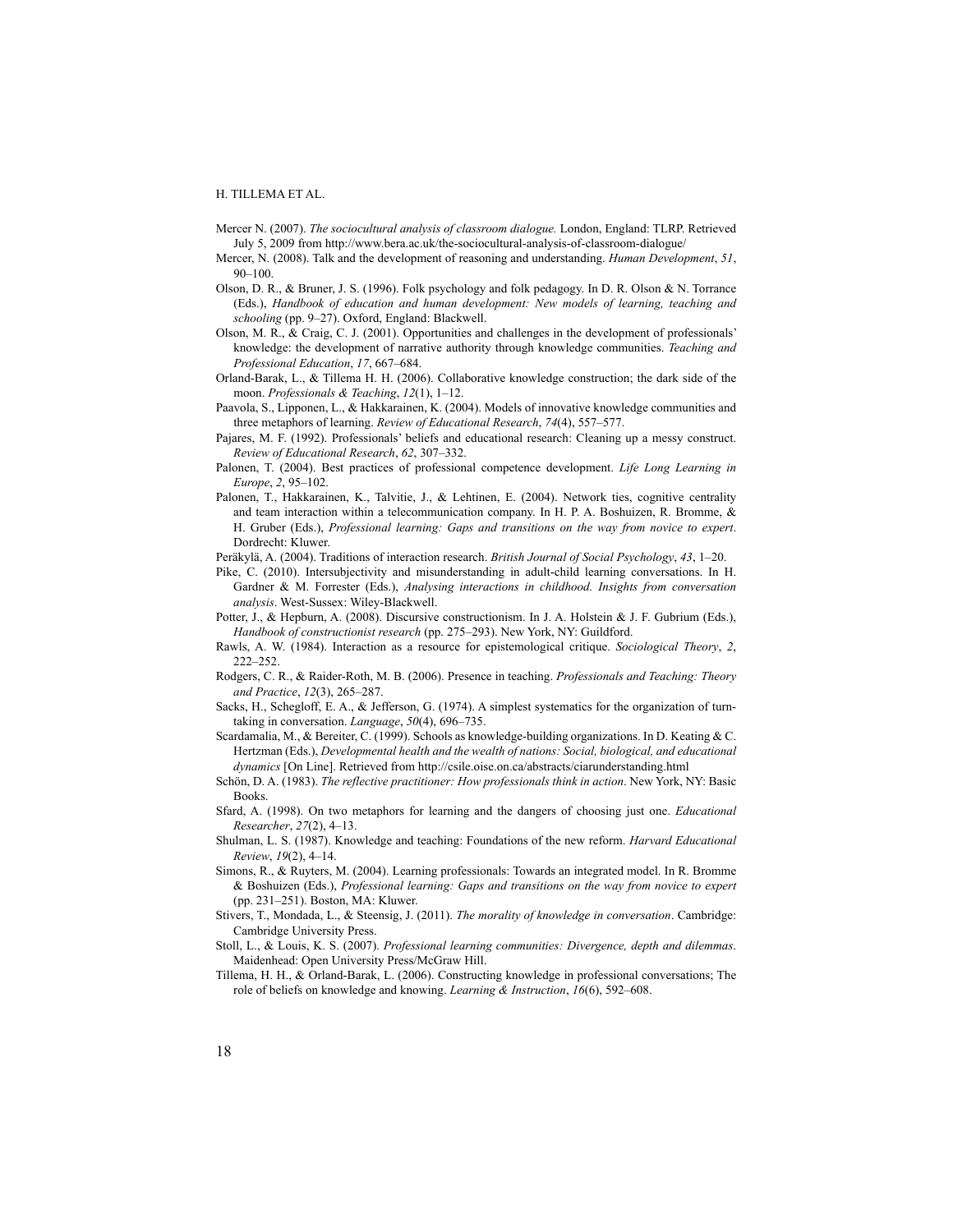Mercer N. (2007). *The sociocultural analysis of classroom dialogue.* London, England: TLRP. Retrieved July 5, 2009 from http://www.bera.ac.uk/the-sociocultural-analysis-of-classroom-dialogue/

Mercer, N. (2008). Talk and the development of reasoning and understanding. *Human Development*, *51*, 90–100.

Olson, D. R., & Bruner, J. S. (1996). Folk psychology and folk pedagogy. In D. R. Olson & N. Torrance (Eds.), *Handbook of education and human development: New models of learning, teaching and schooling* (pp. 9–27). Oxford, England: Blackwell.

Olson, M. R., & Craig, C. J. (2001). Opportunities and challenges in the development of professionals' knowledge: the development of narrative authority through knowledge communities. *Teaching and Professional Education*, *17*, 667–684.

Orland-Barak, L., & Tillema H. H. (2006). Collaborative knowledge construction; the dark side of the moon. *Professionals & Teaching*, *12*(1), 1–12.

Paavola, S., Lipponen, L., & Hakkarainen, K. (2004). Models of innovative knowledge communities and three metaphors of learning. *Review of Educational Research*, *74*(4), 557–577.

Pajares, M. F. (1992). Professionals' beliefs and educational research: Cleaning up a messy construct. *Review of Educational Research*, *62*, 307–332.

Palonen, T. (2004). Best practices of professional competence development. *Life Long Learning in Europe*, *2*, 95–102.

Palonen, T., Hakkarainen, K., Talvitie, J., & Lehtinen, E. (2004). Network ties, cognitive centrality and team interaction within a telecommunication company. In H. P. A. Boshuizen, R. Bromme, & H. Gruber (Eds.), *Professional learning: Gaps and transitions on the way from novice to expert*. Dordrecht: Kluwer.

Peräkylä, A. (2004). Traditions of interaction research. *British Journal of Social Psychology*, *43*, 1–20.

Pike, C. (2010). Intersubjectivity and misunderstanding in adult-child learning conversations. In H. Gardner & M. Forrester (Eds.), *Analysing interactions in childhood. Insights from conversation analysis*. West-Sussex: Wiley-Blackwell.

Potter, J., & Hepburn, A. (2008). Discursive constructionism. In J. A. Holstein & J. F. Gubrium (Eds.), *Handbook of constructionist research* (pp. 275–293). New York, NY: Guildford.

Rawls, A. W. (1984). Interaction as a resource for epistemological critique. *Sociological Theory*, *2*, 222–252.

Rodgers, C. R., & Raider-Roth, M. B. (2006). Presence in teaching. *Professionals and Teaching: Theory and Practice*, *12*(3), 265–287.

Sacks, H., Schegloff, E. A., & Jefferson, G. (1974). A simplest systematics for the organization of turn-taking in conversation. *Language*, *50*(4), 696–735.

Scardamalia, M., & Bereiter, C. (1999). Schools as knowledge-building organizations. In D. Keating & C. Hertzman (Eds.), *Developmental health and the wealth of nations: Social, biological, and educational dynamics* [On Line]. Retrieved from http://csile.oise.on.ca/abstracts/ciarunderstanding.html

Schön, D. A. (1983). *The reflective practitioner: How professionals think in action*. New York, NY: Basic Books.

Sfard, A. (1998). On two metaphors for learning and the dangers of choosing just one. *Educational Researcher*, *27*(2), 4–13.

Shulman, L. S. (1987). Knowledge and teaching: Foundations of the new reform. *Harvard Educational Review*, *19*(2), 4–14.

Simons, R., & Ruyters, M. (2004). Learning professionals: Towards an integrated model. In R. Bromme & Boshuizen (Eds.), *Professional learning: Gaps and transitions on the way from novice to expert* (pp. 231–251). Boston, MA: Kluwer.

Stivers, T., Mondada, L., & Steensig, J. (2011). *The morality of knowledge in conversation*. Cambridge: Cambridge University Press.

Stoll, L., & Louis, K. S. (2007). *Professional learning communities: Divergence, depth and dilemmas*. Maidenhead: Open University Press/McGraw Hill.

Tillema, H. H., & Orland-Barak, L. (2006). Constructing knowledge in professional conversations; The role of beliefs on knowledge and knowing. *Learning & Instruction*, *16*(6), 592–608.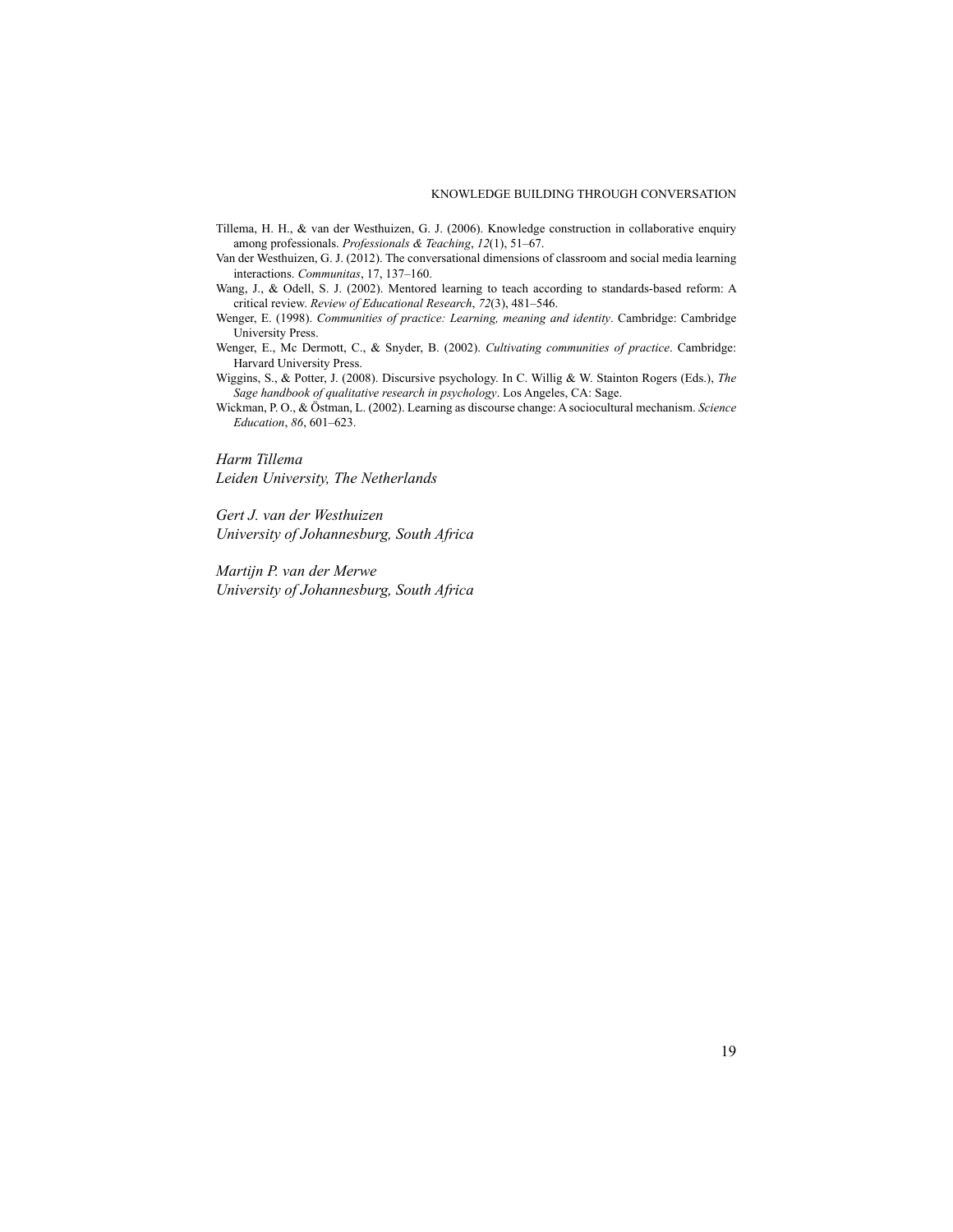Tillema, H. H., & van der Westhuizen, G. J. (2006). Knowledge construction in collaborative enquiry among professionals. *Professionals & Teaching*, *12*(1), 51–67.

Van der Westhuizen, G. J. (2012). The conversational dimensions of classroom and social media learning interactions. *Communitas*, 17, 137–160.

Wang, J., & Odell, S. J. (2002). Mentored learning to teach according to standards-based reform: A critical review. *Review of Educational Research*, *72*(3), 481–546.

Wenger, E. (1998). *Communities of practice: Learning, meaning and identity*. Cambridge: Cambridge University Press.

Wenger, E., Mc Dermott, C., & Snyder, B. (2002). *Cultivating communities of practice*. Cambridge: Harvard University Press.

Wiggins, S., & Potter, J. (2008). Discursive psychology. In C. Willig & W. Stainton Rogers (Eds.), *The Sage handbook of qualitative research in psychology*. Los Angeles, CA: Sage.

Wickman, P. O., & Östman, L. (2002). Learning as discourse change: A sociocultural mechanism. *Science Education*, *86*, 601–623.

*Harm Tillema*
*Leiden University, The Netherlands*

*Gert J. van der Westhuizen*
*University of Johannesburg, South Africa*

*Martijn P. van der Merwe*
*University of Johannesburg, South Africa*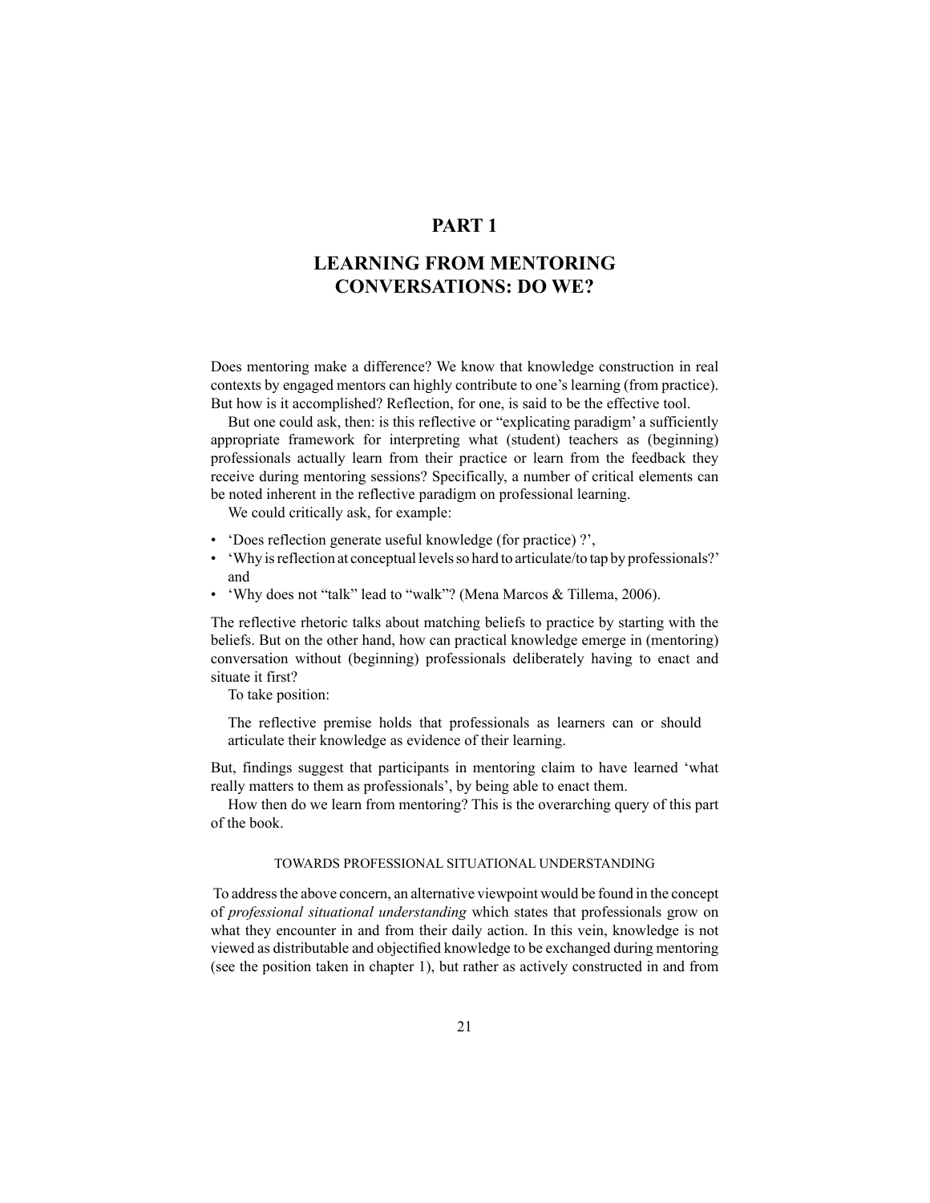# PART 1

# LEARNING FROM MENTORING CONVERSATIONS: DO WE?

Does mentoring make a difference? We know that knowledge construction in real contexts by engaged mentors can highly contribute to one's learning (from practice). But how is it accomplished? Reflection, for one, is said to be the effective tool.

But one could ask, then: is this reflective or "explicating paradigm' a sufficiently appropriate framework for interpreting what (student) teachers as (beginning) professionals actually learn from their practice or learn from the feedback they receive during mentoring sessions? Specifically, a number of critical elements can be noted inherent in the reflective paradigm on professional learning.

We could critically ask, for example:

- 'Does reflection generate useful knowledge (for practice) ?',
- 'Why is reflection at conceptual levels so hard to articulate/to tap by professionals?' and
- 'Why does not "talk" lead to "walk"? (Mena Marcos & Tillema, 2006).

The reflective rhetoric talks about matching beliefs to practice by starting with the beliefs. But on the other hand, how can practical knowledge emerge in (mentoring) conversation without (beginning) professionals deliberately having to enact and situate it first?

To take position:

> The reflective premise holds that professionals as learners can or should articulate their knowledge as evidence of their learning.

But, findings suggest that participants in mentoring claim to have learned 'what really matters to them as professionals', by being able to enact them.

How then do we learn from mentoring? This is the overarching query of this part of the book.

## TOWARDS PROFESSIONAL SITUATIONAL UNDERSTANDING

To address the above concern, an alternative viewpoint would be found in the concept of *professional situational understanding* which states that professionals grow on what they encounter in and from their daily action. In this vein, knowledge is not viewed as distributable and objectified knowledge to be exchanged during mentoring (see the position taken in chapter 1), but rather as actively constructed in and from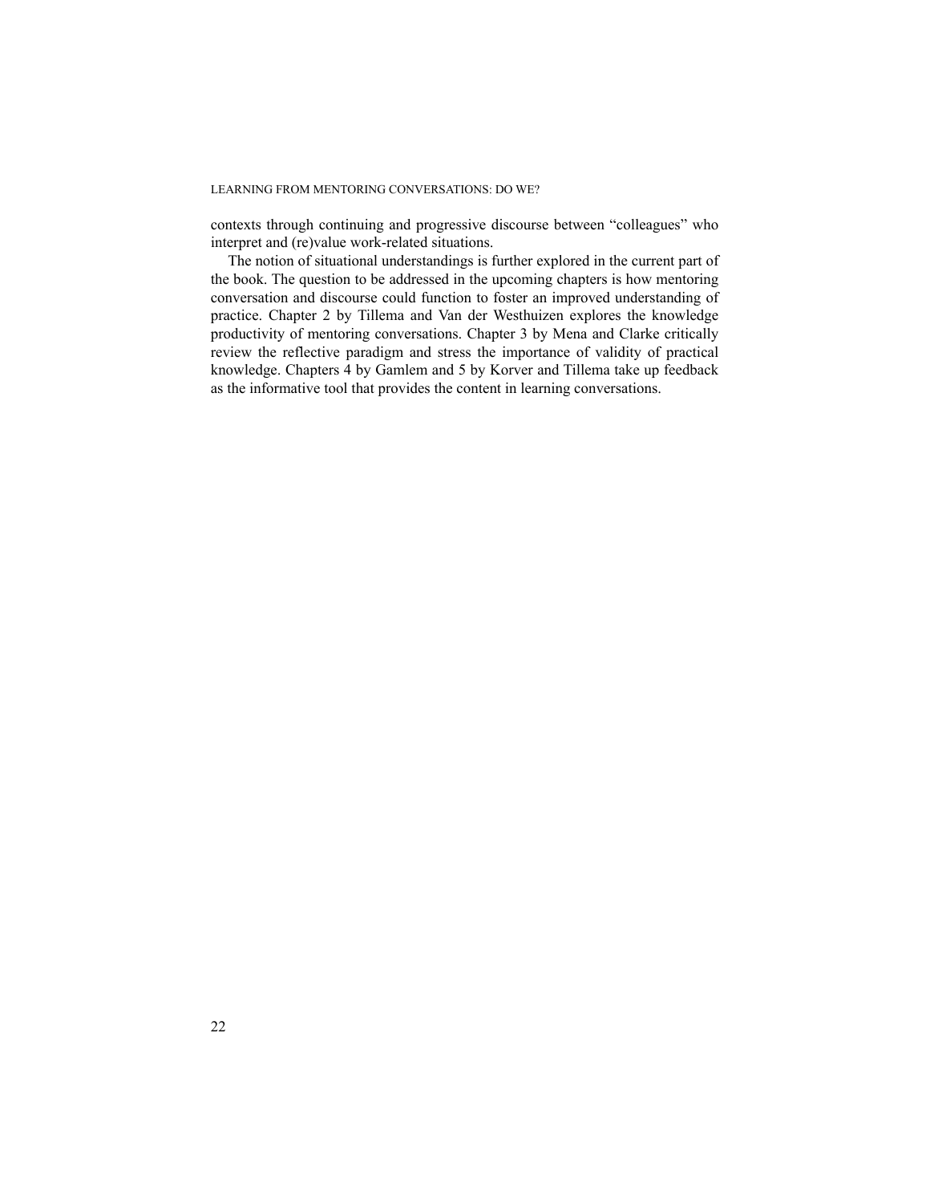contexts through continuing and progressive discourse between "colleagues" who interpret and (re)value work-related situations.

The notion of situational understandings is further explored in the current part of the book. The question to be addressed in the upcoming chapters is how mentoring conversation and discourse could function to foster an improved understanding of practice. Chapter 2 by Tillema and Van der Westhuizen explores the knowledge productivity of mentoring conversations. Chapter 3 by Mena and Clarke critically review the reflective paradigm and stress the importance of validity of practical knowledge. Chapters 4 by Gamlem and 5 by Korver and Tillema take up feedback as the informative tool that provides the content in learning conversations.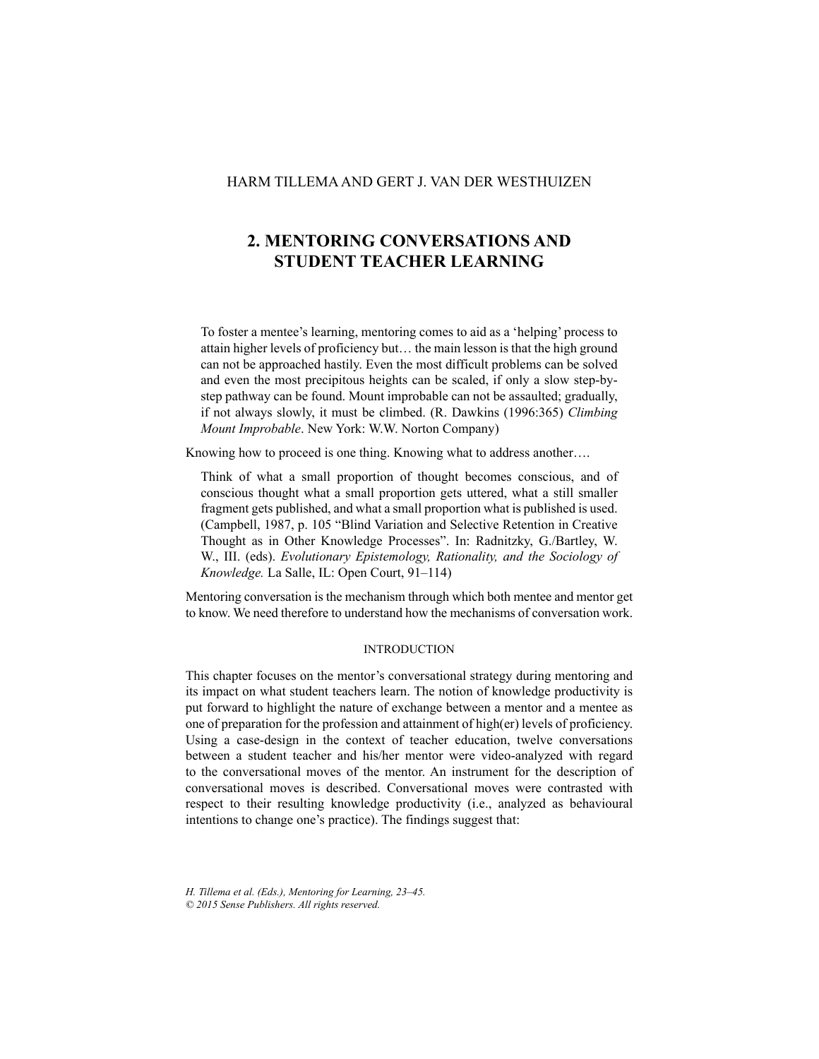HARM TILLEMA AND GERT J. VAN DER WESTHUIZEN

# 2. MENTORING CONVERSATIONS AND STUDENT TEACHER LEARNING

> To foster a mentee's learning, mentoring comes to aid as a 'helping' process to attain higher levels of proficiency but… the main lesson is that the high ground can not be approached hastily. Even the most difficult problems can be solved and even the most precipitous heights can be scaled, if only a slow step-by-step pathway can be found. Mount improbable can not be assaulted; gradually, if not always slowly, it must be climbed. (R. Dawkins (1996:365) *Climbing Mount Improbable*. New York: W.W. Norton Company)

Knowing how to proceed is one thing. Knowing what to address another….

> Think of what a small proportion of thought becomes conscious, and of conscious thought what a small proportion gets uttered, what a still smaller fragment gets published, and what a small proportion what is published is used. (Campbell, 1987, p. 105 "Blind Variation and Selective Retention in Creative Thought as in Other Knowledge Processes". In: Radnitzky, G./Bartley, W. W., III. (eds). *Evolutionary Epistemology, Rationality, and the Sociology of Knowledge.* La Salle, IL: Open Court, 91–114)

Mentoring conversation is the mechanism through which both mentee and mentor get to know. We need therefore to understand how the mechanisms of conversation work.

## INTRODUCTION

This chapter focuses on the mentor's conversational strategy during mentoring and its impact on what student teachers learn. The notion of knowledge productivity is put forward to highlight the nature of exchange between a mentor and a mentee as one of preparation for the profession and attainment of high(er) levels of proficiency. Using a case-design in the context of teacher education, twelve conversations between a student teacher and his/her mentor were video-analyzed with regard to the conversational moves of the mentor. An instrument for the description of conversational moves is described. Conversational moves were contrasted with respect to their resulting knowledge productivity (i.e., analyzed as behavioural intentions to change one's practice). The findings suggest that:

*H. Tillema et al. (Eds.), Mentoring for Learning, 23–45.*
*© 2015 Sense Publishers. All rights reserved.*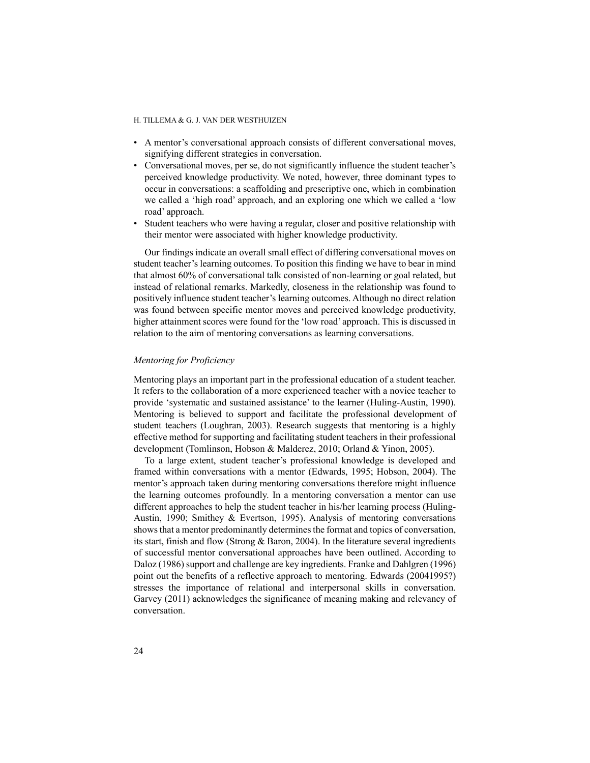- A mentor's conversational approach consists of different conversational moves, signifying different strategies in conversation.
- Conversational moves, per se, do not significantly influence the student teacher's perceived knowledge productivity. We noted, however, three dominant types to occur in conversations: a scaffolding and prescriptive one, which in combination we called a 'high road' approach, and an exploring one which we called a 'low road' approach.
- Student teachers who were having a regular, closer and positive relationship with their mentor were associated with higher knowledge productivity.

Our findings indicate an overall small effect of differing conversational moves on student teacher's learning outcomes. To position this finding we have to bear in mind that almost 60% of conversational talk consisted of non-learning or goal related, but instead of relational remarks. Markedly, closeness in the relationship was found to positively influence student teacher's learning outcomes. Although no direct relation was found between specific mentor moves and perceived knowledge productivity, higher attainment scores were found for the 'low road' approach. This is discussed in relation to the aim of mentoring conversations as learning conversations.

### *Mentoring for Proficiency*

Mentoring plays an important part in the professional education of a student teacher. It refers to the collaboration of a more experienced teacher with a novice teacher to provide 'systematic and sustained assistance' to the learner (Huling-Austin, 1990). Mentoring is believed to support and facilitate the professional development of student teachers (Loughran, 2003). Research suggests that mentoring is a highly effective method for supporting and facilitating student teachers in their professional development (Tomlinson, Hobson & Malderez, 2010; Orland & Yinon, 2005).

To a large extent, student teacher's professional knowledge is developed and framed within conversations with a mentor (Edwards, 1995; Hobson, 2004). The mentor's approach taken during mentoring conversations therefore might influence the learning outcomes profoundly. In a mentoring conversation a mentor can use different approaches to help the student teacher in his/her learning process (Huling-Austin, 1990; Smithey & Evertson, 1995). Analysis of mentoring conversations shows that a mentor predominantly determines the format and topics of conversation, its start, finish and flow (Strong & Baron, 2004). In the literature several ingredients of successful mentor conversational approaches have been outlined. According to Daloz (1986) support and challenge are key ingredients. Franke and Dahlgren (1996) point out the benefits of a reflective approach to mentoring. Edwards (20041995?) stresses the importance of relational and interpersonal skills in conversation. Garvey (2011) acknowledges the significance of meaning making and relevancy of conversation.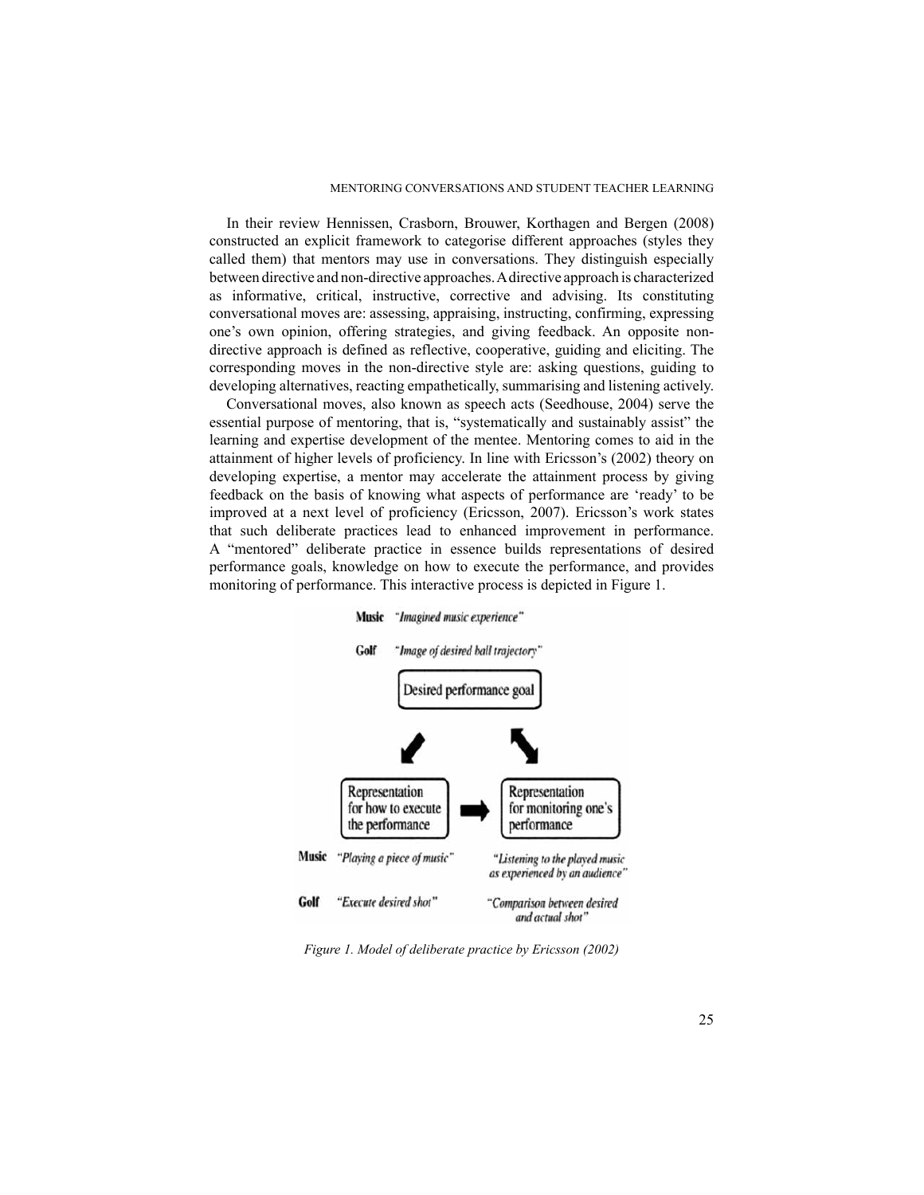In their review Hennissen, Crasborn, Brouwer, Korthagen and Bergen (2008) constructed an explicit framework to categorise different approaches (styles they called them) that mentors may use in conversations. They distinguish especially between directive and non-directive approaches. A directive approach is characterized as informative, critical, instructive, corrective and advising. Its constituting conversational moves are: assessing, appraising, instructing, confirming, expressing one's own opinion, offering strategies, and giving feedback. An opposite non-directive approach is defined as reflective, cooperative, guiding and eliciting. The corresponding moves in the non-directive style are: asking questions, guiding to developing alternatives, reacting empathetically, summarising and listening actively.

Conversational moves, also known as speech acts (Seedhouse, 2004) serve the essential purpose of mentoring, that is, "systematically and sustainably assist" the learning and expertise development of the mentee. Mentoring comes to aid in the attainment of higher levels of proficiency. In line with Ericsson's (2002) theory on developing expertise, a mentor may accelerate the attainment process by giving feedback on the basis of knowing what aspects of performance are 'ready' to be improved at a next level of proficiency (Ericsson, 2007). Ericsson's work states that such deliberate practices lead to enhanced improvement in performance. A "mentored" deliberate practice in essence builds representations of desired performance goals, knowledge on how to execute the performance, and provides monitoring of performance. This interactive process is depicted in Figure 1.

**Music** *"Imagined music experience"*

**Golf** *"Image of desired ball trajectory"*

Desired performance goal

Representation for how to execute the performance → Representation for monitoring one's performance

**Music** *"Playing a piece of music"* — *"Listening to the played music as experienced by an audience"*

**Golf** *"Execute desired shot"* — *"Comparison between desired and actual shot"*

*Figure 1. Model of deliberate practice by Ericsson (2002)*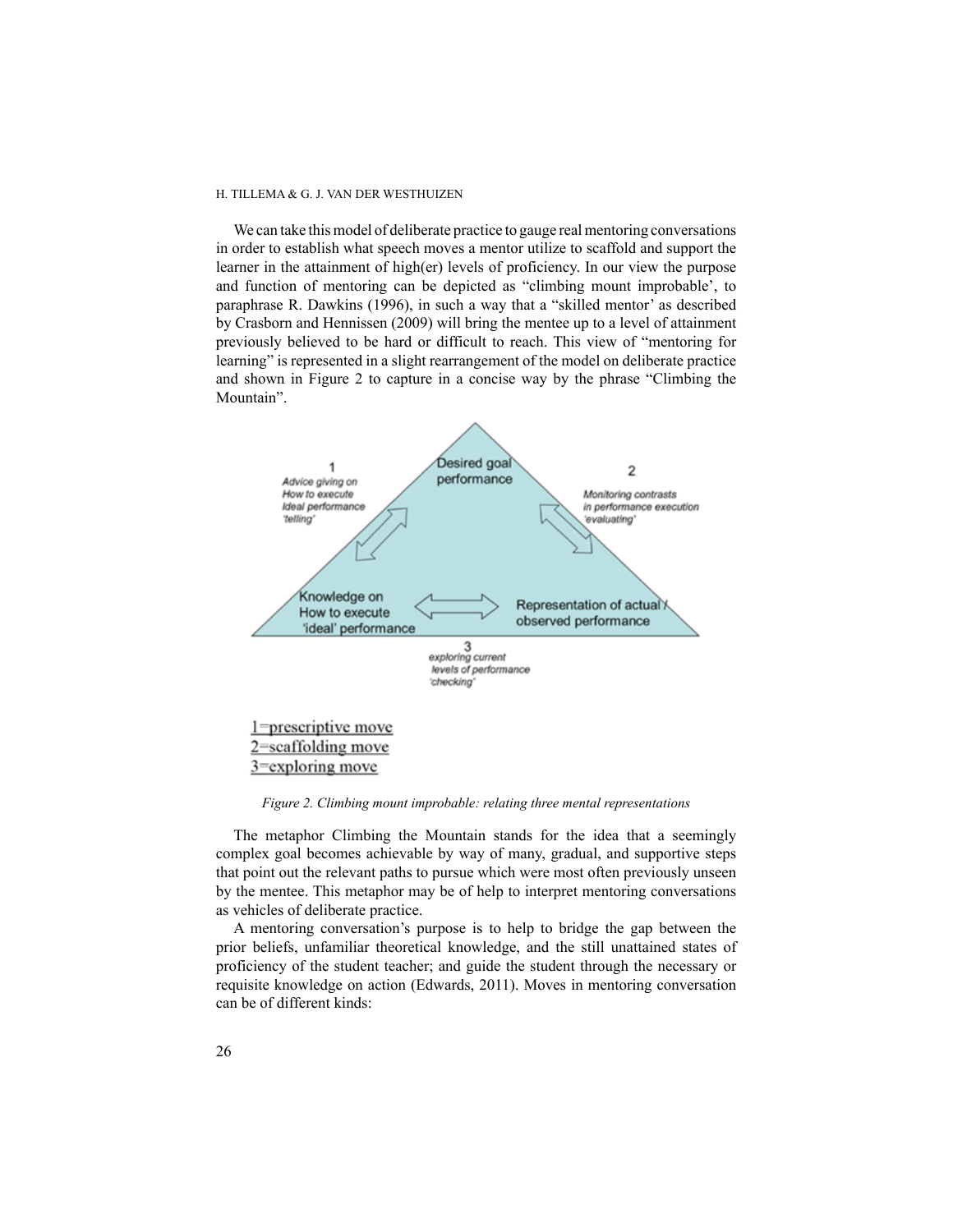We can take this model of deliberate practice to gauge real mentoring conversations in order to establish what speech moves a mentor utilize to scaffold and support the learner in the attainment of high(er) levels of proficiency. In our view the purpose and function of mentoring can be depicted as "climbing mount improbable', to paraphrase R. Dawkins (1996), in such a way that a "skilled mentor' as described by Crasborn and Hennissen (2009) will bring the mentee up to a level of attainment previously believed to be hard or difficult to reach. This view of "mentoring for learning" is represented in a slight rearrangement of the model on deliberate practice and shown in Figure 2 to capture in a concise way by the phrase "Climbing the Mountain".

Desired goal performance

1 *Advice giving on How to execute Ideal performance 'telling'*

2 *Monitoring contrasts in performance execution 'evaluating'*

Knowledge on How to execute 'ideal' performance

Representation of actual / observed performance

3 *exploring current levels of performance 'checking'*

1=prescriptive move
2=scaffolding move
3=exploring move

*Figure 2. Climbing mount improbable: relating three mental representations*

The metaphor Climbing the Mountain stands for the idea that a seemingly complex goal becomes achievable by way of many, gradual, and supportive steps that point out the relevant paths to pursue which were most often previously unseen by the mentee. This metaphor may be of help to interpret mentoring conversations as vehicles of deliberate practice.

A mentoring conversation's purpose is to help to bridge the gap between the prior beliefs, unfamiliar theoretical knowledge, and the still unattained states of proficiency of the student teacher; and guide the student through the necessary or requisite knowledge on action (Edwards, 2011). Moves in mentoring conversation can be of different kinds: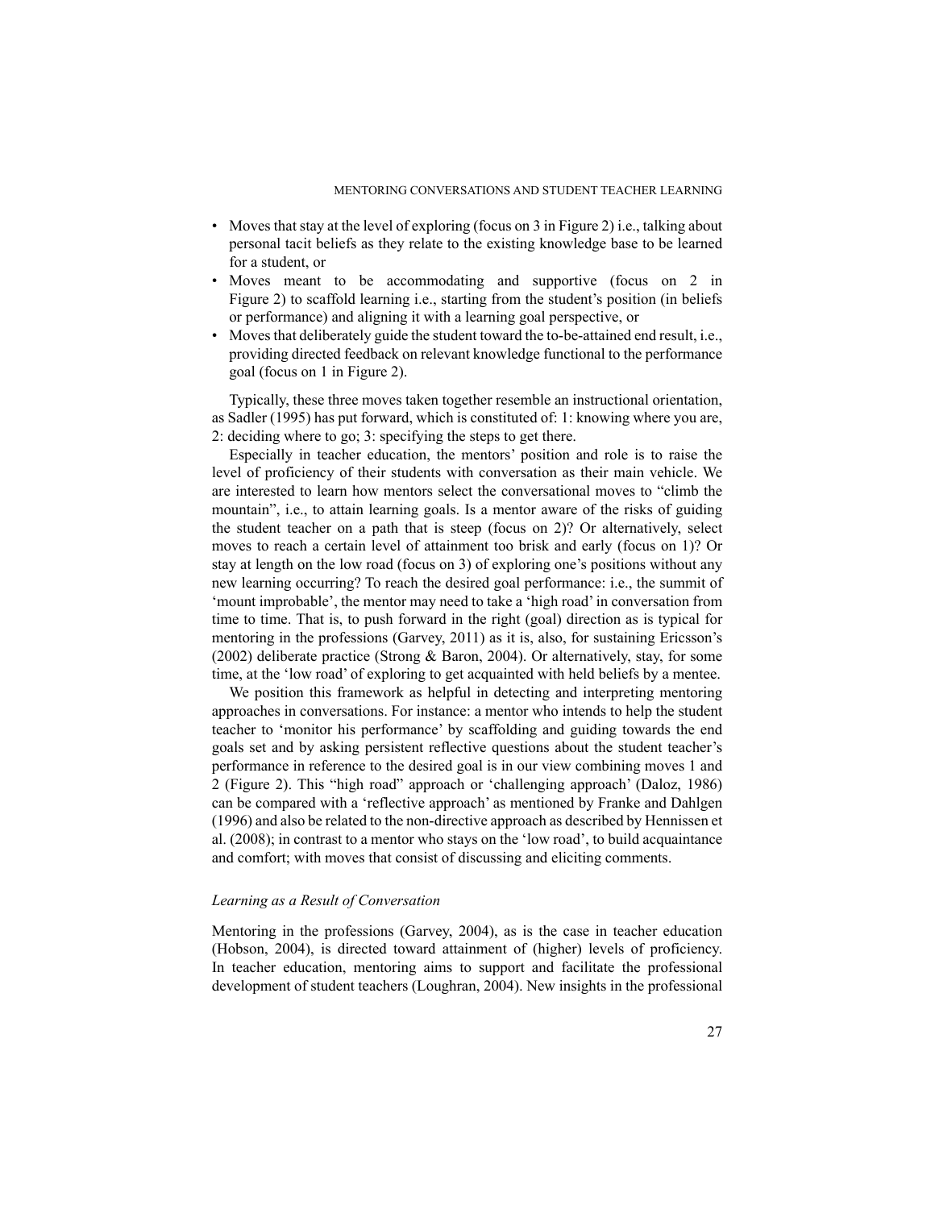- Moves that stay at the level of exploring (focus on 3 in Figure 2) i.e., talking about personal tacit beliefs as they relate to the existing knowledge base to be learned for a student, or
- Moves meant to be accommodating and supportive (focus on 2 in Figure 2) to scaffold learning i.e., starting from the student's position (in beliefs or performance) and aligning it with a learning goal perspective, or
- Moves that deliberately guide the student toward the to-be-attained end result, i.e., providing directed feedback on relevant knowledge functional to the performance goal (focus on 1 in Figure 2).

Typically, these three moves taken together resemble an instructional orientation, as Sadler (1995) has put forward, which is constituted of: 1: knowing where you are, 2: deciding where to go; 3: specifying the steps to get there.

Especially in teacher education, the mentors' position and role is to raise the level of proficiency of their students with conversation as their main vehicle. We are interested to learn how mentors select the conversational moves to "climb the mountain", i.e., to attain learning goals. Is a mentor aware of the risks of guiding the student teacher on a path that is steep (focus on 2)? Or alternatively, select moves to reach a certain level of attainment too brisk and early (focus on 1)? Or stay at length on the low road (focus on 3) of exploring one's positions without any new learning occurring? To reach the desired goal performance: i.e., the summit of 'mount improbable', the mentor may need to take a 'high road' in conversation from time to time. That is, to push forward in the right (goal) direction as is typical for mentoring in the professions (Garvey, 2011) as it is, also, for sustaining Ericsson's (2002) deliberate practice (Strong & Baron, 2004). Or alternatively, stay, for some time, at the 'low road' of exploring to get acquainted with held beliefs by a mentee.

We position this framework as helpful in detecting and interpreting mentoring approaches in conversations. For instance: a mentor who intends to help the student teacher to 'monitor his performance' by scaffolding and guiding towards the end goals set and by asking persistent reflective questions about the student teacher's performance in reference to the desired goal is in our view combining moves 1 and 2 (Figure 2). This "high road" approach or 'challenging approach' (Daloz, 1986) can be compared with a 'reflective approach' as mentioned by Franke and Dahlgen (1996) and also be related to the non-directive approach as described by Hennissen et al. (2008); in contrast to a mentor who stays on the 'low road', to build acquaintance and comfort; with moves that consist of discussing and eliciting comments.

### *Learning as a Result of Conversation*

Mentoring in the professions (Garvey, 2004), as is the case in teacher education (Hobson, 2004), is directed toward attainment of (higher) levels of proficiency. In teacher education, mentoring aims to support and facilitate the professional development of student teachers (Loughran, 2004). New insights in the professional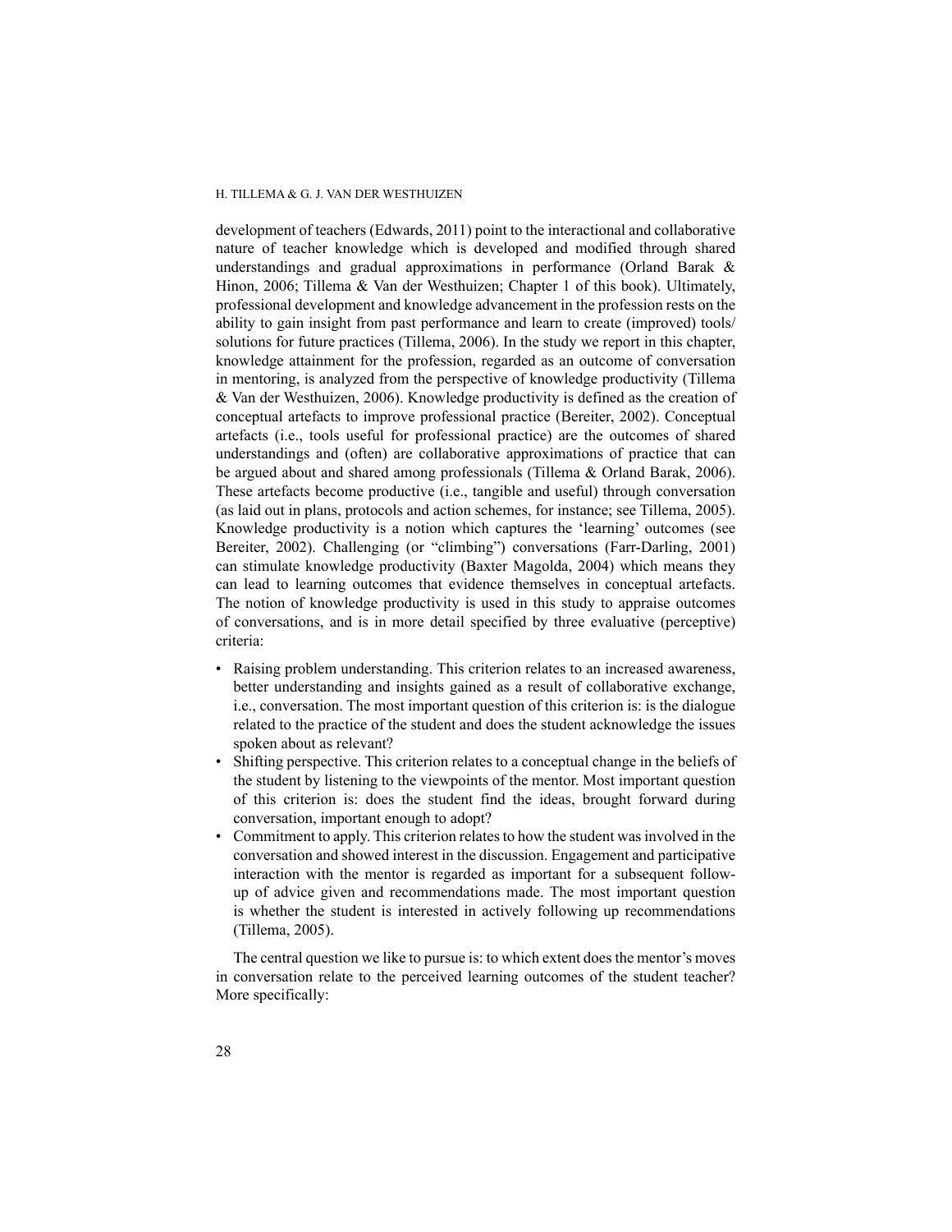development of teachers (Edwards, 2011) point to the interactional and collaborative nature of teacher knowledge which is developed and modified through shared understandings and gradual approximations in performance (Orland Barak & Hinon, 2006; Tillema & Van der Westhuizen; Chapter 1 of this book). Ultimately, professional development and knowledge advancement in the profession rests on the ability to gain insight from past performance and learn to create (improved) tools/ solutions for future practices (Tillema, 2006). In the study we report in this chapter, knowledge attainment for the profession, regarded as an outcome of conversation in mentoring, is analyzed from the perspective of knowledge productivity (Tillema & Van der Westhuizen, 2006). Knowledge productivity is defined as the creation of conceptual artefacts to improve professional practice (Bereiter, 2002). Conceptual artefacts (i.e., tools useful for professional practice) are the outcomes of shared understandings and (often) are collaborative approximations of practice that can be argued about and shared among professionals (Tillema & Orland Barak, 2006). These artefacts become productive (i.e., tangible and useful) through conversation (as laid out in plans, protocols and action schemes, for instance; see Tillema, 2005). Knowledge productivity is a notion which captures the 'learning' outcomes (see Bereiter, 2002). Challenging (or "climbing") conversations (Farr-Darling, 2001) can stimulate knowledge productivity (Baxter Magolda, 2004) which means they can lead to learning outcomes that evidence themselves in conceptual artefacts. The notion of knowledge productivity is used in this study to appraise outcomes of conversations, and is in more detail specified by three evaluative (perceptive) criteria:

- Raising problem understanding. This criterion relates to an increased awareness, better understanding and insights gained as a result of collaborative exchange, i.e., conversation. The most important question of this criterion is: is the dialogue related to the practice of the student and does the student acknowledge the issues spoken about as relevant?
- Shifting perspective. This criterion relates to a conceptual change in the beliefs of the student by listening to the viewpoints of the mentor. Most important question of this criterion is: does the student find the ideas, brought forward during conversation, important enough to adopt?
- Commitment to apply. This criterion relates to how the student was involved in the conversation and showed interest in the discussion. Engagement and participative interaction with the mentor is regarded as important for a subsequent follow-up of advice given and recommendations made. The most important question is whether the student is interested in actively following up recommendations (Tillema, 2005).

The central question we like to pursue is: to which extent does the mentor's moves in conversation relate to the perceived learning outcomes of the student teacher? More specifically: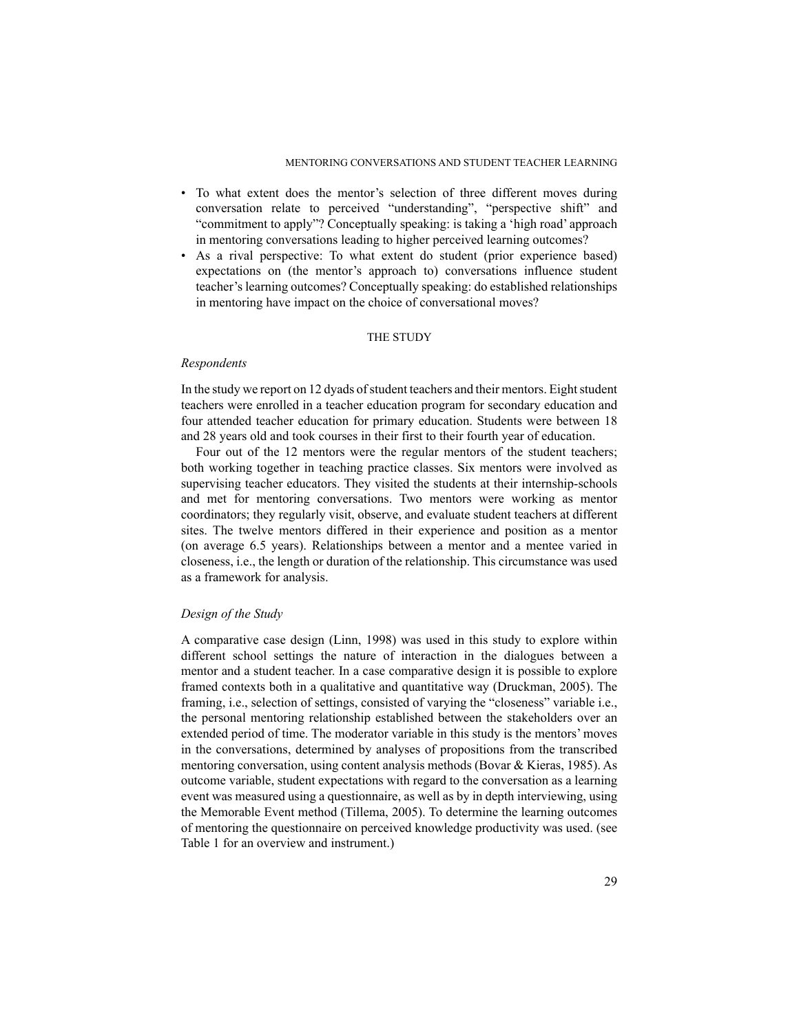- To what extent does the mentor's selection of three different moves during conversation relate to perceived "understanding", "perspective shift" and "commitment to apply"? Conceptually speaking: is taking a 'high road' approach in mentoring conversations leading to higher perceived learning outcomes?
- As a rival perspective: To what extent do student (prior experience based) expectations on (the mentor's approach to) conversations influence student teacher's learning outcomes? Conceptually speaking: do established relationships in mentoring have impact on the choice of conversational moves?

## THE STUDY

### *Respondents*

In the study we report on 12 dyads of student teachers and their mentors. Eight student teachers were enrolled in a teacher education program for secondary education and four attended teacher education for primary education. Students were between 18 and 28 years old and took courses in their first to their fourth year of education.

Four out of the 12 mentors were the regular mentors of the student teachers; both working together in teaching practice classes. Six mentors were involved as supervising teacher educators. They visited the students at their internship-schools and met for mentoring conversations. Two mentors were working as mentor coordinators; they regularly visit, observe, and evaluate student teachers at different sites. The twelve mentors differed in their experience and position as a mentor (on average 6.5 years). Relationships between a mentor and a mentee varied in closeness, i.e., the length or duration of the relationship. This circumstance was used as a framework for analysis.

### *Design of the Study*

A comparative case design (Linn, 1998) was used in this study to explore within different school settings the nature of interaction in the dialogues between a mentor and a student teacher. In a case comparative design it is possible to explore framed contexts both in a qualitative and quantitative way (Druckman, 2005). The framing, i.e., selection of settings, consisted of varying the "closeness" variable i.e., the personal mentoring relationship established between the stakeholders over an extended period of time. The moderator variable in this study is the mentors' moves in the conversations, determined by analyses of propositions from the transcribed mentoring conversation, using content analysis methods (Bovar & Kieras, 1985). As outcome variable, student expectations with regard to the conversation as a learning event was measured using a questionnaire, as well as by in depth interviewing, using the Memorable Event method (Tillema, 2005). To determine the learning outcomes of mentoring the questionnaire on perceived knowledge productivity was used. (see Table 1 for an overview and instrument.)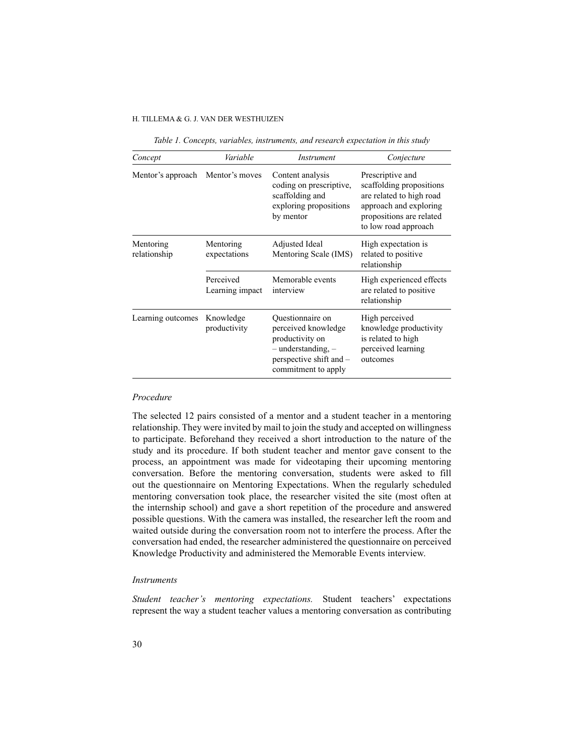*Table 1. Concepts, variables, instruments, and research expectation in this study*

| *Concept* | *Variable* | *Instrument* | *Conjecture* |
|---|---|---|---|
| Mentor's approach | Mentor's moves | Content analysis coding on prescriptive, scaffolding and exploring propositions by mentor | Prescriptive and scaffolding propositions are related to high road approach and exploring propositions are related to low road approach |
| Mentoring relationship | Mentoring expectations | Adjusted Ideal Mentoring Scale (IMS) | High expectation is related to positive relationship |
| | Perceived Learning impact | Memorable events interview | High experienced effects are related to positive relationship |
| Learning outcomes | Knowledge productivity | Questionnaire on perceived knowledge productivity on – understanding, – perspective shift and – commitment to apply | High perceived knowledge productivity is related to high perceived learning outcomes |

### *Procedure*

The selected 12 pairs consisted of a mentor and a student teacher in a mentoring relationship. They were invited by mail to join the study and accepted on willingness to participate. Beforehand they received a short introduction to the nature of the study and its procedure. If both student teacher and mentor gave consent to the process, an appointment was made for videotaping their upcoming mentoring conversation. Before the mentoring conversation, students were asked to fill out the questionnaire on Mentoring Expectations. When the regularly scheduled mentoring conversation took place, the researcher visited the site (most often at the internship school) and gave a short repetition of the procedure and answered possible questions. With the camera was installed, the researcher left the room and waited outside during the conversation room not to interfere the process. After the conversation had ended, the researcher administered the questionnaire on perceived Knowledge Productivity and administered the Memorable Events interview.

### *Instruments*

*Student teacher's mentoring expectations.* Student teachers' expectations represent the way a student teacher values a mentoring conversation as contributing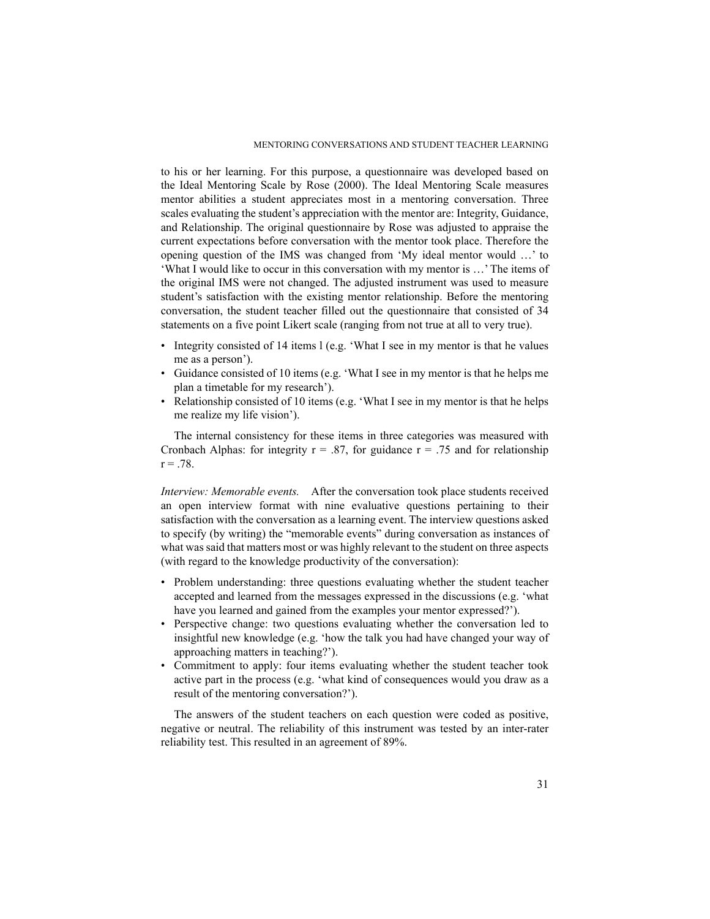to his or her learning. For this purpose, a questionnaire was developed based on the Ideal Mentoring Scale by Rose (2000). The Ideal Mentoring Scale measures mentor abilities a student appreciates most in a mentoring conversation. Three scales evaluating the student's appreciation with the mentor are: Integrity, Guidance, and Relationship. The original questionnaire by Rose was adjusted to appraise the current expectations before conversation with the mentor took place. Therefore the opening question of the IMS was changed from 'My ideal mentor would …' to 'What I would like to occur in this conversation with my mentor is …' The items of the original IMS were not changed. The adjusted instrument was used to measure student's satisfaction with the existing mentor relationship. Before the mentoring conversation, the student teacher filled out the questionnaire that consisted of 34 statements on a five point Likert scale (ranging from not true at all to very true).

- Integrity consisted of 14 items l (e.g. 'What I see in my mentor is that he values me as a person').
- Guidance consisted of 10 items (e.g. 'What I see in my mentor is that he helps me plan a timetable for my research').
- Relationship consisted of 10 items (e.g. 'What I see in my mentor is that he helps me realize my life vision').

The internal consistency for these items in three categories was measured with Cronbach Alphas: for integrity $r = .87$, for guidance $r = .75$ and for relationship $r = .78$.

*Interview: Memorable events.* After the conversation took place students received an open interview format with nine evaluative questions pertaining to their satisfaction with the conversation as a learning event. The interview questions asked to specify (by writing) the "memorable events" during conversation as instances of what was said that matters most or was highly relevant to the student on three aspects (with regard to the knowledge productivity of the conversation):

- Problem understanding: three questions evaluating whether the student teacher accepted and learned from the messages expressed in the discussions (e.g. 'what have you learned and gained from the examples your mentor expressed?').
- Perspective change: two questions evaluating whether the conversation led to insightful new knowledge (e.g. 'how the talk you had have changed your way of approaching matters in teaching?').
- Commitment to apply: four items evaluating whether the student teacher took active part in the process (e.g. 'what kind of consequences would you draw as a result of the mentoring conversation?').

The answers of the student teachers on each question were coded as positive, negative or neutral. The reliability of this instrument was tested by an inter-rater reliability test. This resulted in an agreement of 89%.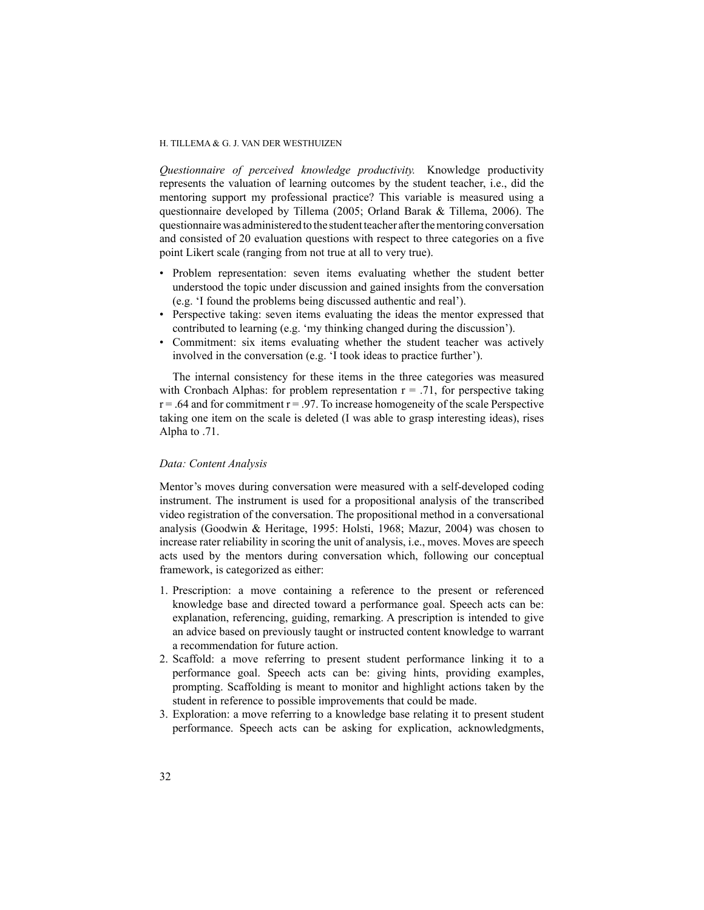*Questionnaire of perceived knowledge productivity.* Knowledge productivity represents the valuation of learning outcomes by the student teacher, i.e., did the mentoring support my professional practice? This variable is measured using a questionnaire developed by Tillema (2005; Orland Barak & Tillema, 2006). The questionnaire was administered to the student teacher after the mentoring conversation and consisted of 20 evaluation questions with respect to three categories on a five point Likert scale (ranging from not true at all to very true).

- Problem representation: seven items evaluating whether the student better understood the topic under discussion and gained insights from the conversation (e.g. 'I found the problems being discussed authentic and real').
- Perspective taking: seven items evaluating the ideas the mentor expressed that contributed to learning (e.g. 'my thinking changed during the discussion').
- Commitment: six items evaluating whether the student teacher was actively involved in the conversation (e.g. 'I took ideas to practice further').

The internal consistency for these items in the three categories was measured with Cronbach Alphas: for problem representation $r = .71$, for perspective taking $r = .64$ and for commitment $r = .97$. To increase homogeneity of the scale Perspective taking one item on the scale is deleted (I was able to grasp interesting ideas), rises Alpha to .71.

### *Data: Content Analysis*

Mentor's moves during conversation were measured with a self-developed coding instrument. The instrument is used for a propositional analysis of the transcribed video registration of the conversation. The propositional method in a conversational analysis (Goodwin & Heritage, 1995: Holsti, 1968; Mazur, 2004) was chosen to increase rater reliability in scoring the unit of analysis, i.e., moves. Moves are speech acts used by the mentors during conversation which, following our conceptual framework, is categorized as either:

1. Prescription: a move containing a reference to the present or referenced knowledge base and directed toward a performance goal. Speech acts can be: explanation, referencing, guiding, remarking. A prescription is intended to give an advice based on previously taught or instructed content knowledge to warrant a recommendation for future action.
2. Scaffold: a move referring to present student performance linking it to a performance goal. Speech acts can be: giving hints, providing examples, prompting. Scaffolding is meant to monitor and highlight actions taken by the student in reference to possible improvements that could be made.
3. Exploration: a move referring to a knowledge base relating it to present student performance. Speech acts can be asking for explication, acknowledgments,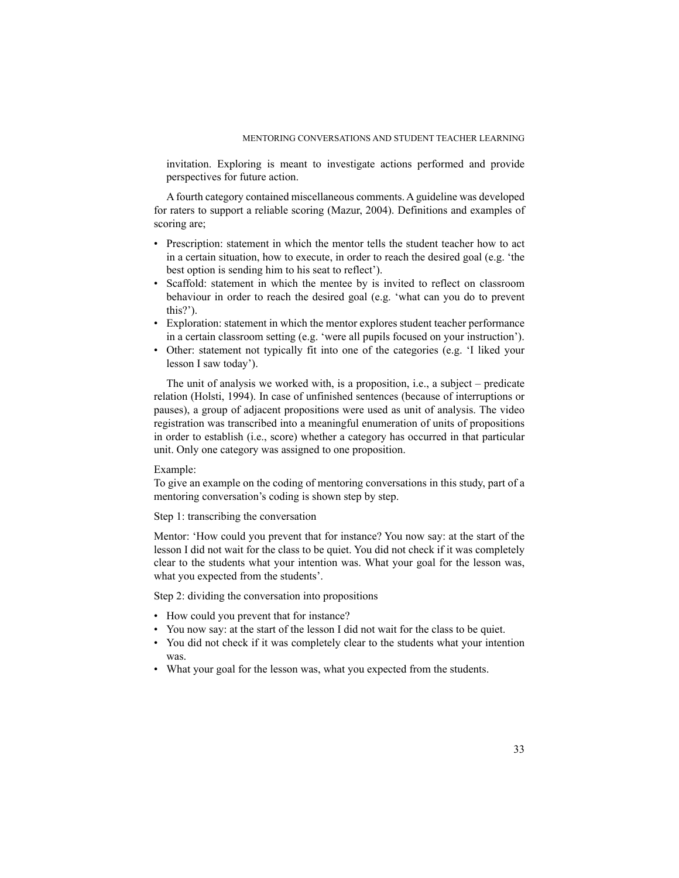invitation. Exploring is meant to investigate actions performed and provide perspectives for future action.

A fourth category contained miscellaneous comments. A guideline was developed for raters to support a reliable scoring (Mazur, 2004). Definitions and examples of scoring are;

- Prescription: statement in which the mentor tells the student teacher how to act in a certain situation, how to execute, in order to reach the desired goal (e.g. 'the best option is sending him to his seat to reflect').
- Scaffold: statement in which the mentee by is invited to reflect on classroom behaviour in order to reach the desired goal (e.g. 'what can you do to prevent this?').
- Exploration: statement in which the mentor explores student teacher performance in a certain classroom setting (e.g. 'were all pupils focused on your instruction').
- Other: statement not typically fit into one of the categories (e.g. 'I liked your lesson I saw today').

The unit of analysis we worked with, is a proposition, i.e., a subject – predicate relation (Holsti, 1994). In case of unfinished sentences (because of interruptions or pauses), a group of adjacent propositions were used as unit of analysis. The video registration was transcribed into a meaningful enumeration of units of propositions in order to establish (i.e., score) whether a category has occurred in that particular unit. Only one category was assigned to one proposition.

Example:
To give an example on the coding of mentoring conversations in this study, part of a mentoring conversation's coding is shown step by step.

Step 1: transcribing the conversation

Mentor: 'How could you prevent that for instance? You now say: at the start of the lesson I did not wait for the class to be quiet. You did not check if it was completely clear to the students what your intention was. What your goal for the lesson was, what you expected from the students'.

Step 2: dividing the conversation into propositions

- How could you prevent that for instance?
- You now say: at the start of the lesson I did not wait for the class to be quiet.
- You did not check if it was completely clear to the students what your intention was.
- What your goal for the lesson was, what you expected from the students.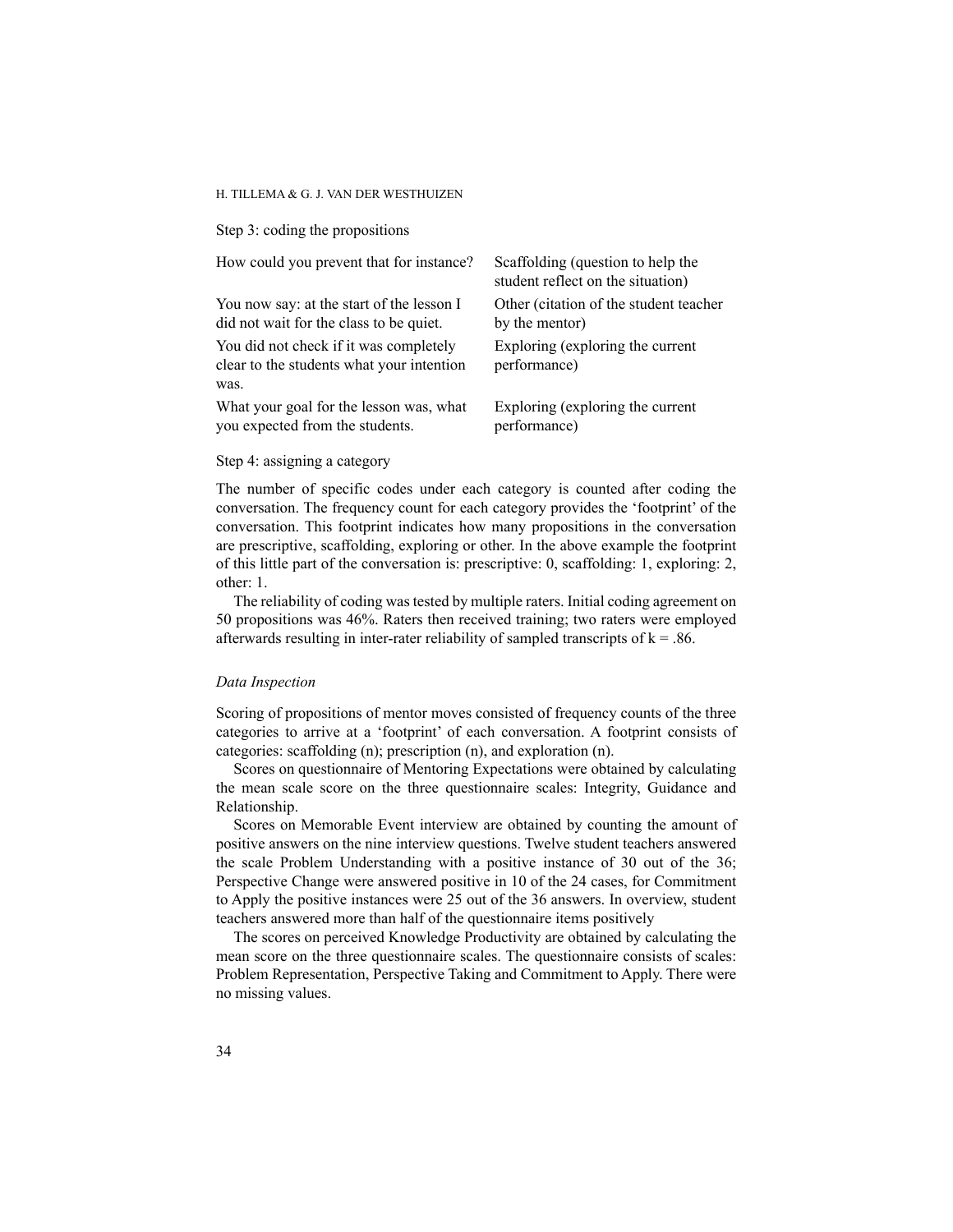Step 3: coding the propositions

| | |
|---|---|
| How could you prevent that for instance? | Scaffolding (question to help the student reflect on the situation) |
| You now say: at the start of the lesson I did not wait for the class to be quiet. | Other (citation of the student teacher by the mentor) |
| You did not check if it was completely clear to the students what your intention was. | Exploring (exploring the current performance) |
| What your goal for the lesson was, what you expected from the students. | Exploring (exploring the current performance) |

Step 4: assigning a category

The number of specific codes under each category is counted after coding the conversation. The frequency count for each category provides the 'footprint' of the conversation. This footprint indicates how many propositions in the conversation are prescriptive, scaffolding, exploring or other. In the above example the footprint of this little part of the conversation is: prescriptive: 0, scaffolding: 1, exploring: 2, other: 1.

The reliability of coding was tested by multiple raters. Initial coding agreement on 50 propositions was 46%. Raters then received training; two raters were employed afterwards resulting in inter-rater reliability of sampled transcripts of $k = .86$.

*Data Inspection*

Scoring of propositions of mentor moves consisted of frequency counts of the three categories to arrive at a 'footprint' of each conversation. A footprint consists of categories: scaffolding (n); prescription (n), and exploration (n).

Scores on questionnaire of Mentoring Expectations were obtained by calculating the mean scale score on the three questionnaire scales: Integrity, Guidance and Relationship.

Scores on Memorable Event interview are obtained by counting the amount of positive answers on the nine interview questions. Twelve student teachers answered the scale Problem Understanding with a positive instance of 30 out of the 36; Perspective Change were answered positive in 10 of the 24 cases, for Commitment to Apply the positive instances were 25 out of the 36 answers. In overview, student teachers answered more than half of the questionnaire items positively

The scores on perceived Knowledge Productivity are obtained by calculating the mean score on the three questionnaire scales. The questionnaire consists of scales: Problem Representation, Perspective Taking and Commitment to Apply. There were no missing values.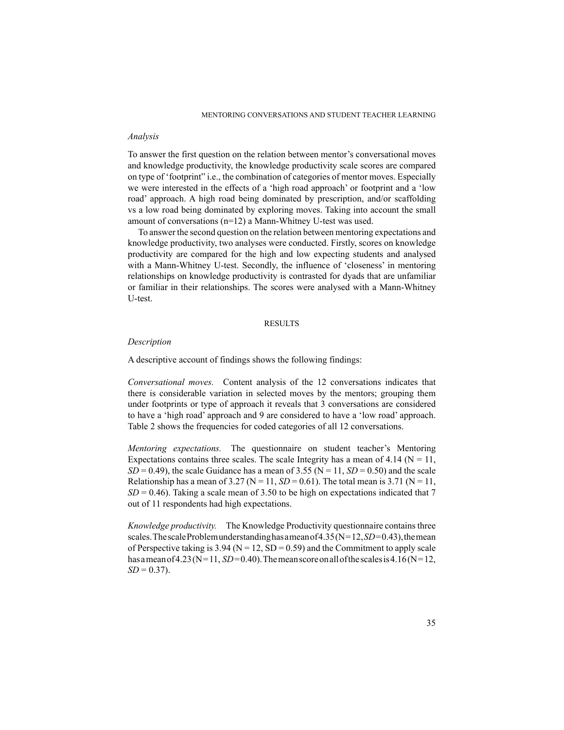*Analysis*

To answer the first question on the relation between mentor's conversational moves and knowledge productivity, the knowledge productivity scale scores are compared on type of 'footprint' i.e., the combination of categories of mentor moves. Especially we were interested in the effects of a 'high road approach' or footprint and a 'low road' approach. A high road being dominated by prescription, and/or scaffolding vs a low road being dominated by exploring moves. Taking into account the small amount of conversations (n=12) a Mann-Whitney U-test was used.

To answer the second question on the relation between mentoring expectations and knowledge productivity, two analyses were conducted. Firstly, scores on knowledge productivity are compared for the high and low expecting students and analysed with a Mann-Whitney U-test. Secondly, the influence of 'closeness' in mentoring relationships on knowledge productivity is contrasted for dyads that are unfamiliar or familiar in their relationships. The scores were analysed with a Mann-Whitney U-test.

## RESULTS

*Description*

A descriptive account of findings shows the following findings:

*Conversational moves.* Content analysis of the 12 conversations indicates that there is considerable variation in selected moves by the mentors; grouping them under footprints or type of approach it reveals that 3 conversations are considered to have a 'high road' approach and 9 are considered to have a 'low road' approach. Table 2 shows the frequencies for coded categories of all 12 conversations.

*Mentoring expectations.* The questionnaire on student teacher's Mentoring Expectations contains three scales. The scale Integrity has a mean of 4.14 ($N = 11$, $SD = 0.49$), the scale Guidance has a mean of 3.55 ($N = 11$, $SD = 0.50$) and the scale Relationship has a mean of 3.27 ($N = 11$, $SD = 0.61$). The total mean is 3.71 ($N = 11$, $SD = 0.46$). Taking a scale mean of 3.50 to be high on expectations indicated that 7 out of 11 respondents had high expectations.

*Knowledge productivity.* The Knowledge Productivity questionnaire contains three scales. The scale Problem understanding has a mean of 4.35 ($N = 12$, $SD = 0.43$), the mean of Perspective taking is 3.94 ($N = 12$, $SD = 0.59$) and the Commitment to apply scale has a mean of 4.23 ($N = 11$, $SD = 0.40$). The mean score on all of the scales is 4.16 ($N = 12$, $SD = 0.37$).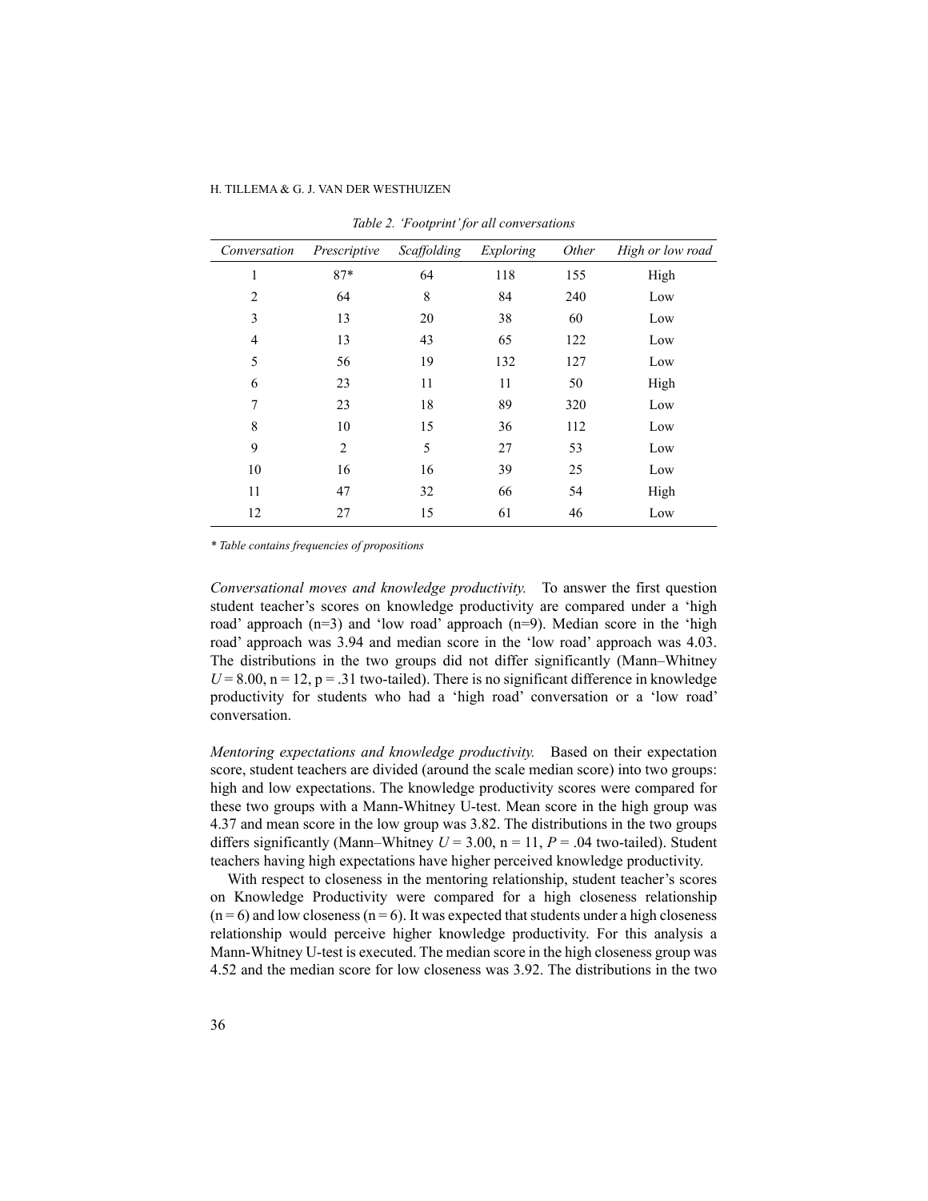*Table 2. 'Footprint' for all conversations*

| *Conversation* | *Prescriptive* | *Scaffolding* | *Exploring* | *Other* | *High or low road* |
|---|---|---|---|---|---|
| 1 | 87* | 64 | 118 | 155 | High |
| 2 | 64 | 8 | 84 | 240 | Low |
| 3 | 13 | 20 | 38 | 60 | Low |
| 4 | 13 | 43 | 65 | 122 | Low |
| 5 | 56 | 19 | 132 | 127 | Low |
| 6 | 23 | 11 | 11 | 50 | High |
| 7 | 23 | 18 | 89 | 320 | Low |
| 8 | 10 | 15 | 36 | 112 | Low |
| 9 | 2 | 5 | 27 | 53 | Low |
| 10 | 16 | 16 | 39 | 25 | Low |
| 11 | 47 | 32 | 66 | 54 | High |
| 12 | 27 | 15 | 61 | 46 | Low |

*\* Table contains frequencies of propositions*

*Conversational moves and knowledge productivity.* To answer the first question student teacher's scores on knowledge productivity are compared under a 'high road' approach (n=3) and 'low road' approach (n=9). Median score in the 'high road' approach was 3.94 and median score in the 'low road' approach was 4.03. The distributions in the two groups did not differ significantly (Mann–Whitney $U = 8.00$, $n = 12$, $p = .31$ two-tailed). There is no significant difference in knowledge productivity for students who had a 'high road' conversation or a 'low road' conversation.

*Mentoring expectations and knowledge productivity.* Based on their expectation score, student teachers are divided (around the scale median score) into two groups: high and low expectations. The knowledge productivity scores were compared for these two groups with a Mann-Whitney U-test. Mean score in the high group was 4.37 and mean score in the low group was 3.82. The distributions in the two groups differs significantly (Mann–Whitney $U = 3.00$, $n = 11$, $P = .04$ two-tailed). Student teachers having high expectations have higher perceived knowledge productivity.

With respect to closeness in the mentoring relationship, student teacher's scores on Knowledge Productivity were compared for a high closeness relationship ($n = 6$) and low closeness ($n = 6$). It was expected that students under a high closeness relationship would perceive higher knowledge productivity. For this analysis a Mann-Whitney U-test is executed. The median score in the high closeness group was 4.52 and the median score for low closeness was 3.92. The distributions in the two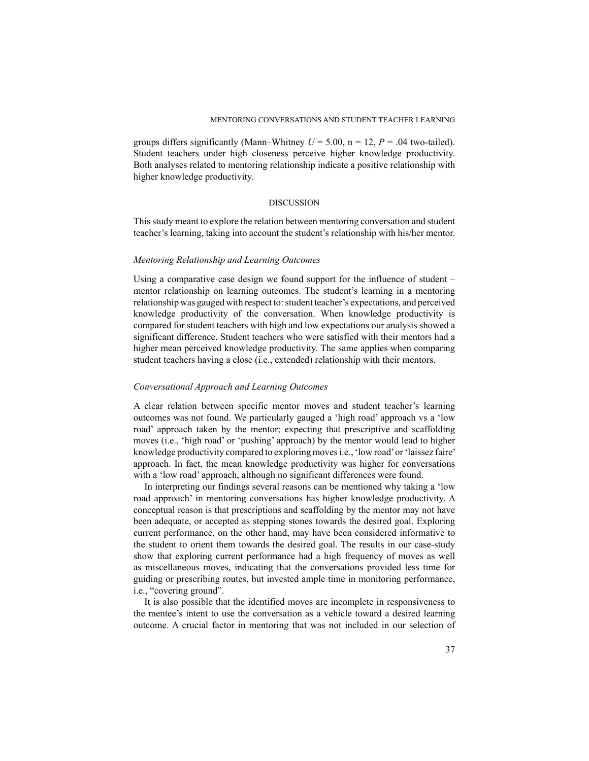groups differs significantly (Mann–Whitney $U = 5.00$, n = 12, $P = .04$ two-tailed). Student teachers under high closeness perceive higher knowledge productivity. Both analyses related to mentoring relationship indicate a positive relationship with higher knowledge productivity.

## DISCUSSION

This study meant to explore the relation between mentoring conversation and student teacher's learning, taking into account the student's relationship with his/her mentor.

### *Mentoring Relationship and Learning Outcomes*

Using a comparative case design we found support for the influence of student – mentor relationship on learning outcomes. The student's learning in a mentoring relationship was gauged with respect to: student teacher's expectations, and perceived knowledge productivity of the conversation. When knowledge productivity is compared for student teachers with high and low expectations our analysis showed a significant difference. Student teachers who were satisfied with their mentors had a higher mean perceived knowledge productivity. The same applies when comparing student teachers having a close (i.e., extended) relationship with their mentors.

### *Conversational Approach and Learning Outcomes*

A clear relation between specific mentor moves and student teacher's learning outcomes was not found. We particularly gauged a 'high road' approach vs a 'low road' approach taken by the mentor; expecting that prescriptive and scaffolding moves (i.e., 'high road' or 'pushing' approach) by the mentor would lead to higher knowledge productivity compared to exploring moves i.e., 'low road' or 'laissez faire' approach. In fact, the mean knowledge productivity was higher for conversations with a 'low road' approach, although no significant differences were found.

In interpreting our findings several reasons can be mentioned why taking a 'low road approach' in mentoring conversations has higher knowledge productivity. A conceptual reason is that prescriptions and scaffolding by the mentor may not have been adequate, or accepted as stepping stones towards the desired goal. Exploring current performance, on the other hand, may have been considered informative to the student to orient them towards the desired goal. The results in our case-study show that exploring current performance had a high frequency of moves as well as miscellaneous moves, indicating that the conversations provided less time for guiding or prescribing routes, but invested ample time in monitoring performance, i.e., "covering ground".

It is also possible that the identified moves are incomplete in responsiveness to the mentee's intent to use the conversation as a vehicle toward a desired learning outcome. A crucial factor in mentoring that was not included in our selection of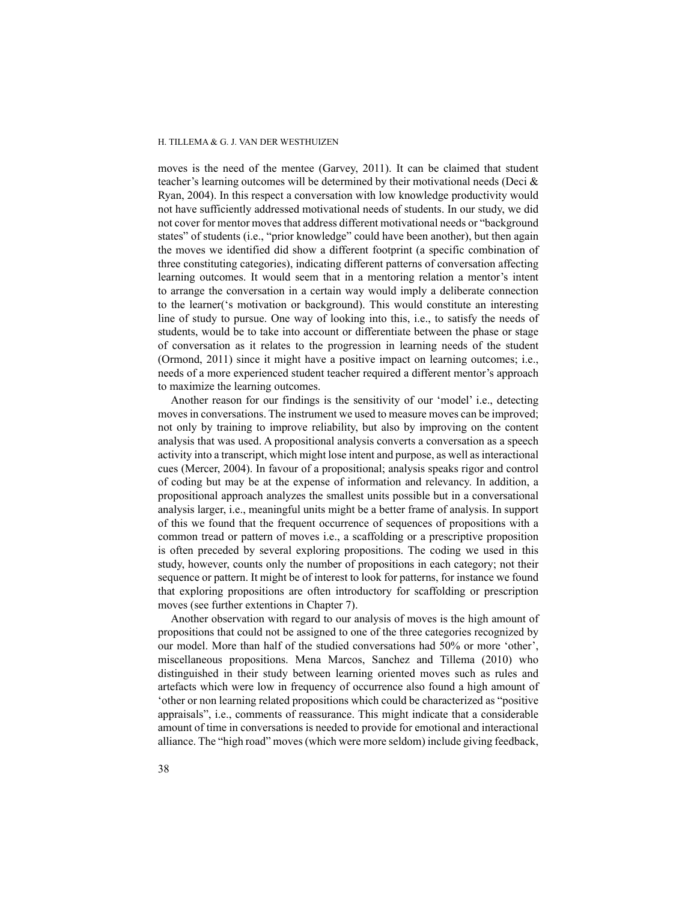moves is the need of the mentee (Garvey, 2011). It can be claimed that student teacher's learning outcomes will be determined by their motivational needs (Deci & Ryan, 2004). In this respect a conversation with low knowledge productivity would not have sufficiently addressed motivational needs of students. In our study, we did not cover for mentor moves that address different motivational needs or "background states" of students (i.e., "prior knowledge" could have been another), but then again the moves we identified did show a different footprint (a specific combination of three constituting categories), indicating different patterns of conversation affecting learning outcomes. It would seem that in a mentoring relation a mentor's intent to arrange the conversation in a certain way would imply a deliberate connection to the learner('s motivation or background). This would constitute an interesting line of study to pursue. One way of looking into this, i.e., to satisfy the needs of students, would be to take into account or differentiate between the phase or stage of conversation as it relates to the progression in learning needs of the student (Ormond, 2011) since it might have a positive impact on learning outcomes; i.e., needs of a more experienced student teacher required a different mentor's approach to maximize the learning outcomes.

Another reason for our findings is the sensitivity of our 'model' i.e., detecting moves in conversations. The instrument we used to measure moves can be improved; not only by training to improve reliability, but also by improving on the content analysis that was used. A propositional analysis converts a conversation as a speech activity into a transcript, which might lose intent and purpose, as well as interactional cues (Mercer, 2004). In favour of a propositional; analysis speaks rigor and control of coding but may be at the expense of information and relevancy. In addition, a propositional approach analyzes the smallest units possible but in a conversational analysis larger, i.e., meaningful units might be a better frame of analysis. In support of this we found that the frequent occurrence of sequences of propositions with a common tread or pattern of moves i.e., a scaffolding or a prescriptive proposition is often preceded by several exploring propositions. The coding we used in this study, however, counts only the number of propositions in each category; not their sequence or pattern. It might be of interest to look for patterns, for instance we found that exploring propositions are often introductory for scaffolding or prescription moves (see further extentions in Chapter 7).

Another observation with regard to our analysis of moves is the high amount of propositions that could not be assigned to one of the three categories recognized by our model. More than half of the studied conversations had 50% or more 'other', miscellaneous propositions. Mena Marcos, Sanchez and Tillema (2010) who distinguished in their study between learning oriented moves such as rules and artefacts which were low in frequency of occurrence also found a high amount of 'other or non learning related propositions which could be characterized as "positive appraisals", i.e., comments of reassurance. This might indicate that a considerable amount of time in conversations is needed to provide for emotional and interactional alliance. The "high road" moves (which were more seldom) include giving feedback,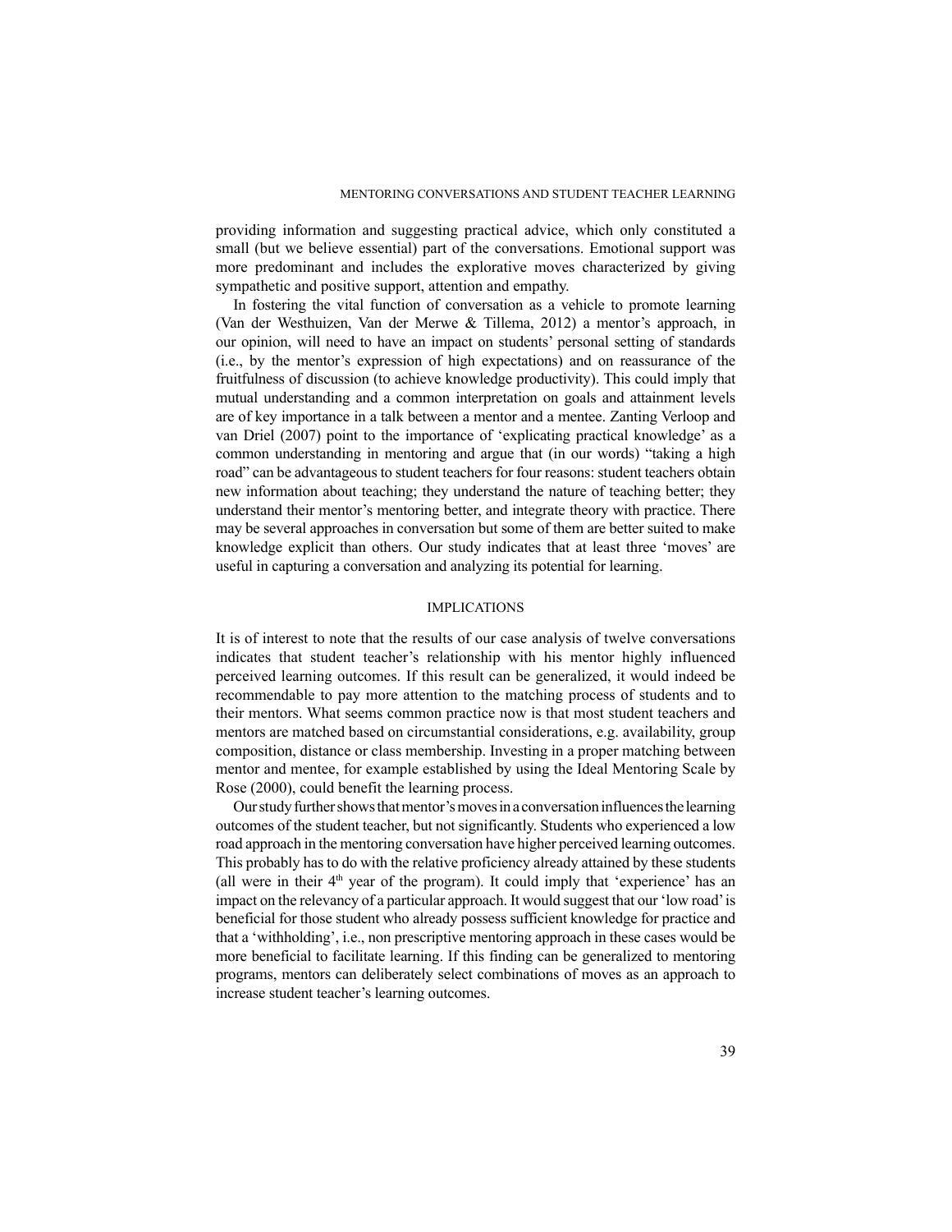providing information and suggesting practical advice, which only constituted a small (but we believe essential) part of the conversations. Emotional support was more predominant and includes the explorative moves characterized by giving sympathetic and positive support, attention and empathy.

In fostering the vital function of conversation as a vehicle to promote learning (Van der Westhuizen, Van der Merwe & Tillema, 2012) a mentor's approach, in our opinion, will need to have an impact on students' personal setting of standards (i.e., by the mentor's expression of high expectations) and on reassurance of the fruitfulness of discussion (to achieve knowledge productivity). This could imply that mutual understanding and a common interpretation on goals and attainment levels are of key importance in a talk between a mentor and a mentee. Zanting Verloop and van Driel (2007) point to the importance of 'explicating practical knowledge' as a common understanding in mentoring and argue that (in our words) "taking a high road" can be advantageous to student teachers for four reasons: student teachers obtain new information about teaching; they understand the nature of teaching better; they understand their mentor's mentoring better, and integrate theory with practice. There may be several approaches in conversation but some of them are better suited to make knowledge explicit than others. Our study indicates that at least three 'moves' are useful in capturing a conversation and analyzing its potential for learning.

## IMPLICATIONS

It is of interest to note that the results of our case analysis of twelve conversations indicates that student teacher's relationship with his mentor highly influenced perceived learning outcomes. If this result can be generalized, it would indeed be recommendable to pay more attention to the matching process of students and to their mentors. What seems common practice now is that most student teachers and mentors are matched based on circumstantial considerations, e.g. availability, group composition, distance or class membership. Investing in a proper matching between mentor and mentee, for example established by using the Ideal Mentoring Scale by Rose (2000), could benefit the learning process.

Our study further shows that mentor's moves in a conversation influences the learning outcomes of the student teacher, but not significantly. Students who experienced a low road approach in the mentoring conversation have higher perceived learning outcomes. This probably has to do with the relative proficiency already attained by these students (all were in their 4th year of the program). It could imply that 'experience' has an impact on the relevancy of a particular approach. It would suggest that our 'low road' is beneficial for those student who already possess sufficient knowledge for practice and that a 'withholding', i.e., non prescriptive mentoring approach in these cases would be more beneficial to facilitate learning. If this finding can be generalized to mentoring programs, mentors can deliberately select combinations of moves as an approach to increase student teacher's learning outcomes.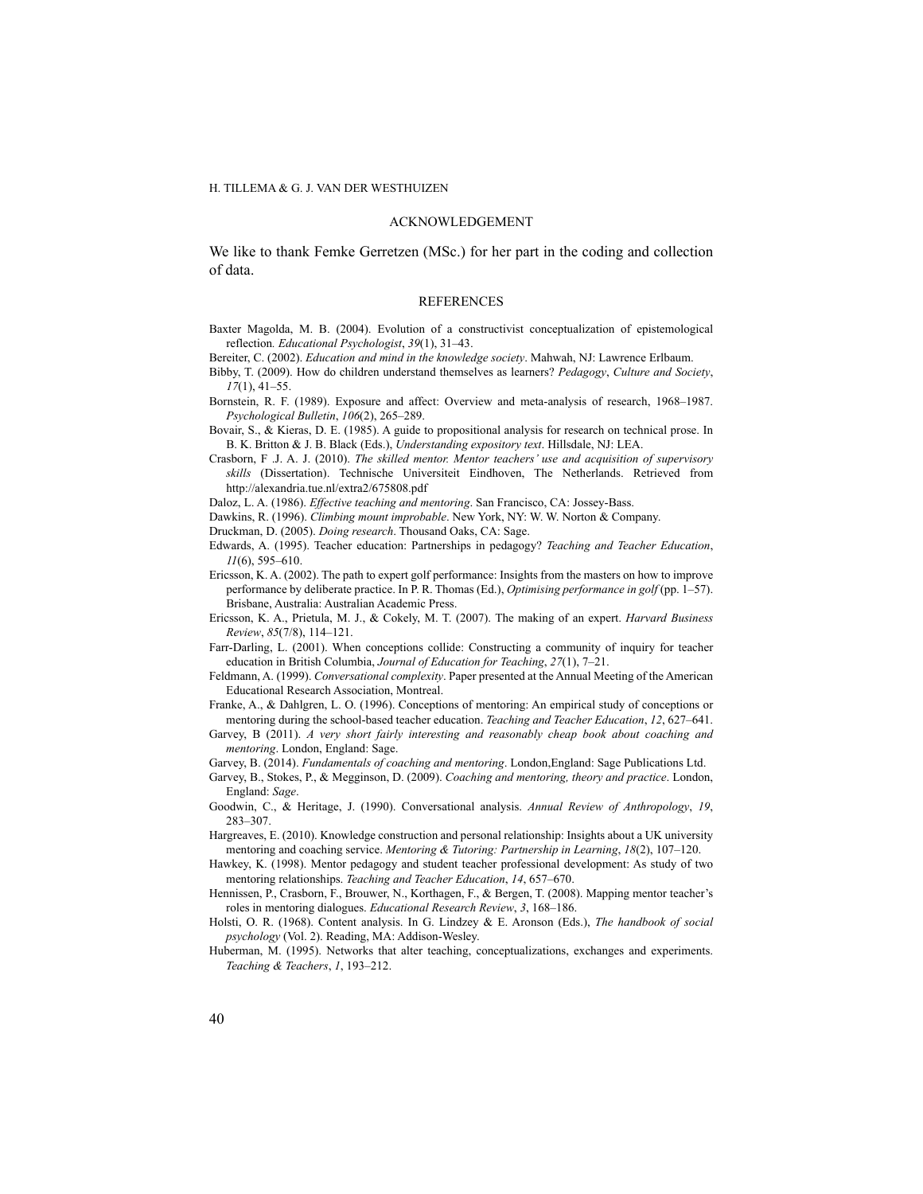## ACKNOWLEDGEMENT

We like to thank Femke Gerretzen (MSc.) for her part in the coding and collection of data.

## REFERENCES

Baxter Magolda, M. B. (2004). Evolution of a constructivist conceptualization of epistemological reflection. *Educational Psychologist*, *39*(1), 31–43.

Bereiter, C. (2002). *Education and mind in the knowledge society*. Mahwah, NJ: Lawrence Erlbaum.

Bibby, T. (2009). How do children understand themselves as learners? *Pedagogy*, *Culture and Society*, *17*(1), 41–55.

Bornstein, R. F. (1989). Exposure and affect: Overview and meta-analysis of research, 1968–1987. *Psychological Bulletin*, *106*(2), 265–289.

Bovair, S., & Kieras, D. E. (1985). A guide to propositional analysis for research on technical prose. In B. K. Britton & J. B. Black (Eds.), *Understanding expository text*. Hillsdale, NJ: LEA.

Crasborn, F .J. A. J. (2010). *The skilled mentor. Mentor teachers' use and acquisition of supervisory skills* (Dissertation). Technische Universiteit Eindhoven, The Netherlands. Retrieved from http://alexandria.tue.nl/extra2/675808.pdf

Daloz, L. A. (1986). *Effective teaching and mentoring*. San Francisco, CA: Jossey-Bass.

Dawkins, R. (1996). *Climbing mount improbable*. New York, NY: W. W. Norton & Company.

Druckman, D. (2005). *Doing research*. Thousand Oaks, CA: Sage.

Edwards, A. (1995). Teacher education: Partnerships in pedagogy? *Teaching and Teacher Education*, *11*(6), 595–610.

Ericsson, K. A. (2002). The path to expert golf performance: Insights from the masters on how to improve performance by deliberate practice. In P. R. Thomas (Ed.), *Optimising performance in golf* (pp. 1–57). Brisbane, Australia: Australian Academic Press.

Ericsson, K. A., Prietula, M. J., & Cokely, M. T. (2007). The making of an expert. *Harvard Business Review*, *85*(7/8), 114–121.

Farr-Darling, L. (2001). When conceptions collide: Constructing a community of inquiry for teacher education in British Columbia, *Journal of Education for Teaching*, *27*(1), 7–21.

Feldmann, A. (1999). *Conversational complexity*. Paper presented at the Annual Meeting of the American Educational Research Association, Montreal.

Franke, A., & Dahlgren, L. O. (1996). Conceptions of mentoring: An empirical study of conceptions or mentoring during the school-based teacher education. *Teaching and Teacher Education*, *12*, 627–641.

Garvey, B (2011). *A very short fairly interesting and reasonably cheap book about coaching and mentoring*. London, England: Sage.

Garvey, B. (2014). *Fundamentals of coaching and mentoring*. London,England: Sage Publications Ltd.

Garvey, B., Stokes, P., & Megginson, D. (2009). *Coaching and mentoring, theory and practice*. London, England: *Sage*.

Goodwin, C., & Heritage, J. (1990). Conversational analysis. *Annual Review of Anthropology*, *19*, 283–307.

Hargreaves, E. (2010). Knowledge construction and personal relationship: Insights about a UK university mentoring and coaching service. *Mentoring & Tutoring: Partnership in Learning*, *18*(2), 107–120.

Hawkey, K. (1998). Mentor pedagogy and student teacher professional development: As study of two mentoring relationships. *Teaching and Teacher Education*, *14*, 657–670.

Hennissen, P., Crasborn, F., Brouwer, N., Korthagen, F., & Bergen, T. (2008). Mapping mentor teacher's roles in mentoring dialogues. *Educational Research Review*, *3*, 168–186.

Holsti, O. R. (1968). Content analysis. In G. Lindzey & E. Aronson (Eds.), *The handbook of social psychology* (Vol. 2). Reading, MA: Addison-Wesley.

Huberman, M. (1995). Networks that alter teaching, conceptualizations, exchanges and experiments. *Teaching & Teachers*, *1*, 193–212.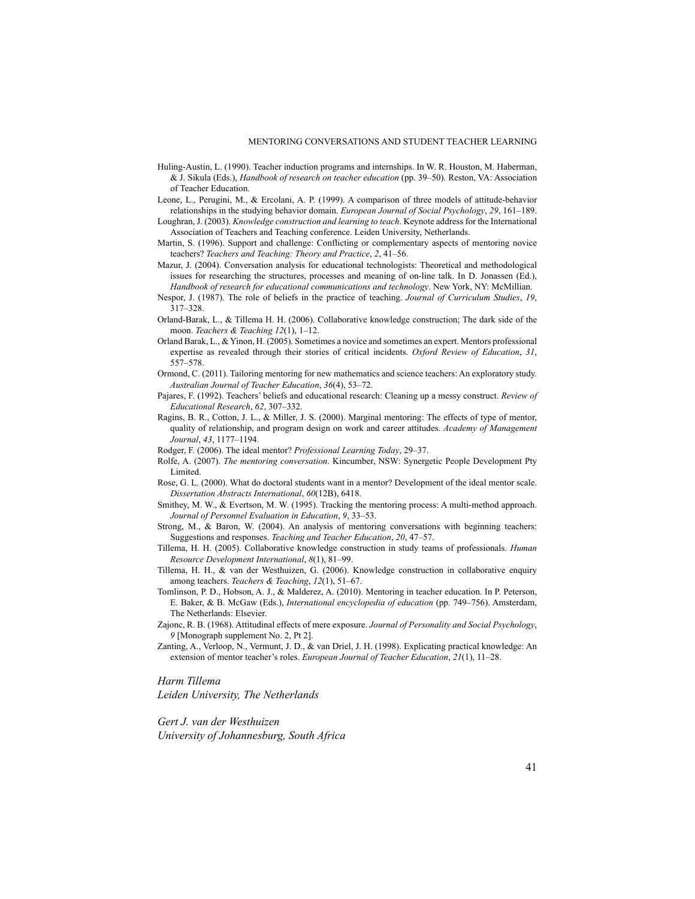Huling-Austin, L. (1990). Teacher induction programs and internships. In W. R. Houston, M. Haberman, & J. Sikula (Eds.), *Handbook of research on teacher education* (pp. 39–50). Reston, VA: Association of Teacher Education.

Leone, L., Perugini, M., & Ercolani, A. P. (1999). A comparison of three models of attitude-behavior relationships in the studying behavior domain. *European Journal of Social Psychology*, *29*, 161–189.

Loughran, J. (2003). *Knowledge construction and learning to teach*. Keynote address for the International Association of Teachers and Teaching conference. Leiden University, Netherlands.

Martin, S. (1996). Support and challenge: Conflicting or complementary aspects of mentoring novice teachers? *Teachers and Teaching: Theory and Practice*, *2*, 41–56.

Mazur, J. (2004). Conversation analysis for educational technologists: Theoretical and methodological issues for researching the structures, processes and meaning of on-line talk. In D. Jonassen (Ed.), *Handbook of research for educational communications and technology*. New York, NY: McMillian.

Nespor, J. (1987). The role of beliefs in the practice of teaching. *Journal of Curriculum Studies*, *19*, 317–328.

Orland-Barak, L., & Tillema H. H. (2006). Collaborative knowledge construction; The dark side of the moon. *Teachers & Teaching 12*(1), 1–12.

Orland Barak, L., & Yinon, H. (2005). Sometimes a novice and sometimes an expert. Mentors professional expertise as revealed through their stories of critical incidents. *Oxford Review of Education*, *31*, 557–578.

Ormond, C. (2011). Tailoring mentoring for new mathematics and science teachers: An exploratory study. *Australian Journal of Teacher Education*, *36*(4), 53–72.

Pajares, F. (1992). Teachers' beliefs and educational research: Cleaning up a messy construct. *Review of Educational Research*, *62*, 307–332.

Ragins, B. R., Cotton, J. L., & Miller, J. S. (2000). Marginal mentoring: The effects of type of mentor, quality of relationship, and program design on work and career attitudes. *Academy of Management Journal*, *43*, 1177–1194.

Rodger, F. (2006). The ideal mentor? *Professional Learning Today*, 29–37.

Rolfe, A. (2007). *The mentoring conversation*. Kincumber, NSW: Synergetic People Development Pty Limited.

Rose, G. L. (2000). What do doctoral students want in a mentor? Development of the ideal mentor scale. *Dissertation Abstracts International*, *60*(12B), 6418.

Smithey, M. W., & Evertson, M. W. (1995). Tracking the mentoring process: A multi-method approach. *Journal of Personnel Evaluation in Education*, *9*, 33–53.

Strong, M., & Baron, W. (2004). An analysis of mentoring conversations with beginning teachers: Suggestions and responses. *Teaching and Teacher Education*, *20*, 47–57.

Tillema, H. H. (2005). Collaborative knowledge construction in study teams of professionals. *Human Resource Development International*, *8*(1), 81–99.

Tillema, H. H., & van der Westhuizen, G. (2006). Knowledge construction in collaborative enquiry among teachers. *Teachers & Teaching*, *12*(1), 51–67.

Tomlinson, P. D., Hobson, A. J., & Malderez, A. (2010). Mentoring in teacher education. In P. Peterson, E. Baker, & B. McGaw (Eds.), *International encyclopedia of education* (pp. 749–756). Amsterdam, The Netherlands: Elsevier.

Zajonc, R. B. (1968). Attitudinal effects of mere exposure. *Journal of Personality and Social Psychology*, *9* [Monograph supplement No. 2, Pt 2].

Zanting, A., Verloop, N., Vermunt, J. D., & van Driel, J. H. (1998). Explicating practical knowledge: An extension of mentor teacher's roles. *European Journal of Teacher Education*, *21*(1), 11–28.

*Harm Tillema*
*Leiden University, The Netherlands*

*Gert J. van der Westhuizen*
*University of Johannesburg, South Africa*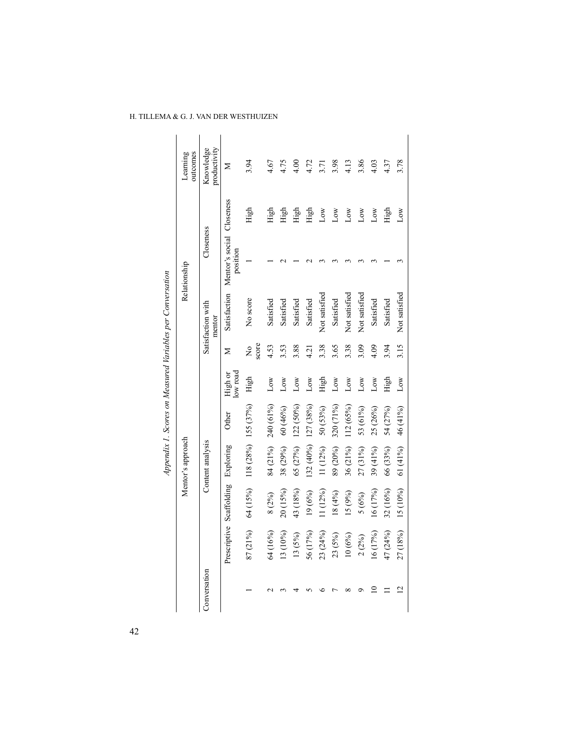*Appendix 1. Scores on Measured Variables per Conversation*

| Conversation | Mentor's approach | | | | | Relationship | | | | Learning outcomes |
|---|---|---|---|---|---|---|---|---|---|---|
| | Content analysis | | | | | Satisfaction with mentor | | Closeness | | Knowledge productivity |
| | Prescriptive | Scaffolding | Exploring | Other | High or low road | M | Satisfaction | Mentor's social position | Closeness | M |
| 1 | 87 (21%) | 64 (15%) | 118 (28%) | 155 (37%) | High | No score | No score | 1 | High | 3.94 |
| 2 | 64 (16%) | 8 (2%) | 84 (21%) | 240 (61%) | Low | 4.53 | Satisfied | 1 | High | 4.67 |
| 3 | 13 (10%) | 20 (15%) | 38 (29%) | 60 (46%) | Low | 3.53 | Satisfied | 2 | High | 4.75 |
| 4 | 13 (5%) | 43 (18%) | 65 (27%) | 122 (50%) | Low | 3.88 | Satisfied | 1 | High | 4.00 |
| 5 | 56 (17%) | 19 (6%) | 132 (40%) | 127 (38%) | Low | 4.21 | Satisfied | 2 | High | 4.72 |
| 6 | 23 (24%) | 11 (12%) | 11 (12%) | 50 (53%) | High | 3.38 | Not satisfied | 3 | Low | 3.71 |
| 7 | 23 (5%) | 18 (4%) | 89 (20%) | 320 (71%) | Low | 3.65 | Satisfied | 3 | Low | 3.98 |
| 8 | 10 (6%) | 15 (9%) | 36 (21%) | 112 (65%) | Low | 3.38 | Not satisfied | 3 | Low | 4.13 |
| 9 | 2 (2%) | 5 (6%) | 27 (31%) | 53 (61%) | Low | 3.09 | Not satisfied | 3 | Low | 3.86 |
| 10 | 16 (17%) | 16 (17%) | 39 (41%) | 25 (26%) | Low | 4.09 | Satisfied | 3 | Low | 4.03 |
| 11 | 47 (24%) | 32 (16%) | 66 (33%) | 54 (27%) | High | 3.94 | Satisfied | 1 | High | 4.37 |
| 12 | 27 (18%) | 15 (10%) | 61 (41%) | 46 (41%) | Low | 3.15 | Not satisfied | 3 | Low | 3.78 |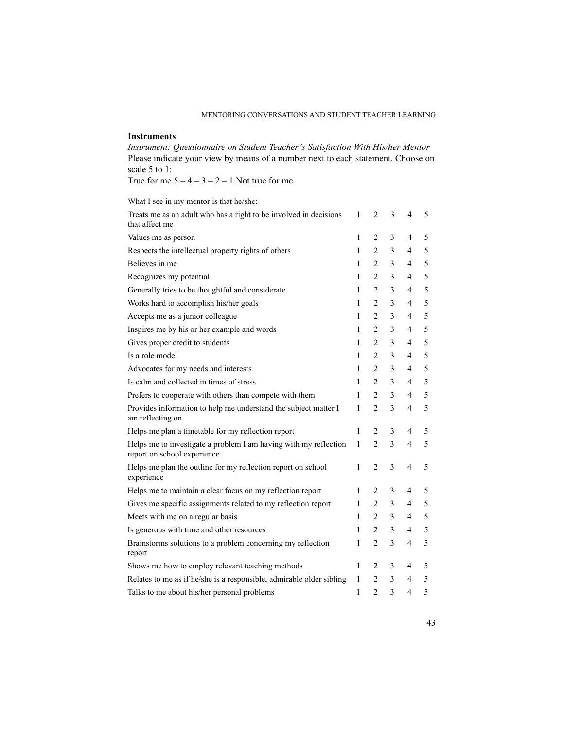## Instruments

*Instrument: Questionnaire on Student Teacher's Satisfaction With His/her Mentor*

Please indicate your view by means of a number next to each statement. Choose on scale 5 to 1:

True for me 5 – 4 – 3 – 2 – 1 Not true for me

| What I see in my mentor is that he/she: | | | | | |
|---|---|---|---|---|---|
| Treats me as an adult who has a right to be involved in decisions that affect me | 1 | 2 | 3 | 4 | 5 |
| Values me as person | 1 | 2 | 3 | 4 | 5 |
| Respects the intellectual property rights of others | 1 | 2 | 3 | 4 | 5 |
| Believes in me | 1 | 2 | 3 | 4 | 5 |
| Recognizes my potential | 1 | 2 | 3 | 4 | 5 |
| Generally tries to be thoughtful and considerate | 1 | 2 | 3 | 4 | 5 |
| Works hard to accomplish his/her goals | 1 | 2 | 3 | 4 | 5 |
| Accepts me as a junior colleague | 1 | 2 | 3 | 4 | 5 |
| Inspires me by his or her example and words | 1 | 2 | 3 | 4 | 5 |
| Gives proper credit to students | 1 | 2 | 3 | 4 | 5 |
| Is a role model | 1 | 2 | 3 | 4 | 5 |
| Advocates for my needs and interests | 1 | 2 | 3 | 4 | 5 |
| Is calm and collected in times of stress | 1 | 2 | 3 | 4 | 5 |
| Prefers to cooperate with others than compete with them | 1 | 2 | 3 | 4 | 5 |
| Provides information to help me understand the subject matter I am reflecting on | 1 | 2 | 3 | 4 | 5 |
| Helps me plan a timetable for my reflection report | 1 | 2 | 3 | 4 | 5 |
| Helps me to investigate a problem I am having with my reflection report on school experience | 1 | 2 | 3 | 4 | 5 |
| Helps me plan the outline for my reflection report on school experience | 1 | 2 | 3 | 4 | 5 |
| Helps me to maintain a clear focus on my reflection report | 1 | 2 | 3 | 4 | 5 |
| Gives me specific assignments related to my reflection report | 1 | 2 | 3 | 4 | 5 |
| Meets with me on a regular basis | 1 | 2 | 3 | 4 | 5 |
| Is generous with time and other resources | 1 | 2 | 3 | 4 | 5 |
| Brainstorms solutions to a problem concerning my reflection report | 1 | 2 | 3 | 4 | 5 |
| Shows me how to employ relevant teaching methods | 1 | 2 | 3 | 4 | 5 |
| Relates to me as if he/she is a responsible, admirable older sibling | 1 | 2 | 3 | 4 | 5 |
| Talks to me about his/her personal problems | 1 | 2 | 3 | 4 | 5 |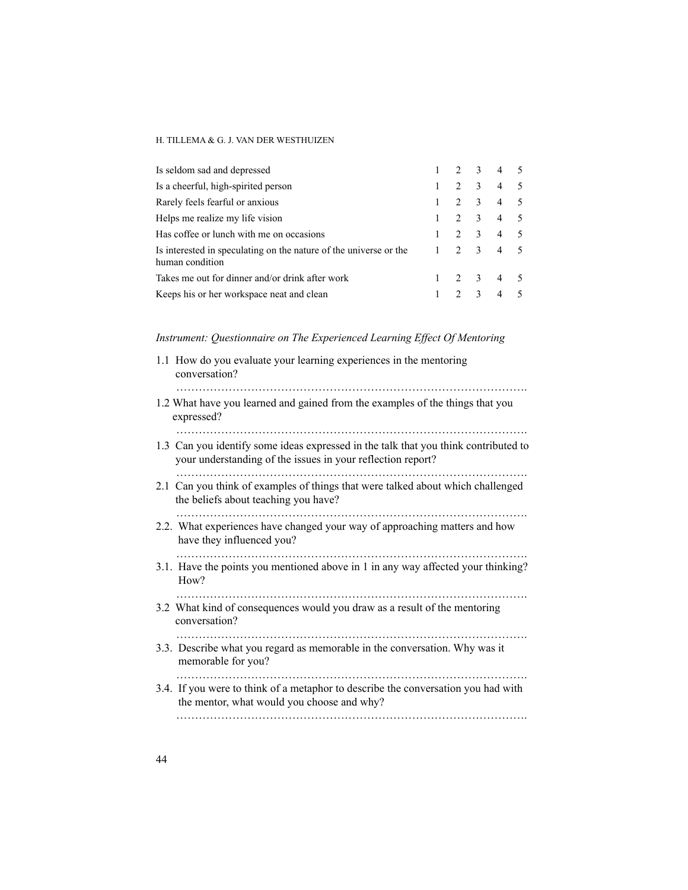| | | | | | |
|---|---|---|---|---|---|
| Is seldom sad and depressed | 1 | 2 | 3 | 4 | 5 |
| Is a cheerful, high-spirited person | 1 | 2 | 3 | 4 | 5 |
| Rarely feels fearful or anxious | 1 | 2 | 3 | 4 | 5 |
| Helps me realize my life vision | 1 | 2 | 3 | 4 | 5 |
| Has coffee or lunch with me on occasions | 1 | 2 | 3 | 4 | 5 |
| Is interested in speculating on the nature of the universe or the human condition | 1 | 2 | 3 | 4 | 5 |
| Takes me out for dinner and/or drink after work | 1 | 2 | 3 | 4 | 5 |
| Keeps his or her workspace neat and clean | 1 | 2 | 3 | 4 | 5 |

*Instrument: Questionnaire on The Experienced Learning Effect Of Mentoring*

1.1 How do you evaluate your learning experiences in the mentoring conversation?

……………………………………………………………………………………

1.2 What have you learned and gained from the examples of the things that you expressed?

……………………………………………………………………………………

1.3 Can you identify some ideas expressed in the talk that you think contributed to your understanding of the issues in your reflection report?

……………………………………………………………………………………

2.1 Can you think of examples of things that were talked about which challenged the beliefs about teaching you have?

……………………………………………………………………………………

2.2. What experiences have changed your way of approaching matters and how have they influenced you?

……………………………………………………………………………………

3.1. Have the points you mentioned above in 1 in any way affected your thinking? How?

……………………………………………………………………………………

3.2 What kind of consequences would you draw as a result of the mentoring conversation?

……………………………………………………………………………………

3.3. Describe what you regard as memorable in the conversation. Why was it memorable for you?

……………………………………………………………………………………

3.4. If you were to think of a metaphor to describe the conversation you had with the mentor, what would you choose and why?

……………………………………………………………………………………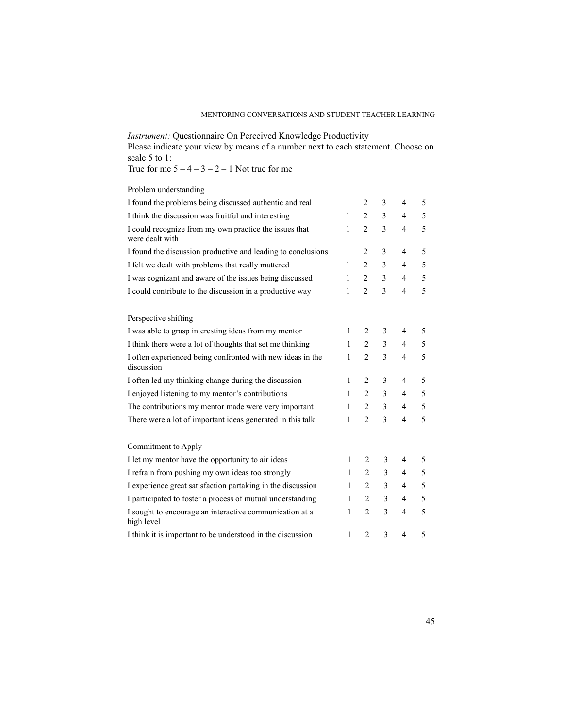*Instrument:* Questionnaire On Perceived Knowledge Productivity
Please indicate your view by means of a number next to each statement. Choose on scale 5 to 1:
True for me 5 – 4 – 3 – 2 – 1 Not true for me

| | | | | | |
|---|---|---|---|---|---|
| **Problem understanding** | | | | | |
| I found the problems being discussed authentic and real | 1 | 2 | 3 | 4 | 5 |
| I think the discussion was fruitful and interesting | 1 | 2 | 3 | 4 | 5 |
| I could recognize from my own practice the issues that were dealt with | 1 | 2 | 3 | 4 | 5 |
| I found the discussion productive and leading to conclusions | 1 | 2 | 3 | 4 | 5 |
| I felt we dealt with problems that really mattered | 1 | 2 | 3 | 4 | 5 |
| I was cognizant and aware of the issues being discussed | 1 | 2 | 3 | 4 | 5 |
| I could contribute to the discussion in a productive way | 1 | 2 | 3 | 4 | 5 |
| **Perspective shifting** | | | | | |
| I was able to grasp interesting ideas from my mentor | 1 | 2 | 3 | 4 | 5 |
| I think there were a lot of thoughts that set me thinking | 1 | 2 | 3 | 4 | 5 |
| I often experienced being confronted with new ideas in the discussion | 1 | 2 | 3 | 4 | 5 |
| I often led my thinking change during the discussion | 1 | 2 | 3 | 4 | 5 |
| I enjoyed listening to my mentor's contributions | 1 | 2 | 3 | 4 | 5 |
| The contributions my mentor made were very important | 1 | 2 | 3 | 4 | 5 |
| There were a lot of important ideas generated in this talk | 1 | 2 | 3 | 4 | 5 |
| **Commitment to Apply** | | | | | |
| I let my mentor have the opportunity to air ideas | 1 | 2 | 3 | 4 | 5 |
| I refrain from pushing my own ideas too strongly | 1 | 2 | 3 | 4 | 5 |
| I experience great satisfaction partaking in the discussion | 1 | 2 | 3 | 4 | 5 |
| I participated to foster a process of mutual understanding | 1 | 2 | 3 | 4 | 5 |
| I sought to encourage an interactive communication at a high level | 1 | 2 | 3 | 4 | 5 |
| I think it is important to be understood in the discussion | 1 | 2 | 3 | 4 | 5 |